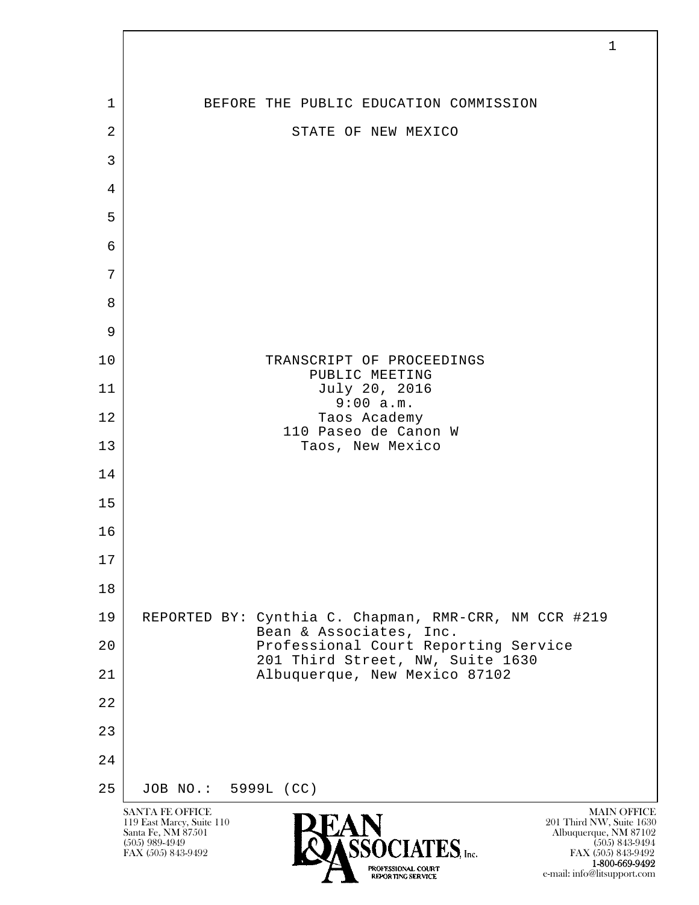BEFORE THE PUBLIC EDUCATION COMMISSION

STATE OF NEW MEXICO

TRANSCRIPT OF PROCEEDINGS
PUBLIC MEETING
July 20, 2016
9:00 a.m.
Taos Academy
110 Paseo de Canon W
Taos, New Mexico

REPORTED BY: Cynthia C. Chapman, RMR-CRR, NM CCR #219
Bean & Associates, Inc.
Professional Court Reporting Service
201 Third Street, NW, Suite 1630
Albuquerque, New Mexico 87102

JOB NO.: 5999L (CC)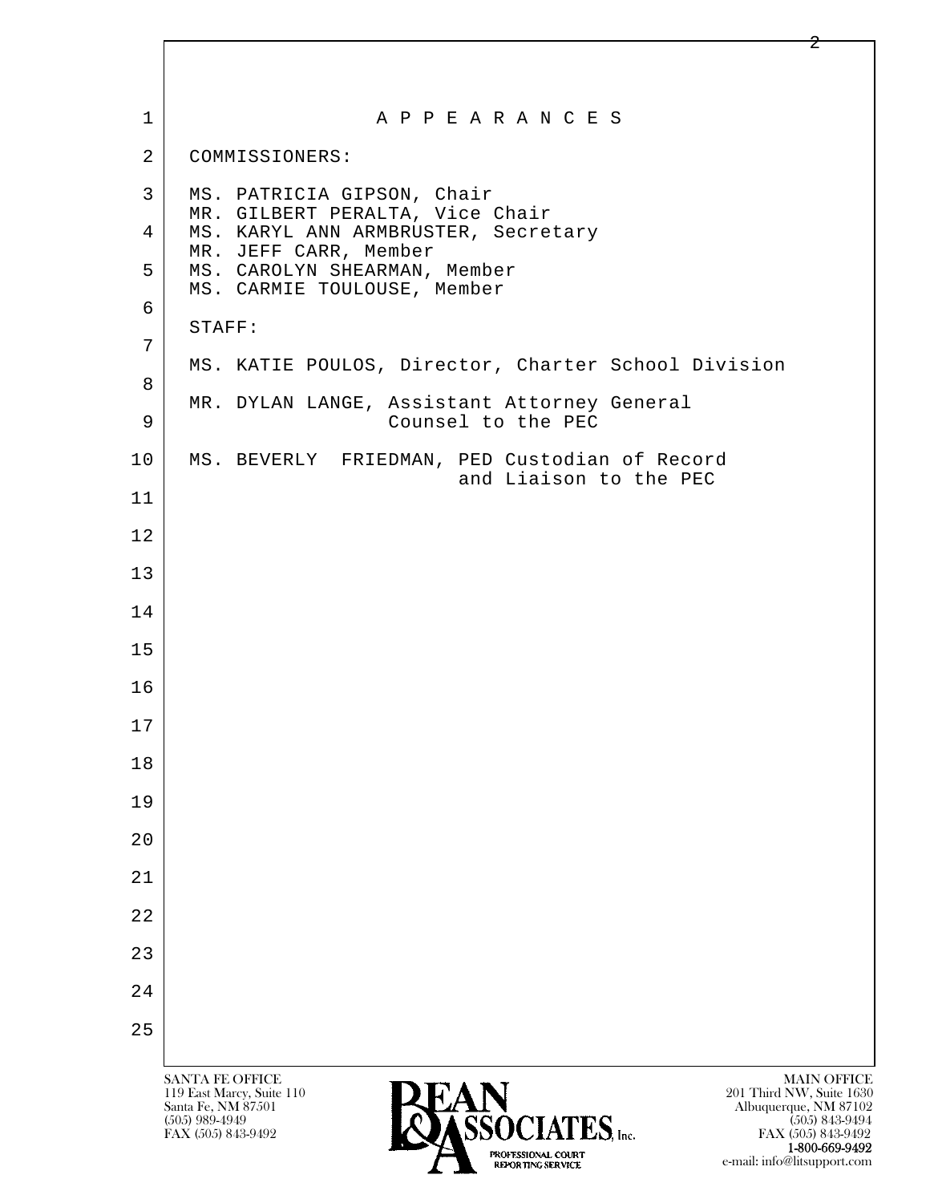# A P P E A R A N C E S

COMMISSIONERS:

MS. PATRICIA GIPSON, Chair
MR. GILBERT PERALTA, Vice Chair
MS. KARYL ANN ARMBRUSTER, Secretary
MR. JEFF CARR, Member
MS. CAROLYN SHEARMAN, Member
MS. CARMIE TOULOUSE, Member

STAFF:

MS. KATIE POULOS, Director, Charter School Division

MR. DYLAN LANGE, Assistant Attorney General
Counsel to the PEC

MS. BEVERLY FRIEDMAN, PED Custodian of Record
and Liaison to the PEC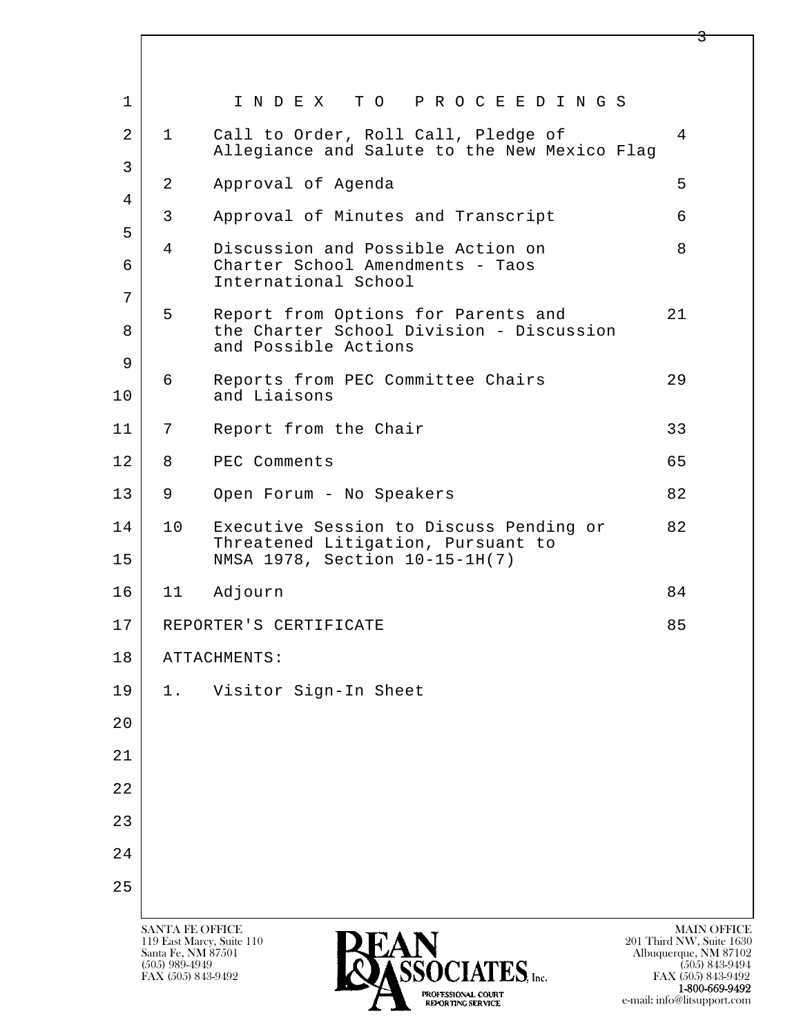# I N D E X   T O   P R O C E E D I N G S

| | | |
|---|---|---|
| 1 | Call to Order, Roll Call, Pledge of Allegiance and Salute to the New Mexico Flag | 4 |
| 2 | Approval of Agenda | 5 |
| 3 | Approval of Minutes and Transcript | 6 |
| 4 | Discussion and Possible Action on Charter School Amendments - Taos International School | 8 |
| 5 | Report from Options for Parents and the Charter School Division - Discussion and Possible Actions | 21 |
| 6 | Reports from PEC Committee Chairs and Liaisons | 29 |
| 7 | Report from the Chair | 33 |
| 8 | PEC Comments | 65 |
| 9 | Open Forum - No Speakers | 82 |
| 10 | Executive Session to Discuss Pending or Threatened Litigation, Pursuant to NMSA 1978, Section 10-15-1H(7) | 82 |
| 11 | Adjourn | 84 |

REPORTER'S CERTIFICATE 85

ATTACHMENTS:

1. Visitor Sign-In Sheet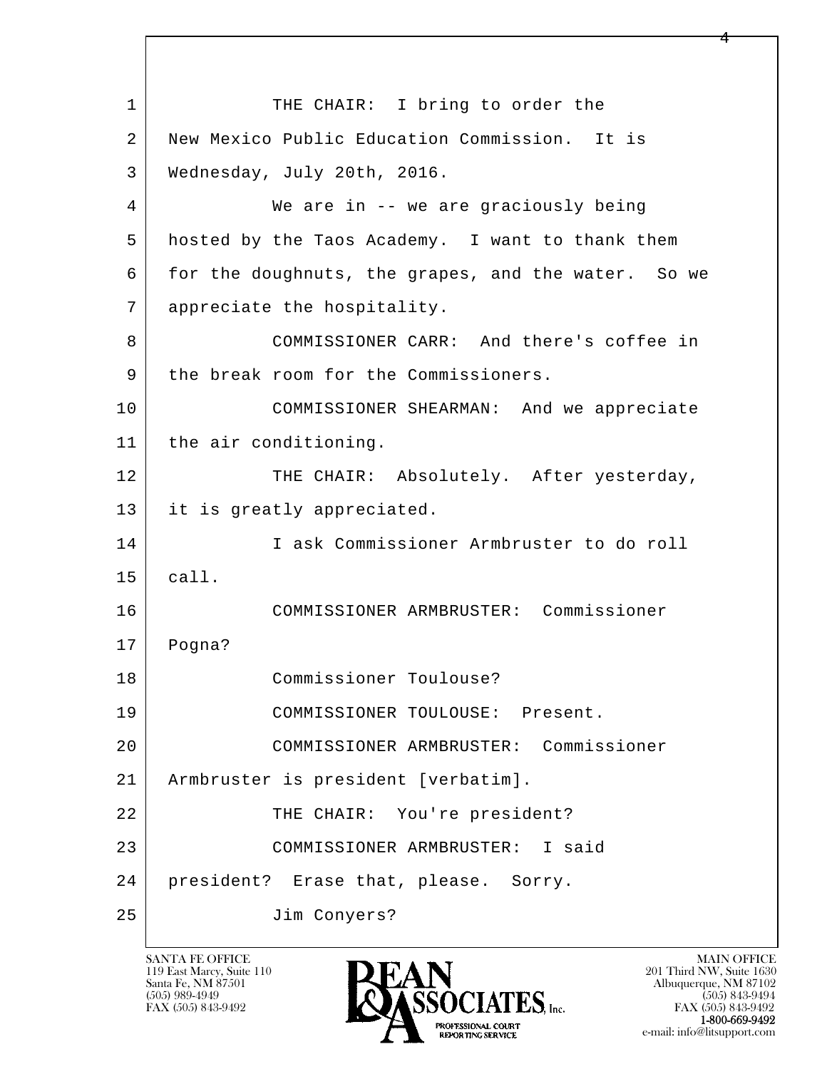1 THE CHAIR: I bring to order the
2 New Mexico Public Education Commission. It is
3 Wednesday, July 20th, 2016.
4 We are in -- we are graciously being
5 hosted by the Taos Academy. I want to thank them
6 for the doughnuts, the grapes, and the water. So we
7 appreciate the hospitality.
8 COMMISSIONER CARR: And there's coffee in
9 the break room for the Commissioners.
10 COMMISSIONER SHEARMAN: And we appreciate
11 the air conditioning.
12 THE CHAIR: Absolutely. After yesterday,
13 it is greatly appreciated.
14 I ask Commissioner Armbruster to do roll
15 call.
16 COMMISSIONER ARMBRUSTER: Commissioner
17 Pogna?
18 Commissioner Toulouse?
19 COMMISSIONER TOULOUSE: Present.
20 COMMISSIONER ARMBRUSTER: Commissioner
21 Armbruster is president [verbatim].
22 THE CHAIR: You're president?
23 COMMISSIONER ARMBRUSTER: I said
24 president? Erase that, please. Sorry.
25 Jim Conyers?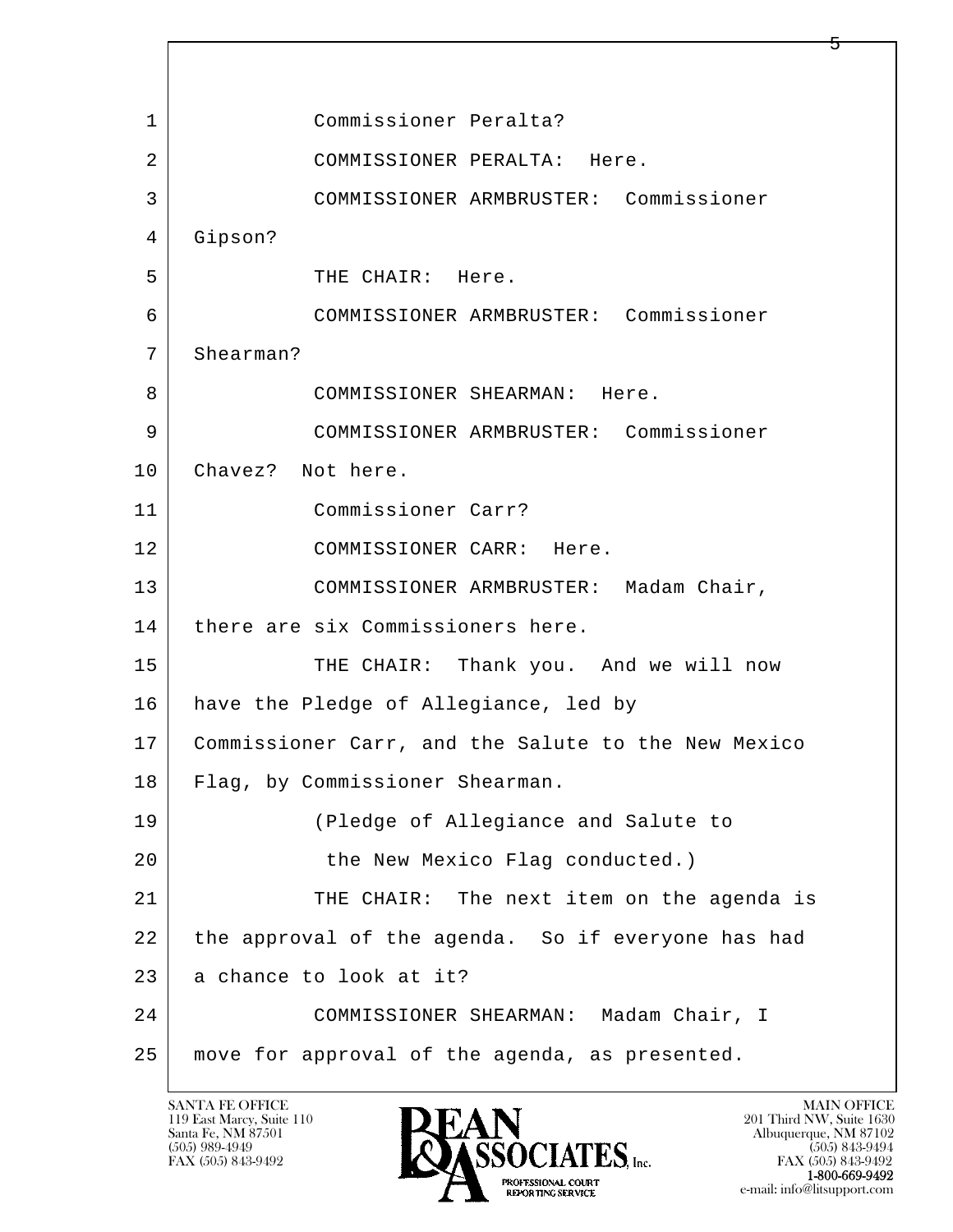1 Commissioner Peralta?

2 COMMISSIONER PERALTA: Here.

3 COMMISSIONER ARMBRUSTER: Commissioner

4 Gipson?

5 THE CHAIR: Here.

6 COMMISSIONER ARMBRUSTER: Commissioner

7 Shearman?

8 COMMISSIONER SHEARMAN: Here.

9 COMMISSIONER ARMBRUSTER: Commissioner

10 Chavez? Not here.

11 Commissioner Carr?

12 COMMISSIONER CARR: Here.

13 COMMISSIONER ARMBRUSTER: Madam Chair,

14 there are six Commissioners here.

15 THE CHAIR: Thank you. And we will now

16 have the Pledge of Allegiance, led by

17 Commissioner Carr, and the Salute to the New Mexico

18 Flag, by Commissioner Shearman.

19 (Pledge of Allegiance and Salute to

20 the New Mexico Flag conducted.)

21 THE CHAIR: The next item on the agenda is

22 the approval of the agenda. So if everyone has had

23 a chance to look at it?

24 COMMISSIONER SHEARMAN: Madam Chair, I

25 move for approval of the agenda, as presented.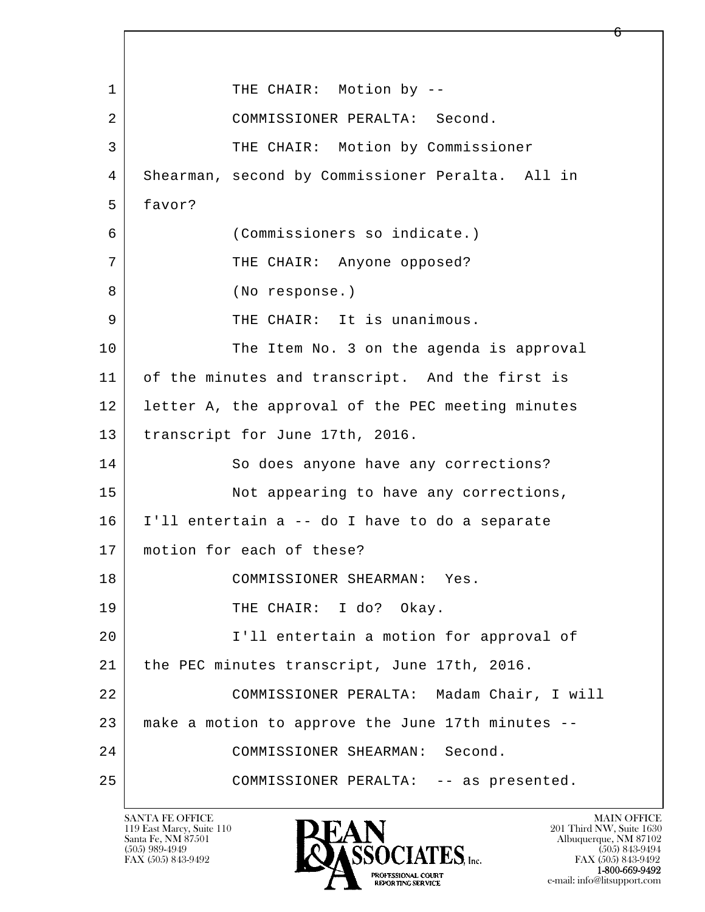1 THE CHAIR: Motion by --

2 COMMISSIONER PERALTA: Second.

3 THE CHAIR: Motion by Commissioner

4 Shearman, second by Commissioner Peralta. All in

5 favor?

6 (Commissioners so indicate.)

7 THE CHAIR: Anyone opposed?

8 (No response.)

9 THE CHAIR: It is unanimous.

10 The Item No. 3 on the agenda is approval

11 of the minutes and transcript. And the first is

12 letter A, the approval of the PEC meeting minutes

13 transcript for June 17th, 2016.

14 So does anyone have any corrections?

15 Not appearing to have any corrections,

16 I'll entertain a -- do I have to do a separate

17 motion for each of these?

18 COMMISSIONER SHEARMAN: Yes.

19 THE CHAIR: I do? Okay.

20 I'll entertain a motion for approval of

21 the PEC minutes transcript, June 17th, 2016.

22 COMMISSIONER PERALTA: Madam Chair, I will

23 make a motion to approve the June 17th minutes --

24 COMMISSIONER SHEARMAN: Second.

25 COMMISSIONER PERALTA: -- as presented.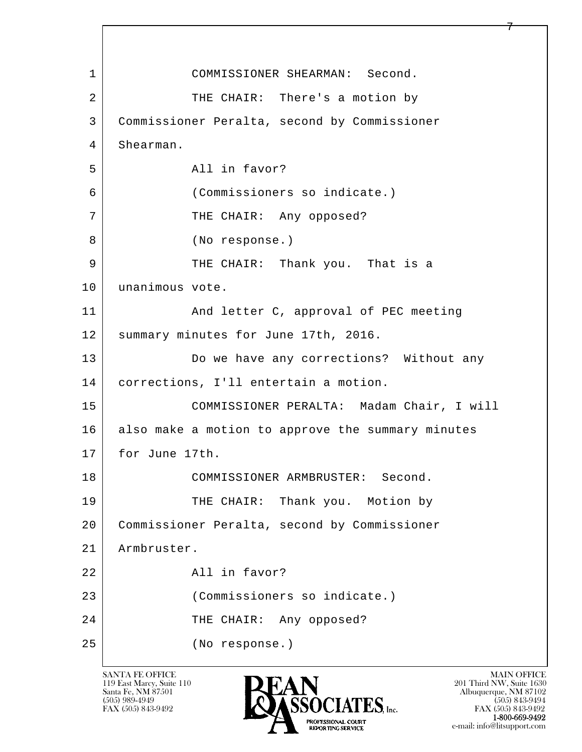1 COMMISSIONER SHEARMAN: Second.

2 THE CHAIR: There's a motion by

3 Commissioner Peralta, second by Commissioner

4 Shearman.

5 All in favor?

6 (Commissioners so indicate.)

7 THE CHAIR: Any opposed?

8 (No response.)

9 THE CHAIR: Thank you. That is a

10 unanimous vote.

11 And letter C, approval of PEC meeting

12 summary minutes for June 17th, 2016.

13 Do we have any corrections? Without any

14 corrections, I'll entertain a motion.

15 COMMISSIONER PERALTA: Madam Chair, I will

16 also make a motion to approve the summary minutes

17 for June 17th.

18 COMMISSIONER ARMBRUSTER: Second.

19 THE CHAIR: Thank you. Motion by

20 Commissioner Peralta, second by Commissioner

21 Armbruster.

22 All in favor?

23 (Commissioners so indicate.)

24 THE CHAIR: Any opposed?

25 (No response.)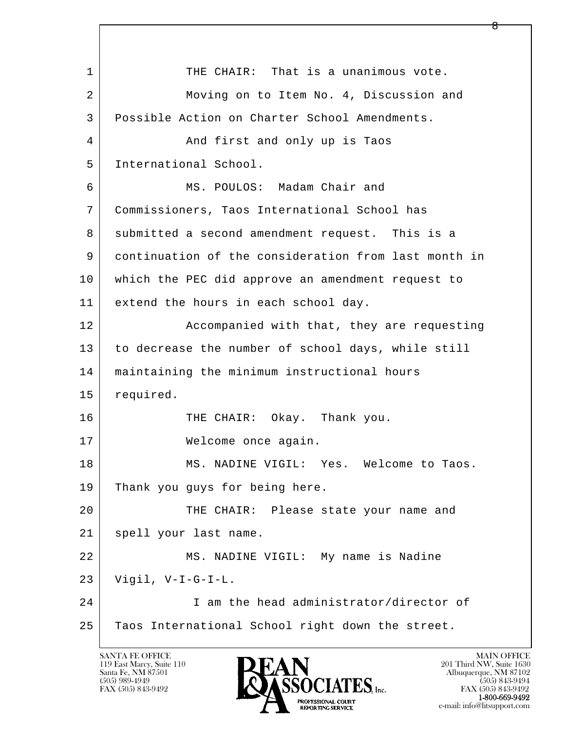1 THE CHAIR: That is a unanimous vote.

2 Moving on to Item No. 4, Discussion and

3 Possible Action on Charter School Amendments.

4 And first and only up is Taos

5 International School.

6 MS. POULOS: Madam Chair and

7 Commissioners, Taos International School has

8 submitted a second amendment request. This is a

9 continuation of the consideration from last month in

10 which the PEC did approve an amendment request to

11 extend the hours in each school day.

12 Accompanied with that, they are requesting

13 to decrease the number of school days, while still

14 maintaining the minimum instructional hours

15 required.

16 THE CHAIR: Okay. Thank you.

17 Welcome once again.

18 MS. NADINE VIGIL: Yes. Welcome to Taos.

19 Thank you guys for being here.

20 THE CHAIR: Please state your name and

21 spell your last name.

22 MS. NADINE VIGIL: My name is Nadine

23 Vigil, V-I-G-I-L.

24 I am the head administrator/director of

25 Taos International School right down the street.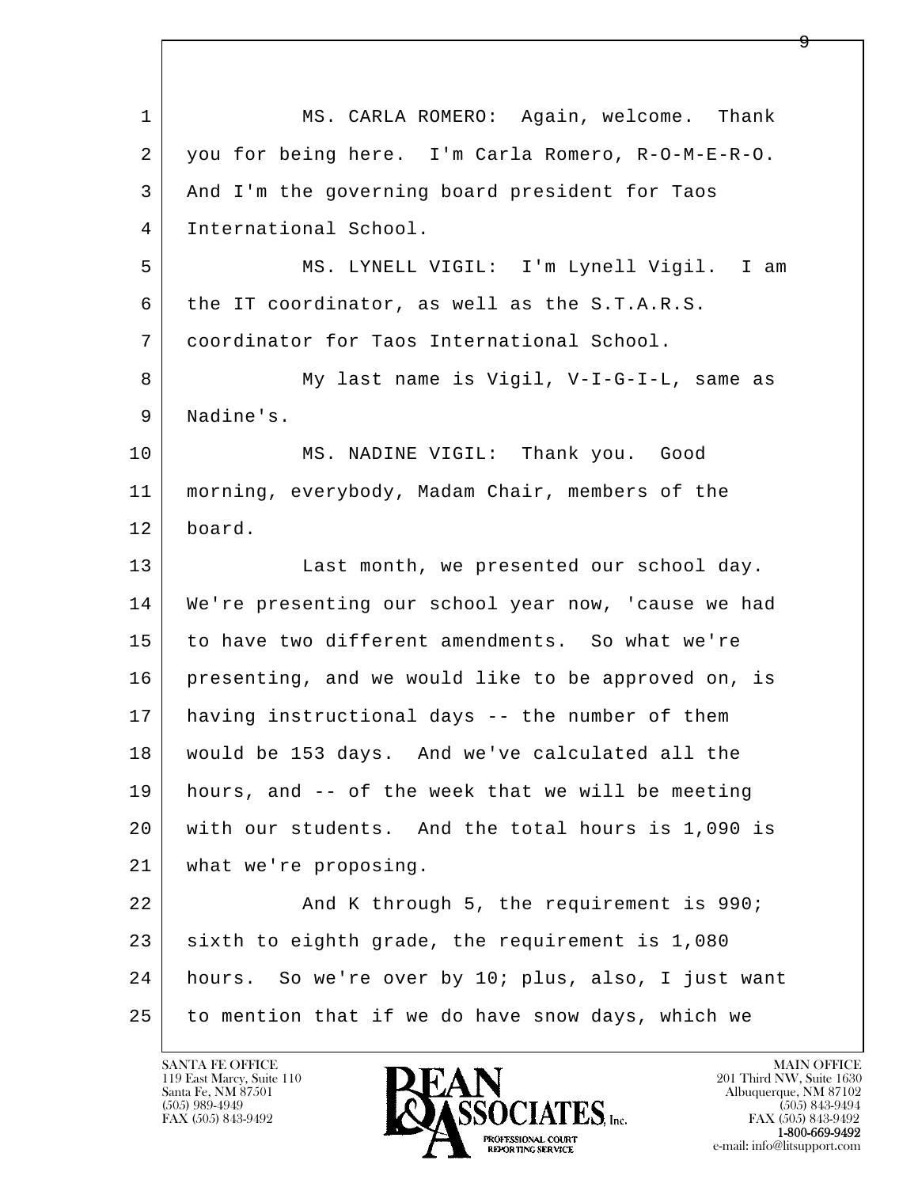MS. CARLA ROMERO: Again, welcome. Thank you for being here. I'm Carla Romero, R-O-M-E-R-O. And I'm the governing board president for Taos International School.

MS. LYNELL VIGIL: I'm Lynell Vigil. I am the IT coordinator, as well as the S.T.A.R.S. coordinator for Taos International School.

My last name is Vigil, V-I-G-I-L, same as Nadine's.

MS. NADINE VIGIL: Thank you. Good morning, everybody, Madam Chair, members of the board.

Last month, we presented our school day. We're presenting our school year now, 'cause we had to have two different amendments. So what we're presenting, and we would like to be approved on, is having instructional days -- the number of them would be 153 days. And we've calculated all the hours, and -- of the week that we will be meeting with our students. And the total hours is 1,090 is what we're proposing.

And K through 5, the requirement is 990; sixth to eighth grade, the requirement is 1,080 hours. So we're over by 10; plus, also, I just want to mention that if we do have snow days, which we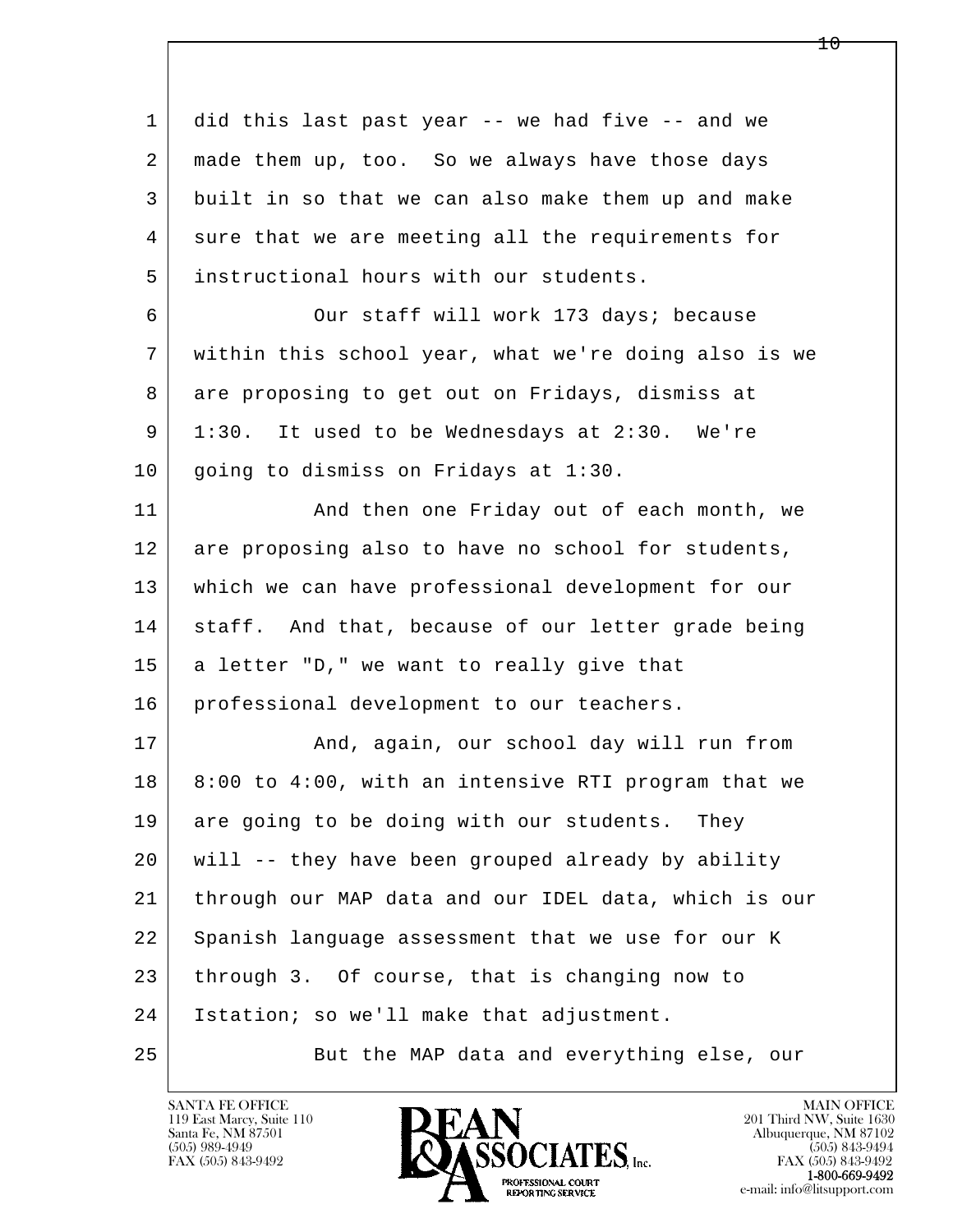1 did this last past year -- we had five -- and we
2 made them up, too. So we always have those days
3 built in so that we can also make them up and make
4 sure that we are meeting all the requirements for
5 instructional hours with our students.

6 Our staff will work 173 days; because
7 within this school year, what we're doing also is we
8 are proposing to get out on Fridays, dismiss at
9 1:30. It used to be Wednesdays at 2:30. We're
10 going to dismiss on Fridays at 1:30.

11 And then one Friday out of each month, we
12 are proposing also to have no school for students,
13 which we can have professional development for our
14 staff. And that, because of our letter grade being
15 a letter "D," we want to really give that
16 professional development to our teachers.

17 And, again, our school day will run from
18 8:00 to 4:00, with an intensive RTI program that we
19 are going to be doing with our students. They
20 will -- they have been grouped already by ability
21 through our MAP data and our IDEL data, which is our
22 Spanish language assessment that we use for our K
23 through 3. Of course, that is changing now to
24 Istation; so we'll make that adjustment.

25 But the MAP data and everything else, our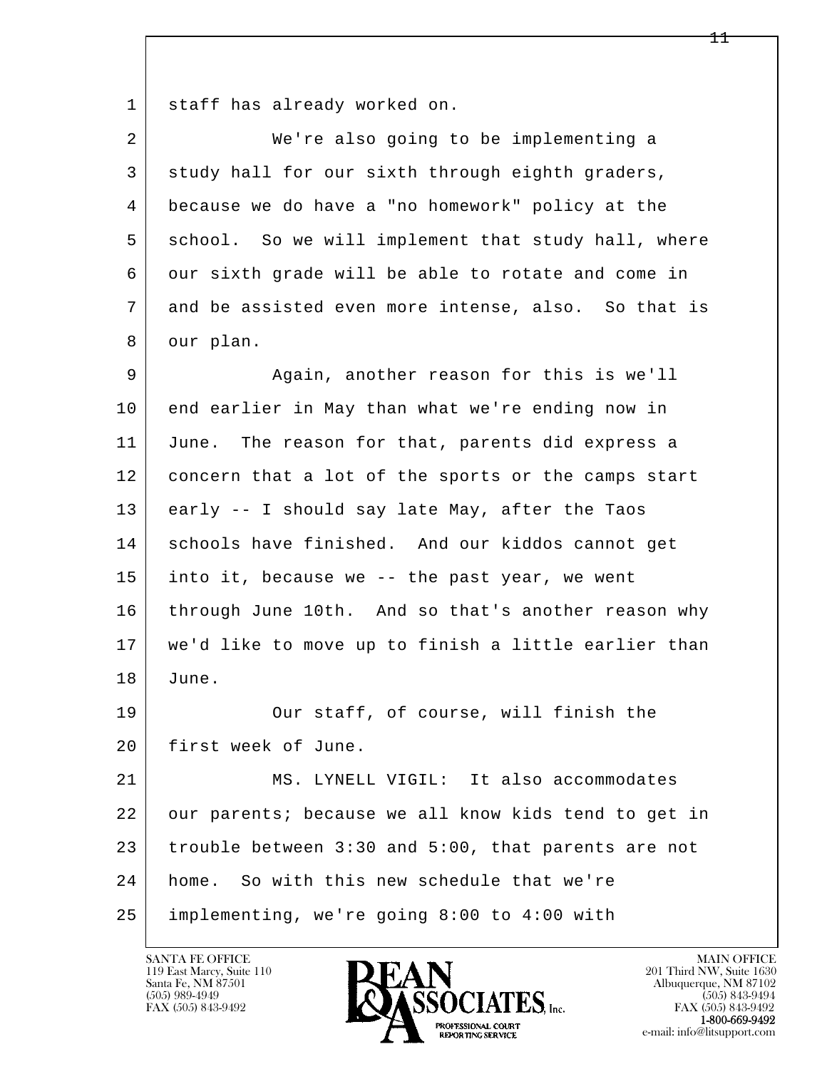1 staff has already worked on.

2 We're also going to be implementing a

3 study hall for our sixth through eighth graders,

4 because we do have a "no homework" policy at the

5 school. So we will implement that study hall, where

6 our sixth grade will be able to rotate and come in

7 and be assisted even more intense, also. So that is

8 our plan.

9 Again, another reason for this is we'll

10 end earlier in May than what we're ending now in

11 June. The reason for that, parents did express a

12 concern that a lot of the sports or the camps start

13 early -- I should say late May, after the Taos

14 schools have finished. And our kiddos cannot get

15 into it, because we -- the past year, we went

16 through June 10th. And so that's another reason why

17 we'd like to move up to finish a little earlier than

18 June.

19 Our staff, of course, will finish the

20 first week of June.

21 MS. LYNELL VIGIL: It also accommodates

22 our parents; because we all know kids tend to get in

23 trouble between 3:30 and 5:00, that parents are not

24 home. So with this new schedule that we're

25 implementing, we're going 8:00 to 4:00 with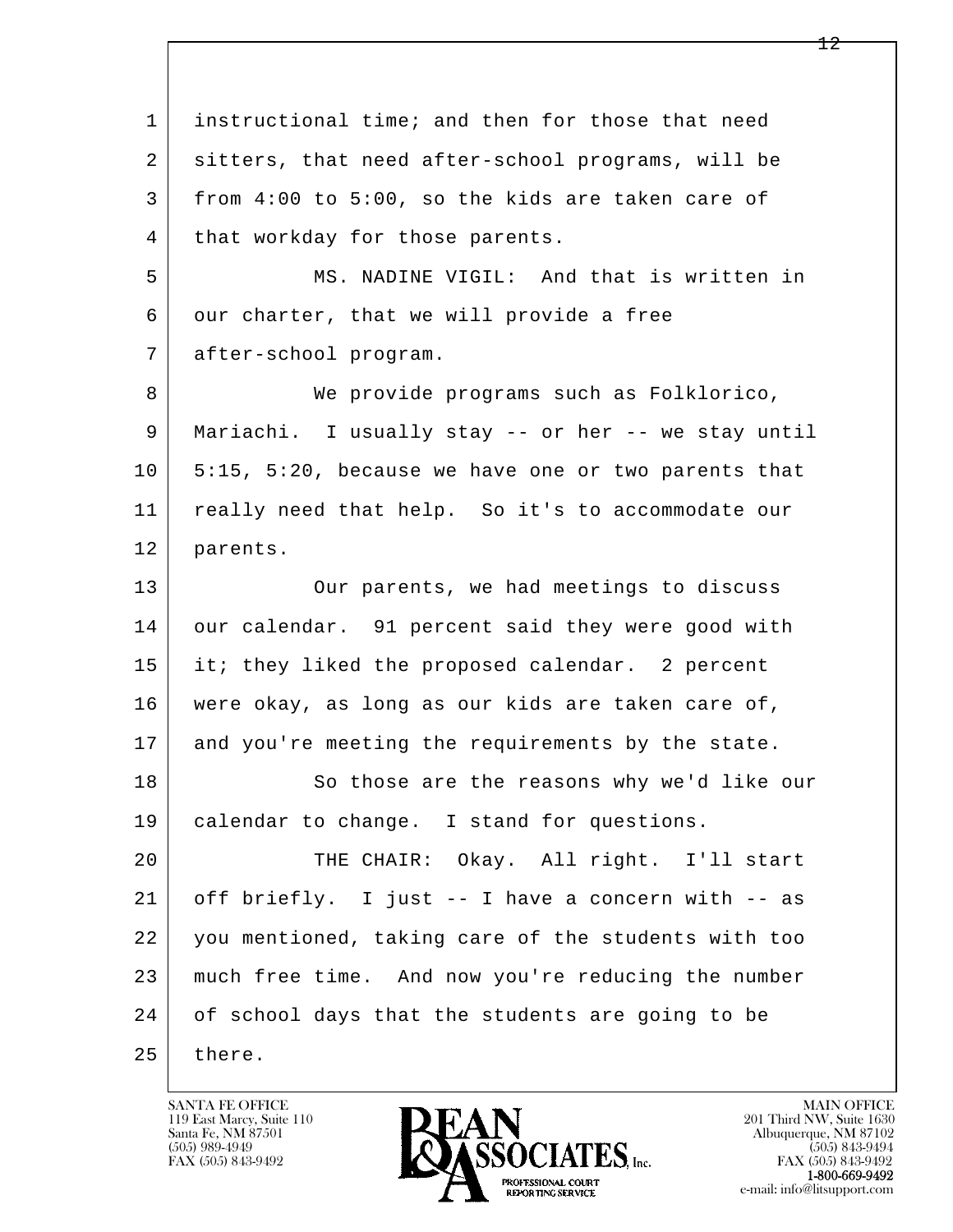instructional time; and then for those that need sitters, that need after-school programs, will be from 4:00 to 5:00, so the kids are taken care of that workday for those parents.

MS. NADINE VIGIL: And that is written in our charter, that we will provide a free after-school program.

We provide programs such as Folklorico, Mariachi. I usually stay -- or her -- we stay until 5:15, 5:20, because we have one or two parents that really need that help. So it's to accommodate our parents.

Our parents, we had meetings to discuss our calendar. 91 percent said they were good with it; they liked the proposed calendar. 2 percent were okay, as long as our kids are taken care of, and you're meeting the requirements by the state.

So those are the reasons why we'd like our calendar to change. I stand for questions.

THE CHAIR: Okay. All right. I'll start off briefly. I just -- I have a concern with -- as you mentioned, taking care of the students with too much free time. And now you're reducing the number of school days that the students are going to be there.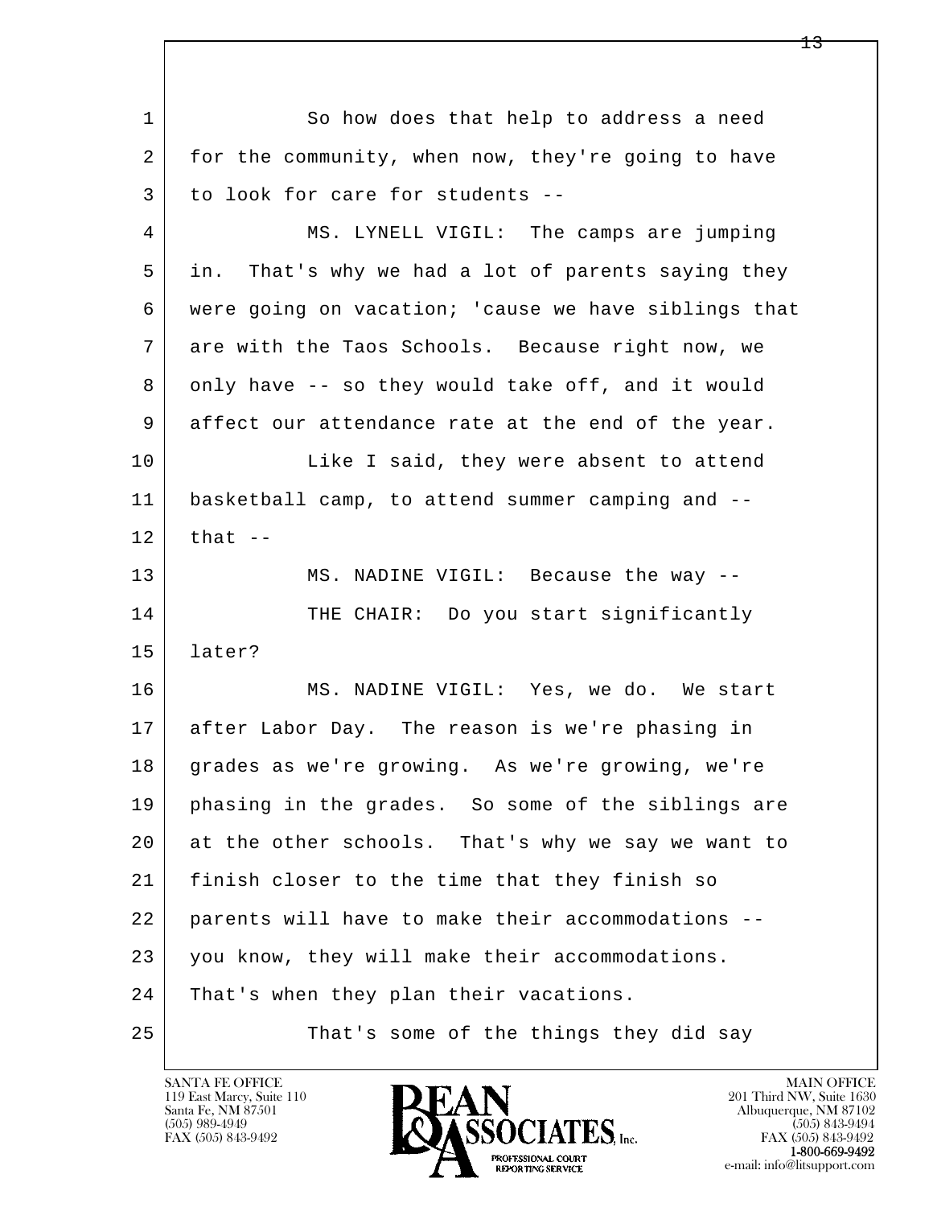1 So how does that help to address a need
2 for the community, when now, they're going to have
3 to look for care for students --
4 MS. LYNELL VIGIL: The camps are jumping
5 in. That's why we had a lot of parents saying they
6 were going on vacation; 'cause we have siblings that
7 are with the Taos Schools. Because right now, we
8 only have -- so they would take off, and it would
9 affect our attendance rate at the end of the year.
10 Like I said, they were absent to attend
11 basketball camp, to attend summer camping and --
12 that --
13 MS. NADINE VIGIL: Because the way --
14 THE CHAIR: Do you start significantly
15 later?
16 MS. NADINE VIGIL: Yes, we do. We start
17 after Labor Day. The reason is we're phasing in
18 grades as we're growing. As we're growing, we're
19 phasing in the grades. So some of the siblings are
20 at the other schools. That's why we say we want to
21 finish closer to the time that they finish so
22 parents will have to make their accommodations --
23 you know, they will make their accommodations.
24 That's when they plan their vacations.
25 That's some of the things they did say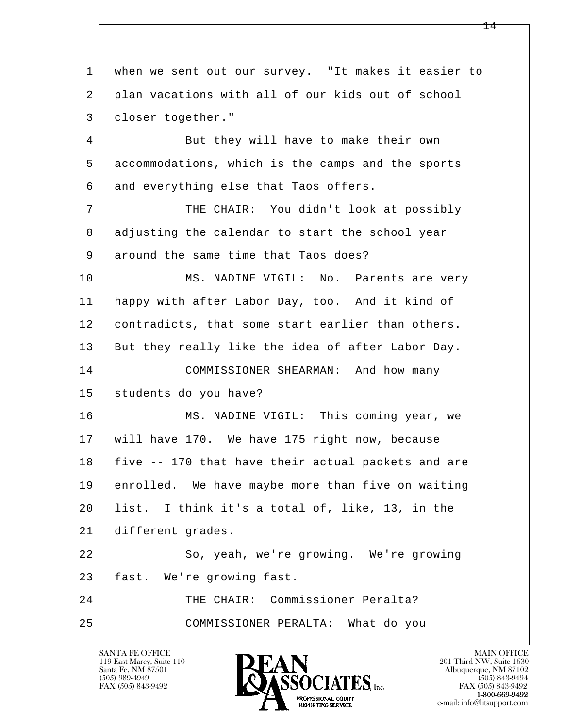1 when we sent out our survey. "It makes it easier to
2 plan vacations with all of our kids out of school
3 closer together."

4 But they will have to make their own
5 accommodations, which is the camps and the sports
6 and everything else that Taos offers.

7 THE CHAIR: You didn't look at possibly
8 adjusting the calendar to start the school year
9 around the same time that Taos does?

10 MS. NADINE VIGIL: No. Parents are very
11 happy with after Labor Day, too. And it kind of
12 contradicts, that some start earlier than others.
13 But they really like the idea of after Labor Day.

14 COMMISSIONER SHEARMAN: And how many
15 students do you have?

16 MS. NADINE VIGIL: This coming year, we
17 will have 170. We have 175 right now, because
18 five -- 170 that have their actual packets and are
19 enrolled. We have maybe more than five on waiting
20 list. I think it's a total of, like, 13, in the
21 different grades.

22 So, yeah, we're growing. We're growing
23 fast. We're growing fast.

24 THE CHAIR: Commissioner Peralta?

25 COMMISSIONER PERALTA: What do you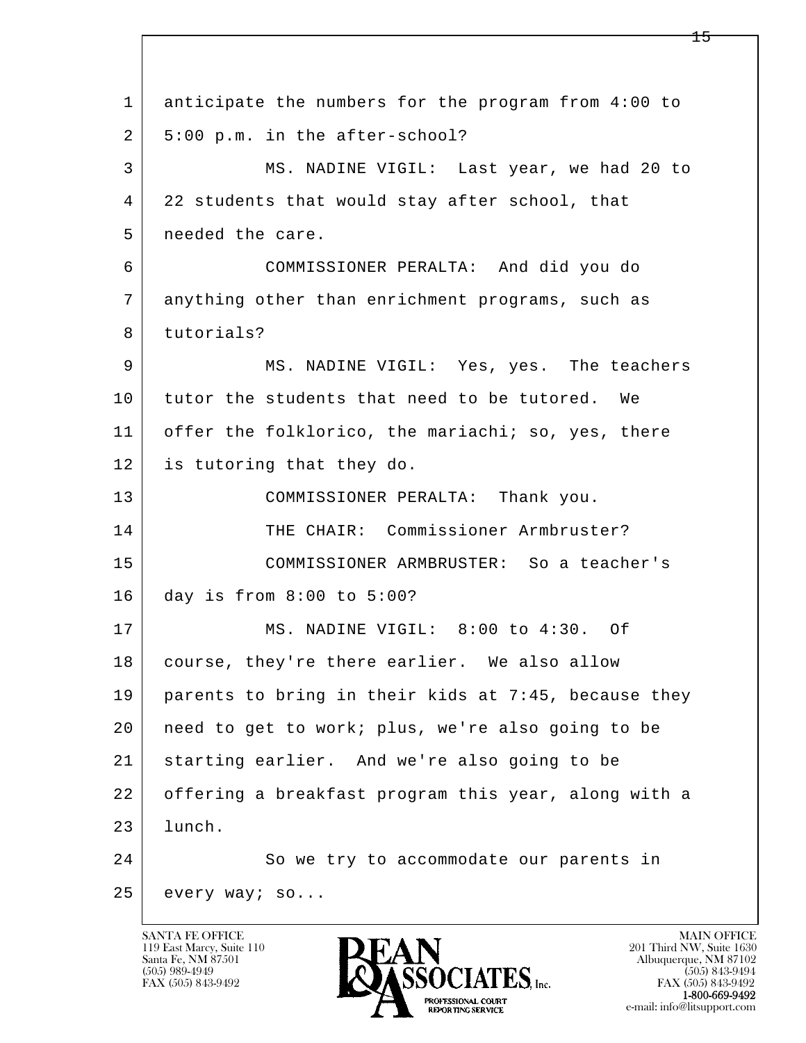anticipate the numbers for the program from 4:00 to 5:00 p.m. in the after-school?

MS. NADINE VIGIL: Last year, we had 20 to 22 students that would stay after school, that needed the care.

COMMISSIONER PERALTA: And did you do anything other than enrichment programs, such as tutorials?

MS. NADINE VIGIL: Yes, yes. The teachers tutor the students that need to be tutored. We offer the folklorico, the mariachi; so, yes, there is tutoring that they do.

COMMISSIONER PERALTA: Thank you.

THE CHAIR: Commissioner Armbruster?

COMMISSIONER ARMBRUSTER: So a teacher's day is from 8:00 to 5:00?

MS. NADINE VIGIL: 8:00 to 4:30. Of course, they're there earlier. We also allow parents to bring in their kids at 7:45, because they need to get to work; plus, we're also going to be starting earlier. And we're also going to be offering a breakfast program this year, along with a lunch.

So we try to accommodate our parents in every way; so...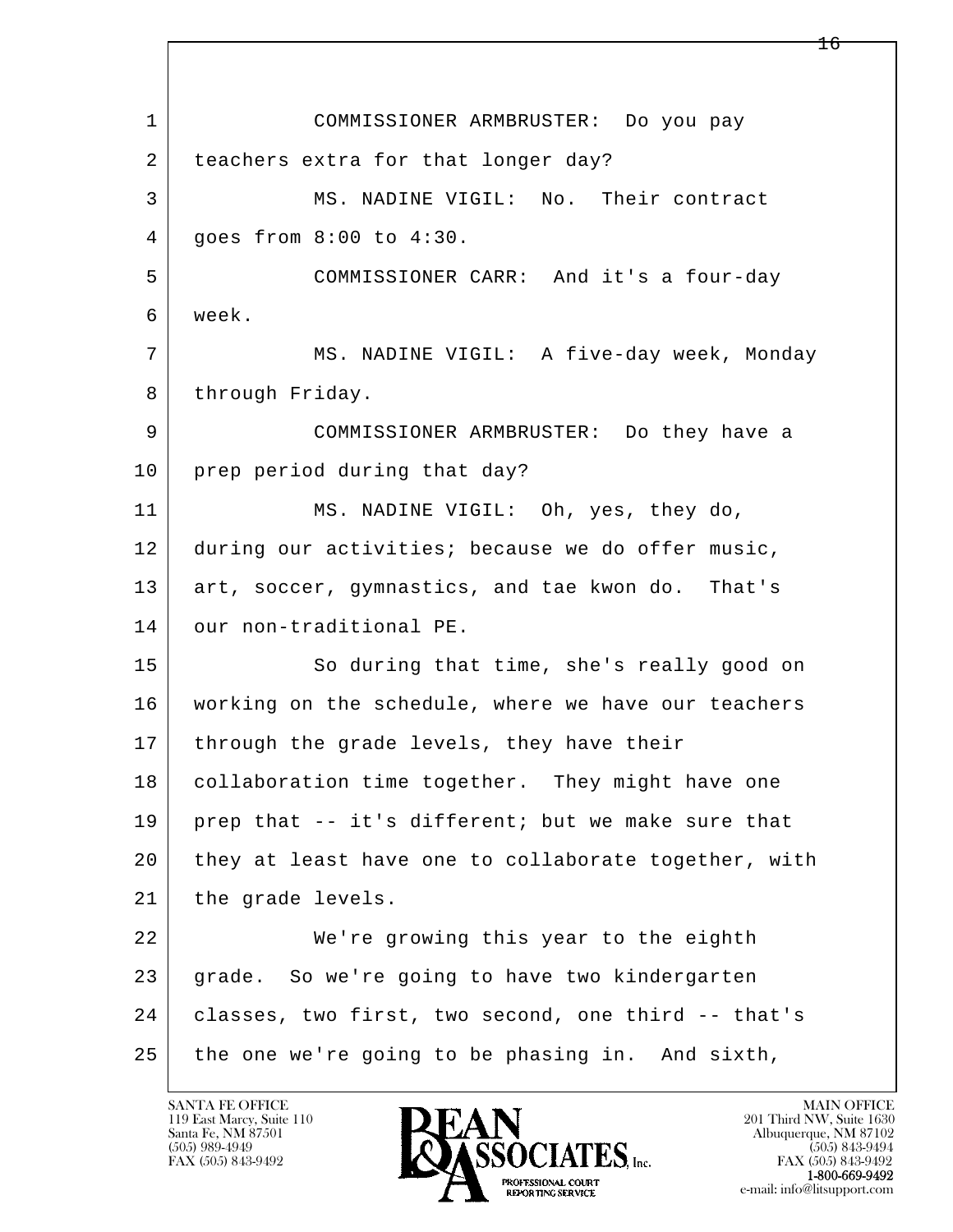COMMISSIONER ARMBRUSTER: Do you pay teachers extra for that longer day?

MS. NADINE VIGIL: No. Their contract goes from 8:00 to 4:30.

COMMISSIONER CARR: And it's a four-day week.

MS. NADINE VIGIL: A five-day week, Monday through Friday.

COMMISSIONER ARMBRUSTER: Do they have a prep period during that day?

MS. NADINE VIGIL: Oh, yes, they do, during our activities; because we do offer music, art, soccer, gymnastics, and tae kwon do. That's our non-traditional PE.

So during that time, she's really good on working on the schedule, where we have our teachers through the grade levels, they have their collaboration time together. They might have one prep that -- it's different; but we make sure that they at least have one to collaborate together, with the grade levels.

We're growing this year to the eighth grade. So we're going to have two kindergarten classes, two first, two second, one third -- that's the one we're going to be phasing in. And sixth,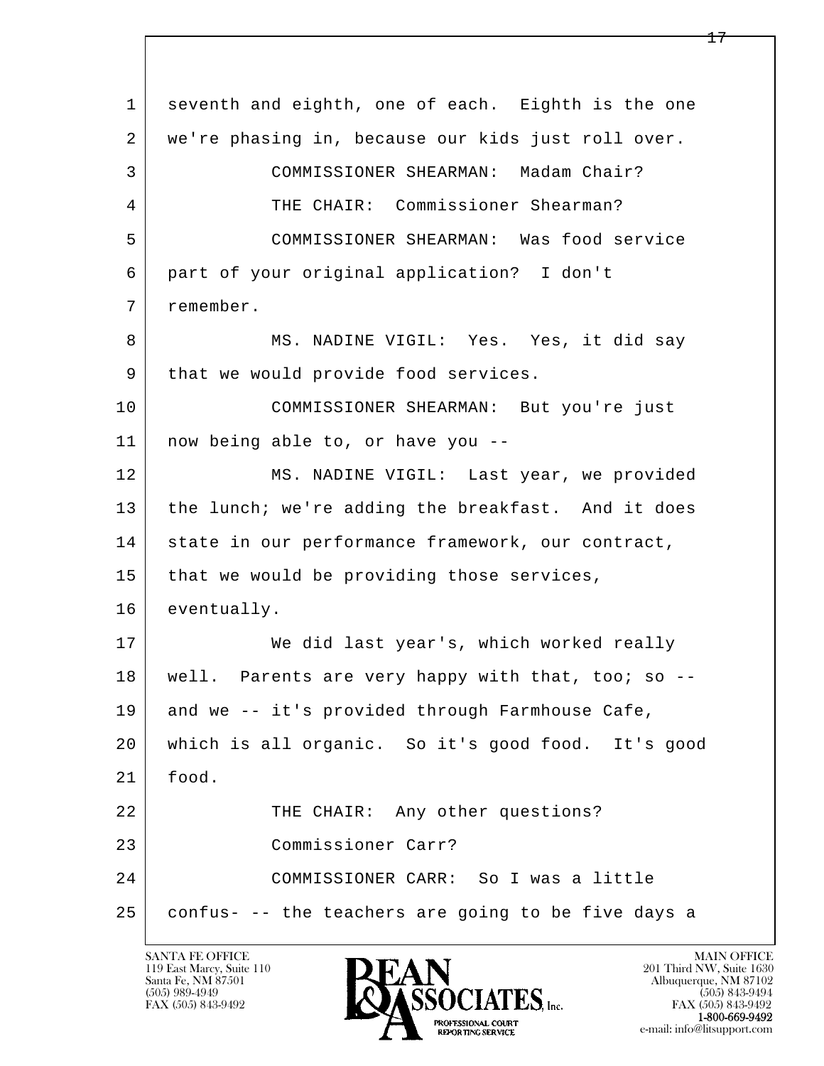1 seventh and eighth, one of each. Eighth is the one
2 we're phasing in, because our kids just roll over.
3 COMMISSIONER SHEARMAN: Madam Chair?
4 THE CHAIR: Commissioner Shearman?
5 COMMISSIONER SHEARMAN: Was food service
6 part of your original application? I don't
7 remember.
8 MS. NADINE VIGIL: Yes. Yes, it did say
9 that we would provide food services.
10 COMMISSIONER SHEARMAN: But you're just
11 now being able to, or have you --
12 MS. NADINE VIGIL: Last year, we provided
13 the lunch; we're adding the breakfast. And it does
14 state in our performance framework, our contract,
15 that we would be providing those services,
16 eventually.
17 We did last year's, which worked really
18 well. Parents are very happy with that, too; so --
19 and we -- it's provided through Farmhouse Cafe,
20 which is all organic. So it's good food. It's good
21 food.
22 THE CHAIR: Any other questions?
23 Commissioner Carr?
24 COMMISSIONER CARR: So I was a little
25 confus- -- the teachers are going to be five days a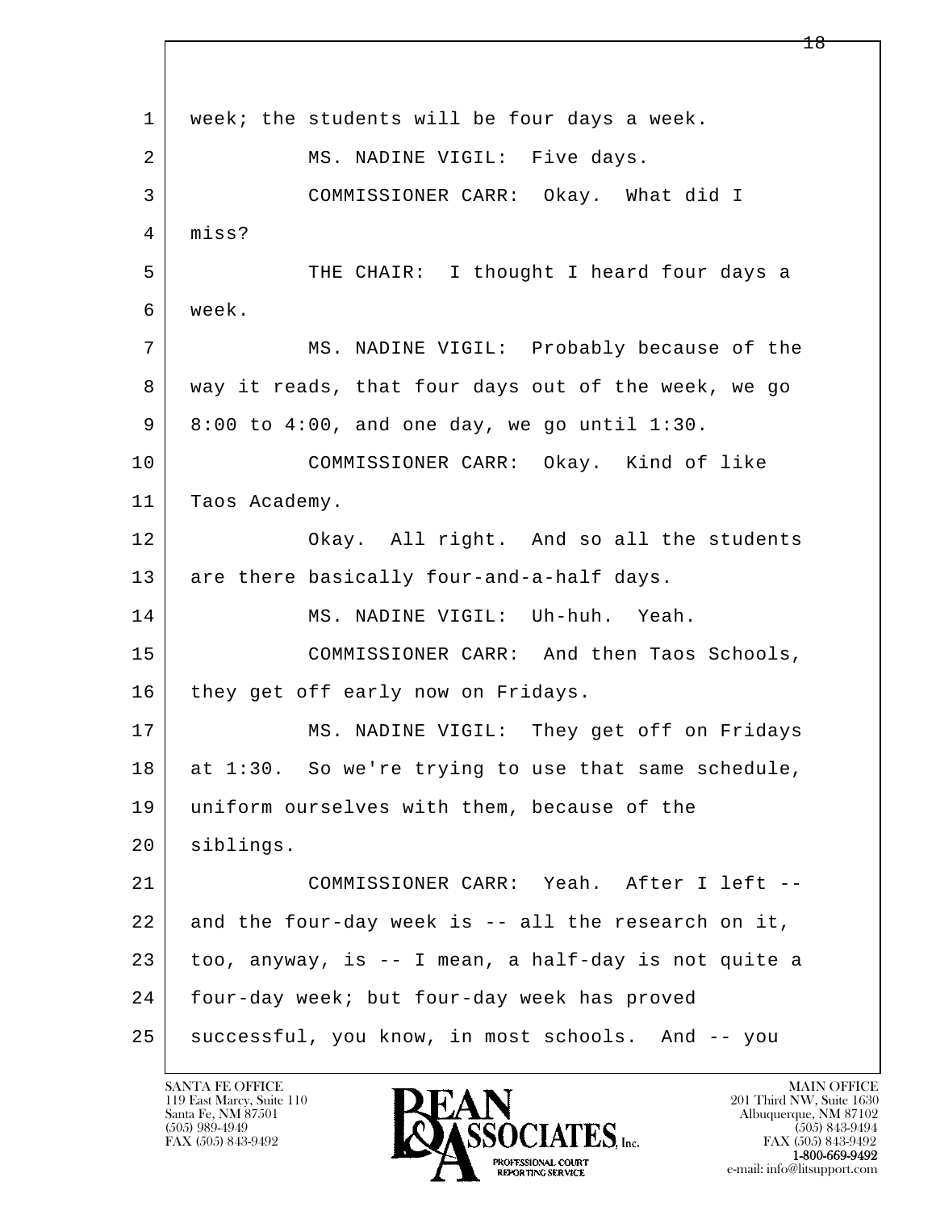1 week; the students will be four days a week.

2 MS. NADINE VIGIL: Five days.

3 COMMISSIONER CARR: Okay. What did I

4 miss?

5 THE CHAIR: I thought I heard four days a

6 week.

7 MS. NADINE VIGIL: Probably because of the

8 way it reads, that four days out of the week, we go

9 8:00 to 4:00, and one day, we go until 1:30.

10 COMMISSIONER CARR: Okay. Kind of like

11 Taos Academy.

12 Okay. All right. And so all the students

13 are there basically four-and-a-half days.

14 MS. NADINE VIGIL: Uh-huh. Yeah.

15 COMMISSIONER CARR: And then Taos Schools,

16 they get off early now on Fridays.

17 MS. NADINE VIGIL: They get off on Fridays

18 at 1:30. So we're trying to use that same schedule,

19 uniform ourselves with them, because of the

20 siblings.

21 COMMISSIONER CARR: Yeah. After I left --

22 and the four-day week is -- all the research on it,

23 too, anyway, is -- I mean, a half-day is not quite a

24 four-day week; but four-day week has proved

25 successful, you know, in most schools. And -- you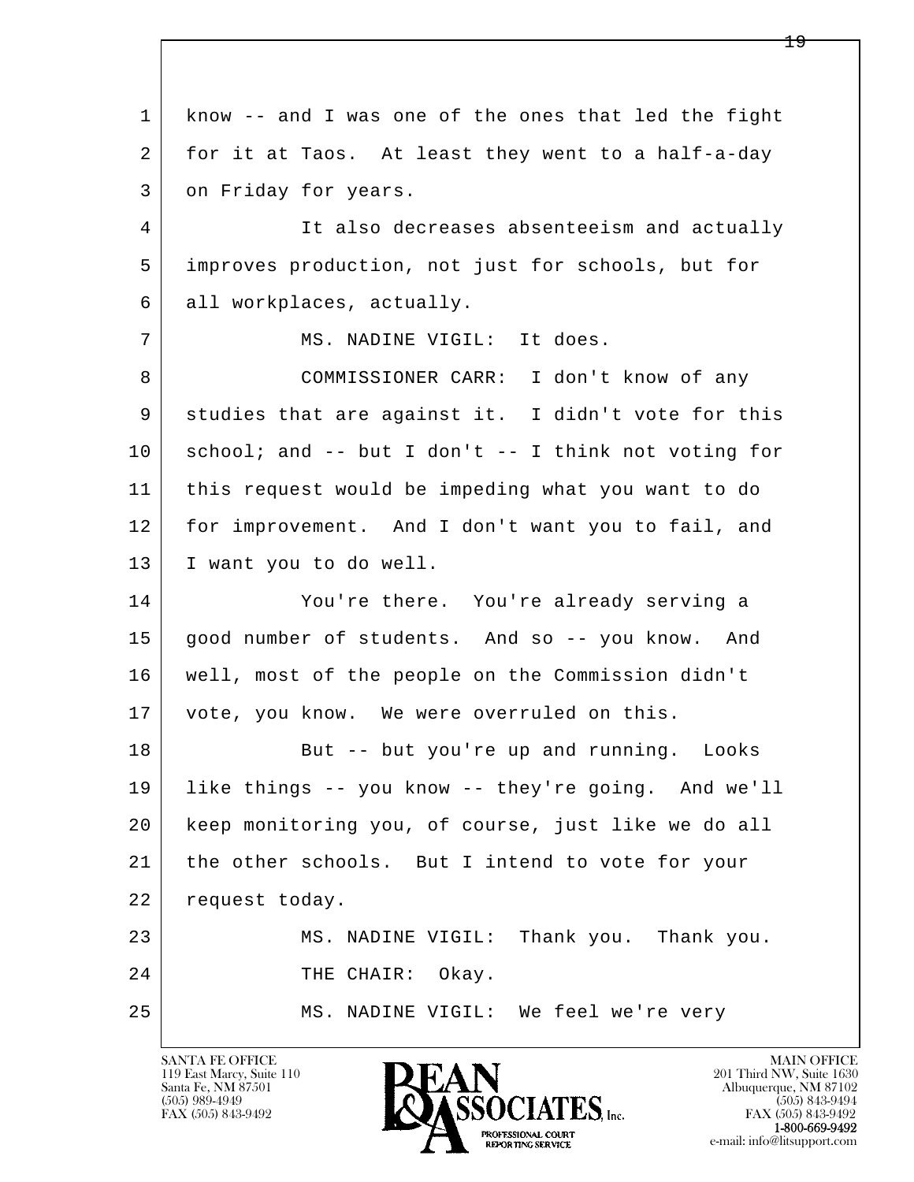know -- and I was one of the ones that led the fight for it at Taos. At least they went to a half-a-day on Friday for years.

It also decreases absenteeism and actually improves production, not just for schools, but for all workplaces, actually.

MS. NADINE VIGIL: It does.

COMMISSIONER CARR: I don't know of any studies that are against it. I didn't vote for this school; and -- but I don't -- I think not voting for this request would be impeding what you want to do for improvement. And I don't want you to fail, and I want you to do well.

You're there. You're already serving a good number of students. And so -- you know. And well, most of the people on the Commission didn't vote, you know. We were overruled on this.

But -- but you're up and running. Looks like things -- you know -- they're going. And we'll keep monitoring you, of course, just like we do all the other schools. But I intend to vote for your request today.

MS. NADINE VIGIL: Thank you. Thank you.

THE CHAIR: Okay.

MS. NADINE VIGIL: We feel we're very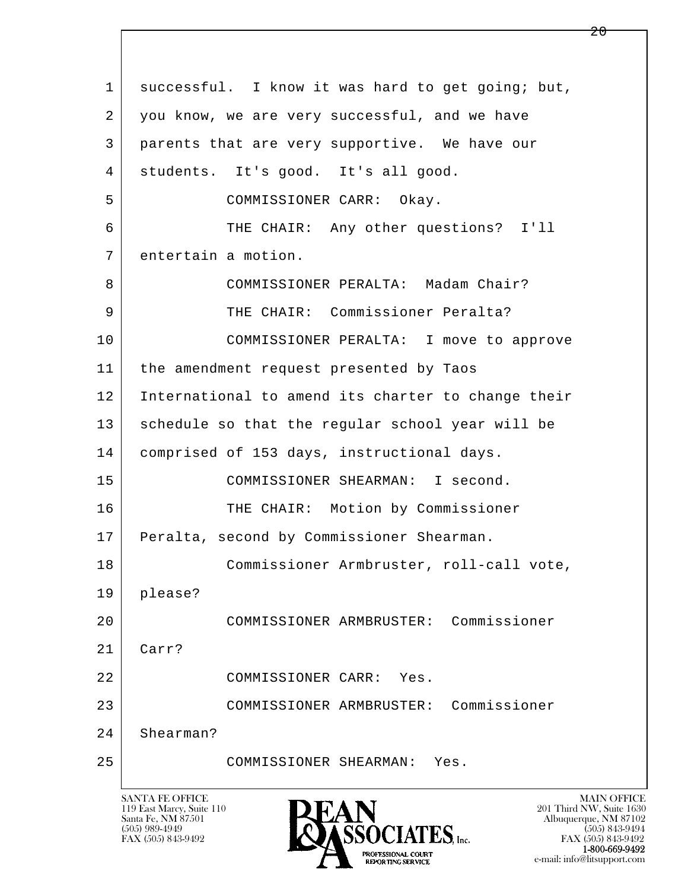1 successful. I know it was hard to get going; but,
2 you know, we are very successful, and we have
3 parents that are very supportive. We have our
4 students. It's good. It's all good.
5 COMMISSIONER CARR: Okay.
6 THE CHAIR: Any other questions? I'll
7 entertain a motion.
8 COMMISSIONER PERALTA: Madam Chair?
9 THE CHAIR: Commissioner Peralta?
10 COMMISSIONER PERALTA: I move to approve
11 the amendment request presented by Taos
12 International to amend its charter to change their
13 schedule so that the regular school year will be
14 comprised of 153 days, instructional days.
15 COMMISSIONER SHEARMAN: I second.
16 THE CHAIR: Motion by Commissioner
17 Peralta, second by Commissioner Shearman.
18 Commissioner Armbruster, roll-call vote,
19 please?
20 COMMISSIONER ARMBRUSTER: Commissioner
21 Carr?
22 COMMISSIONER CARR: Yes.
23 COMMISSIONER ARMBRUSTER: Commissioner
24 Shearman?
25 COMMISSIONER SHEARMAN: Yes.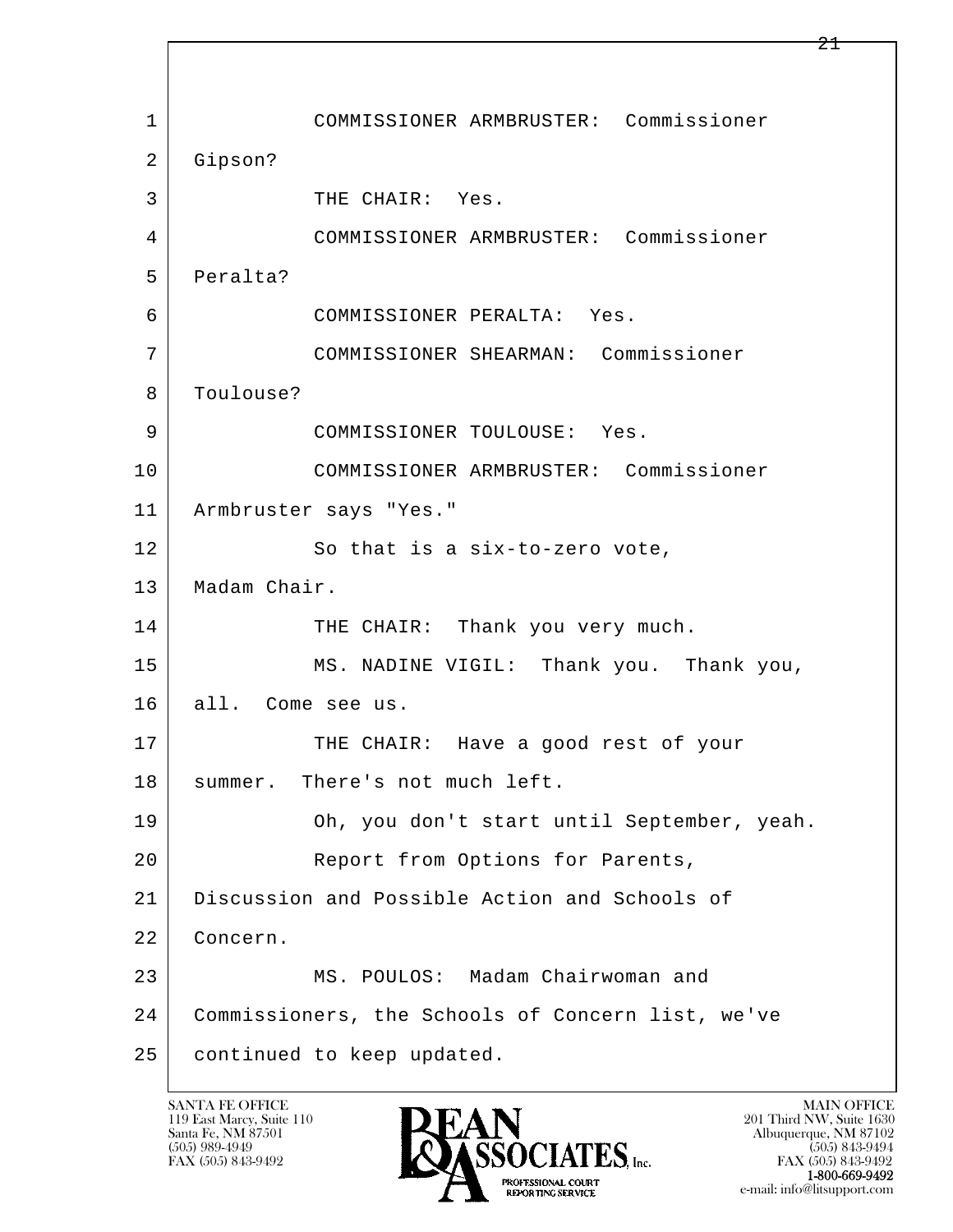1 COMMISSIONER ARMBRUSTER: Commissioner
2 Gipson?
3 THE CHAIR: Yes.
4 COMMISSIONER ARMBRUSTER: Commissioner
5 Peralta?
6 COMMISSIONER PERALTA: Yes.
7 COMMISSIONER SHEARMAN: Commissioner
8 Toulouse?
9 COMMISSIONER TOULOUSE: Yes.
10 COMMISSIONER ARMBRUSTER: Commissioner
11 Armbruster says "Yes."
12 So that is a six-to-zero vote,
13 Madam Chair.
14 THE CHAIR: Thank you very much.
15 MS. NADINE VIGIL: Thank you. Thank you,
16 all. Come see us.
17 THE CHAIR: Have a good rest of your
18 summer. There's not much left.
19 Oh, you don't start until September, yeah.
20 Report from Options for Parents,
21 Discussion and Possible Action and Schools of
22 Concern.
23 MS. POULOS: Madam Chairwoman and
24 Commissioners, the Schools of Concern list, we've
25 continued to keep updated.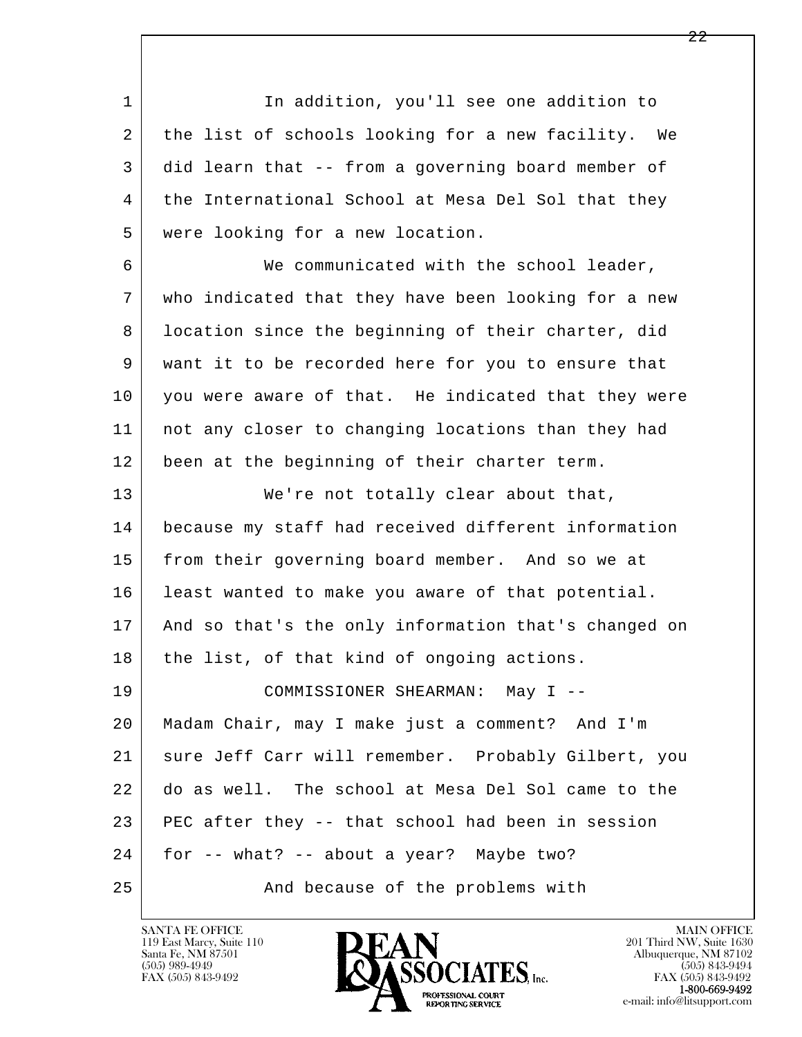In addition, you'll see one addition to the list of schools looking for a new facility. We did learn that -- from a governing board member of the International School at Mesa Del Sol that they were looking for a new location.

We communicated with the school leader, who indicated that they have been looking for a new location since the beginning of their charter, did want it to be recorded here for you to ensure that you were aware of that. He indicated that they were not any closer to changing locations than they had been at the beginning of their charter term.

We're not totally clear about that, because my staff had received different information from their governing board member. And so we at least wanted to make you aware of that potential. And so that's the only information that's changed on the list, of that kind of ongoing actions.

COMMISSIONER SHEARMAN: May I -- Madam Chair, may I make just a comment? And I'm sure Jeff Carr will remember. Probably Gilbert, you do as well. The school at Mesa Del Sol came to the PEC after they -- that school had been in session for -- what? -- about a year? Maybe two?

And because of the problems with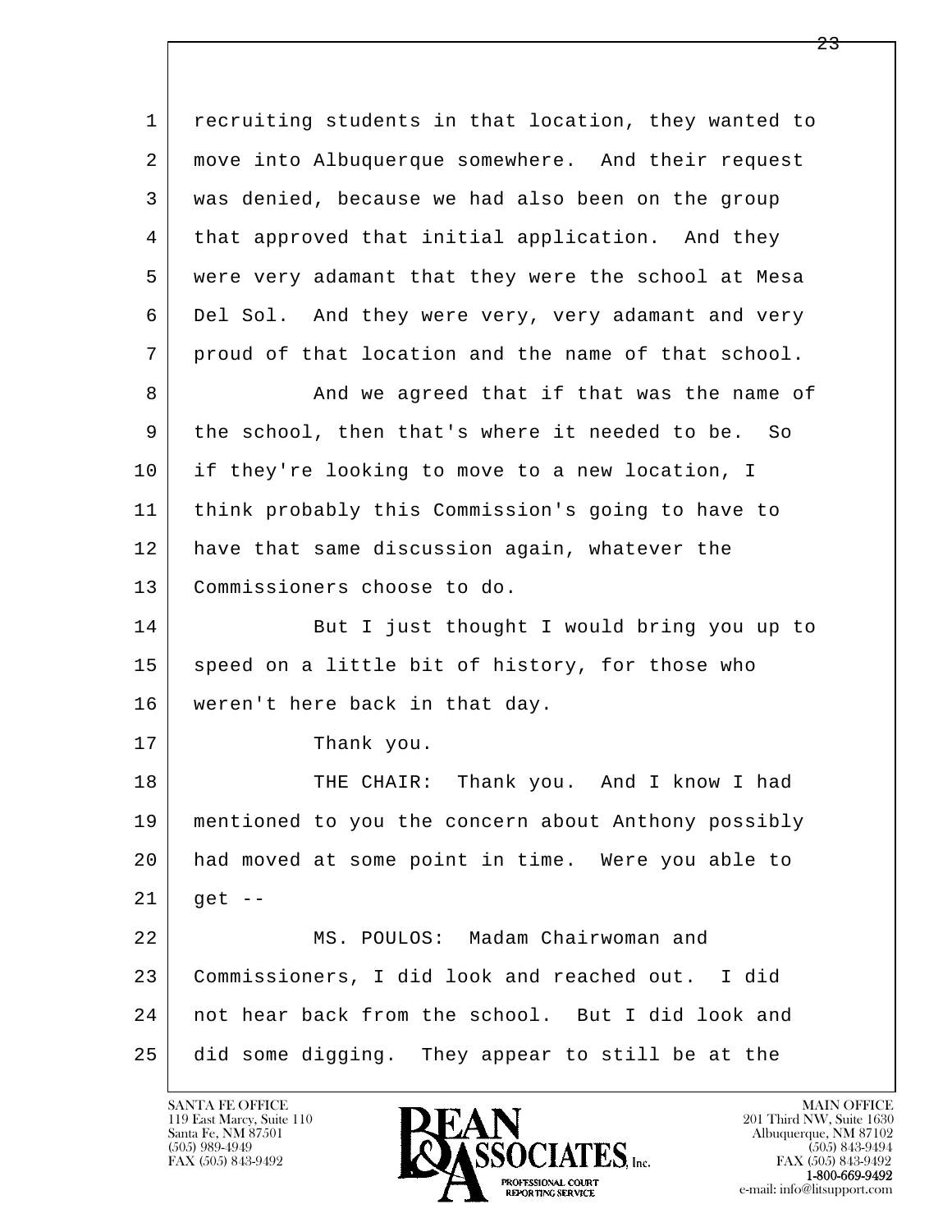recruiting students in that location, they wanted to move into Albuquerque somewhere. And their request was denied, because we had also been on the group that approved that initial application. And they were very adamant that they were the school at Mesa Del Sol. And they were very, very adamant and very proud of that location and the name of that school.

And we agreed that if that was the name of the school, then that's where it needed to be. So if they're looking to move to a new location, I think probably this Commission's going to have to have that same discussion again, whatever the Commissioners choose to do.

But I just thought I would bring you up to speed on a little bit of history, for those who weren't here back in that day.

Thank you.

THE CHAIR: Thank you. And I know I had mentioned to you the concern about Anthony possibly had moved at some point in time. Were you able to get --

MS. POULOS: Madam Chairwoman and Commissioners, I did look and reached out. I did not hear back from the school. But I did look and did some digging. They appear to still be at the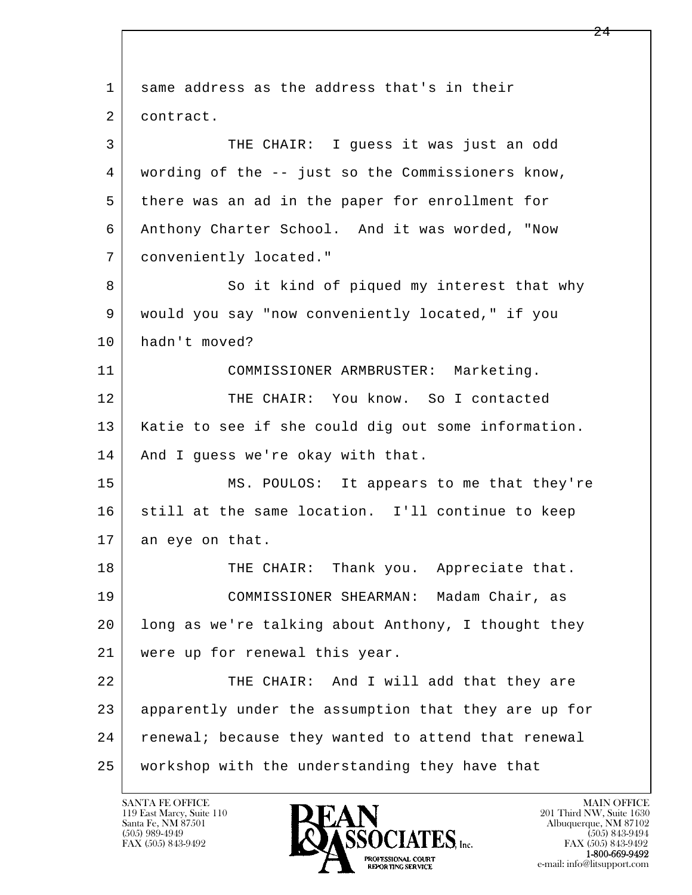same address as the address that's in their contract.

THE CHAIR: I guess it was just an odd wording of the -- just so the Commissioners know, there was an ad in the paper for enrollment for Anthony Charter School. And it was worded, "Now conveniently located."

So it kind of piqued my interest that why would you say "now conveniently located," if you hadn't moved?

COMMISSIONER ARMBRUSTER: Marketing.

THE CHAIR: You know. So I contacted Katie to see if she could dig out some information. And I guess we're okay with that.

MS. POULOS: It appears to me that they're still at the same location. I'll continue to keep an eye on that.

THE CHAIR: Thank you. Appreciate that.

COMMISSIONER SHEARMAN: Madam Chair, as long as we're talking about Anthony, I thought they were up for renewal this year.

THE CHAIR: And I will add that they are apparently under the assumption that they are up for renewal; because they wanted to attend that renewal workshop with the understanding they have that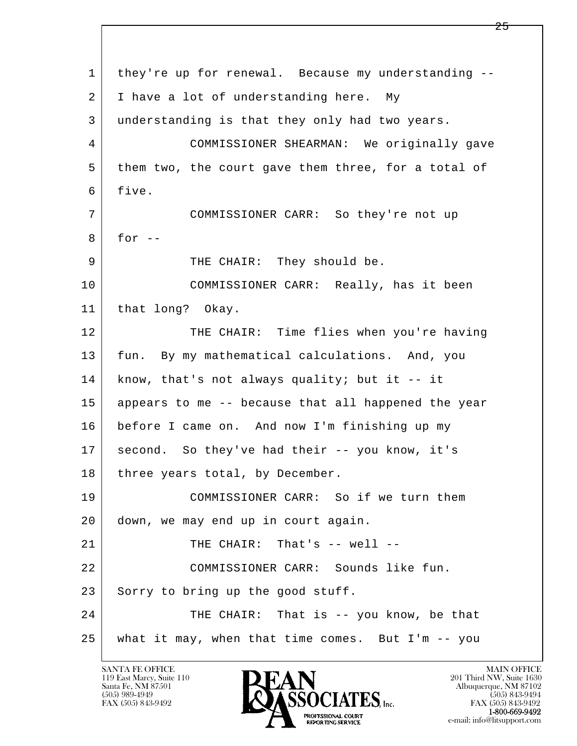1 they're up for renewal. Because my understanding --
2 I have a lot of understanding here. My
3 understanding is that they only had two years.
4 COMMISSIONER SHEARMAN: We originally gave
5 them two, the court gave them three, for a total of
6 five.
7 COMMISSIONER CARR: So they're not up
8 for --
9 THE CHAIR: They should be.
10 COMMISSIONER CARR: Really, has it been
11 that long? Okay.
12 THE CHAIR: Time flies when you're having
13 fun. By my mathematical calculations. And, you
14 know, that's not always quality; but it -- it
15 appears to me -- because that all happened the year
16 before I came on. And now I'm finishing up my
17 second. So they've had their -- you know, it's
18 three years total, by December.
19 COMMISSIONER CARR: So if we turn them
20 down, we may end up in court again.
21 THE CHAIR: That's -- well --
22 COMMISSIONER CARR: Sounds like fun.
23 Sorry to bring up the good stuff.
24 THE CHAIR: That is -- you know, be that
25 what it may, when that time comes. But I'm -- you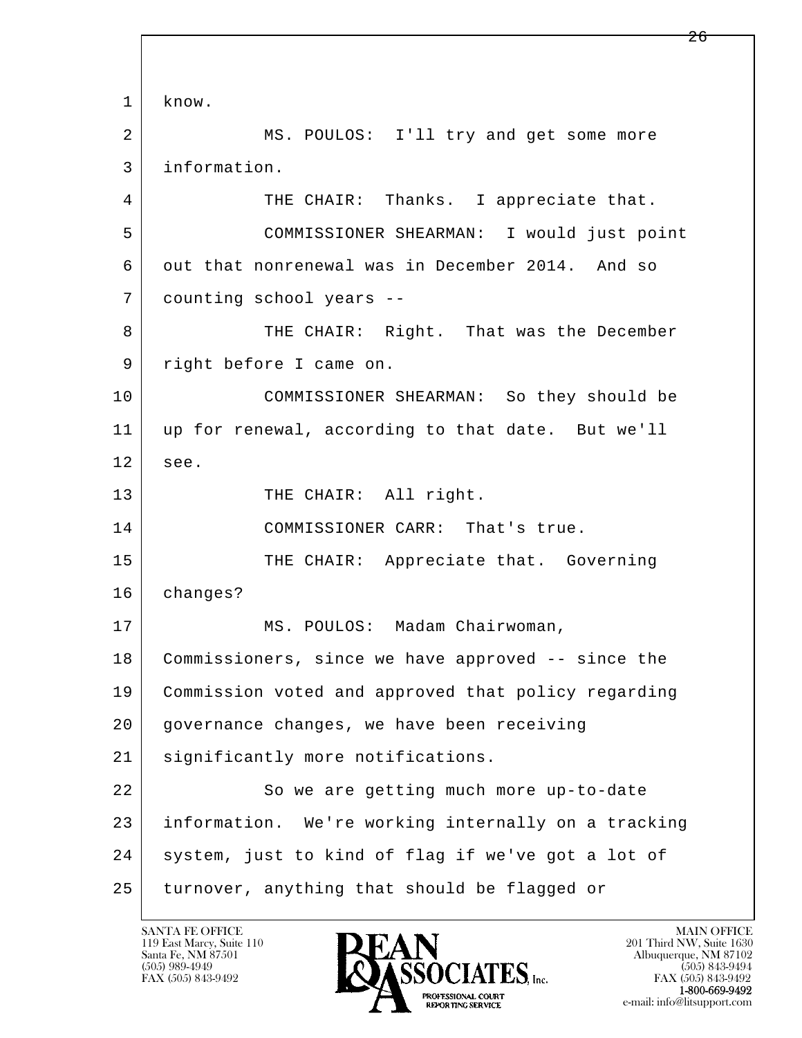know.

MS. POULOS: I'll try and get some more information.

THE CHAIR: Thanks. I appreciate that.

COMMISSIONER SHEARMAN: I would just point out that nonrenewal was in December 2014. And so counting school years --

THE CHAIR: Right. That was the December right before I came on.

COMMISSIONER SHEARMAN: So they should be up for renewal, according to that date. But we'll see.

THE CHAIR: All right.

COMMISSIONER CARR: That's true.

THE CHAIR: Appreciate that. Governing changes?

MS. POULOS: Madam Chairwoman, Commissioners, since we have approved -- since the Commission voted and approved that policy regarding governance changes, we have been receiving significantly more notifications.

So we are getting much more up-to-date information. We're working internally on a tracking system, just to kind of flag if we've got a lot of turnover, anything that should be flagged or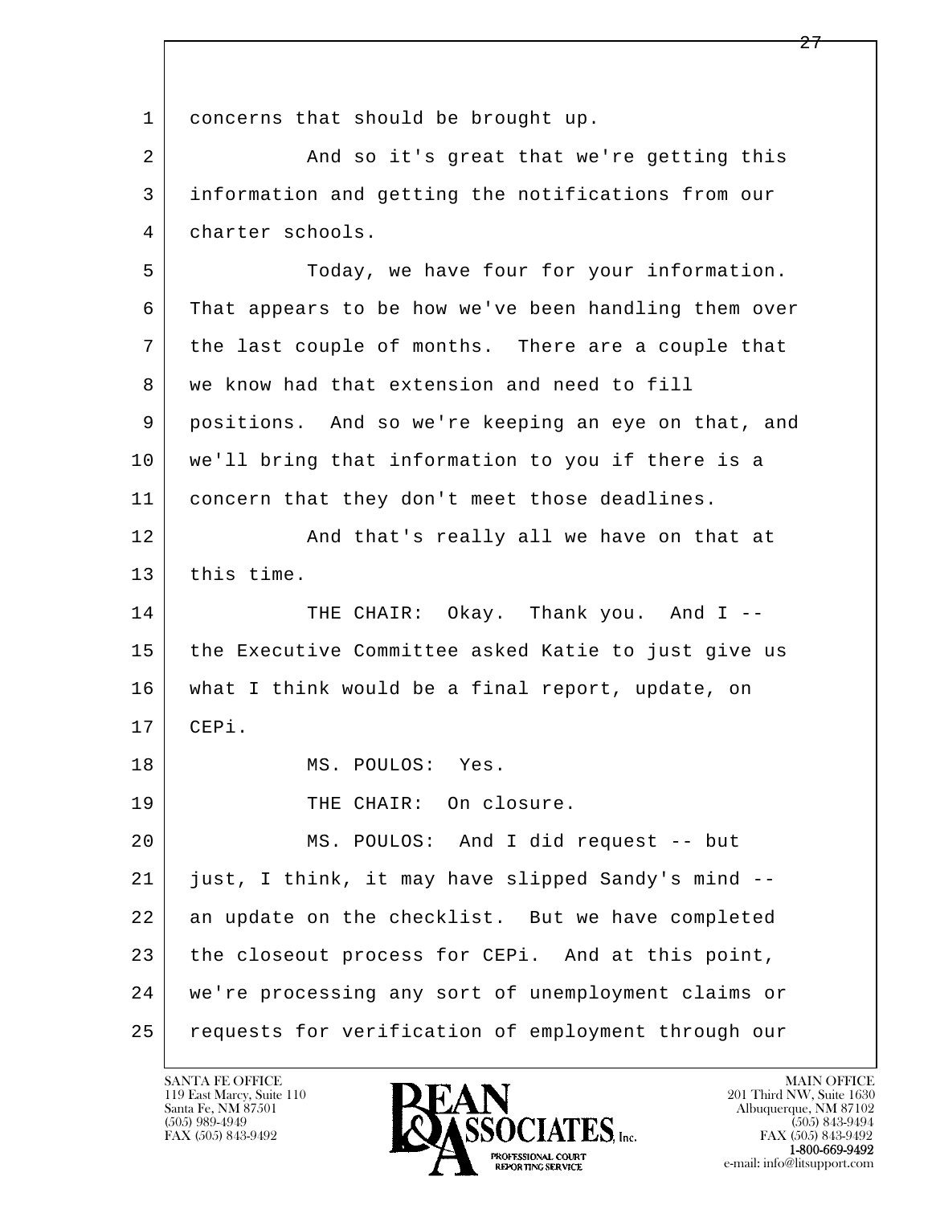concerns that should be brought up.

And so it's great that we're getting this information and getting the notifications from our charter schools.

Today, we have four for your information. That appears to be how we've been handling them over the last couple of months. There are a couple that we know had that extension and need to fill positions. And so we're keeping an eye on that, and we'll bring that information to you if there is a concern that they don't meet those deadlines.

And that's really all we have on that at this time.

THE CHAIR: Okay. Thank you. And I -- the Executive Committee asked Katie to just give us what I think would be a final report, update, on CEPi.

MS. POULOS: Yes.

THE CHAIR: On closure.

MS. POULOS: And I did request -- but just, I think, it may have slipped Sandy's mind -- an update on the checklist. But we have completed the closeout process for CEPi. And at this point, we're processing any sort of unemployment claims or requests for verification of employment through our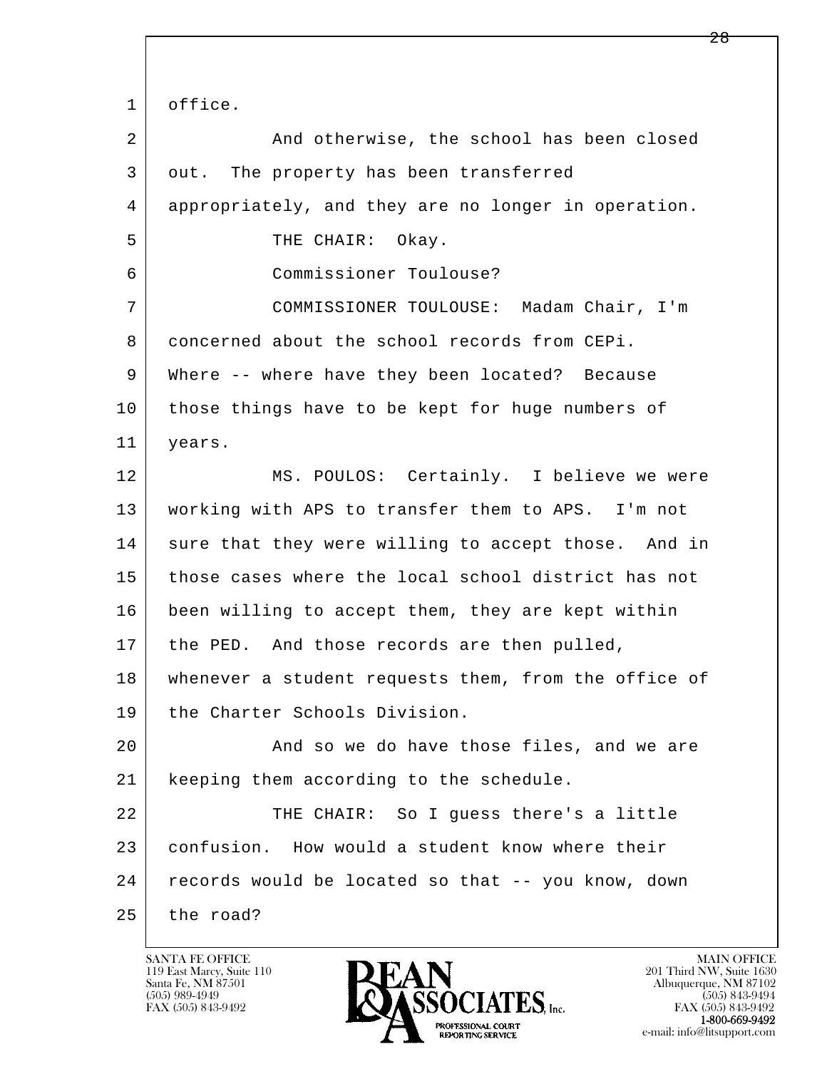1 office.

2 And otherwise, the school has been closed

3 out. The property has been transferred

4 appropriately, and they are no longer in operation.

5 THE CHAIR: Okay.

6 Commissioner Toulouse?

7 COMMISSIONER TOULOUSE: Madam Chair, I'm

8 concerned about the school records from CEPi.

9 Where -- where have they been located? Because

10 those things have to be kept for huge numbers of

11 years.

12 MS. POULOS: Certainly. I believe we were

13 working with APS to transfer them to APS. I'm not

14 sure that they were willing to accept those. And in

15 those cases where the local school district has not

16 been willing to accept them, they are kept within

17 the PED. And those records are then pulled,

18 whenever a student requests them, from the office of

19 the Charter Schools Division.

20 And so we do have those files, and we are

21 keeping them according to the schedule.

22 THE CHAIR: So I guess there's a little

23 confusion. How would a student know where their

24 records would be located so that -- you know, down

25 the road?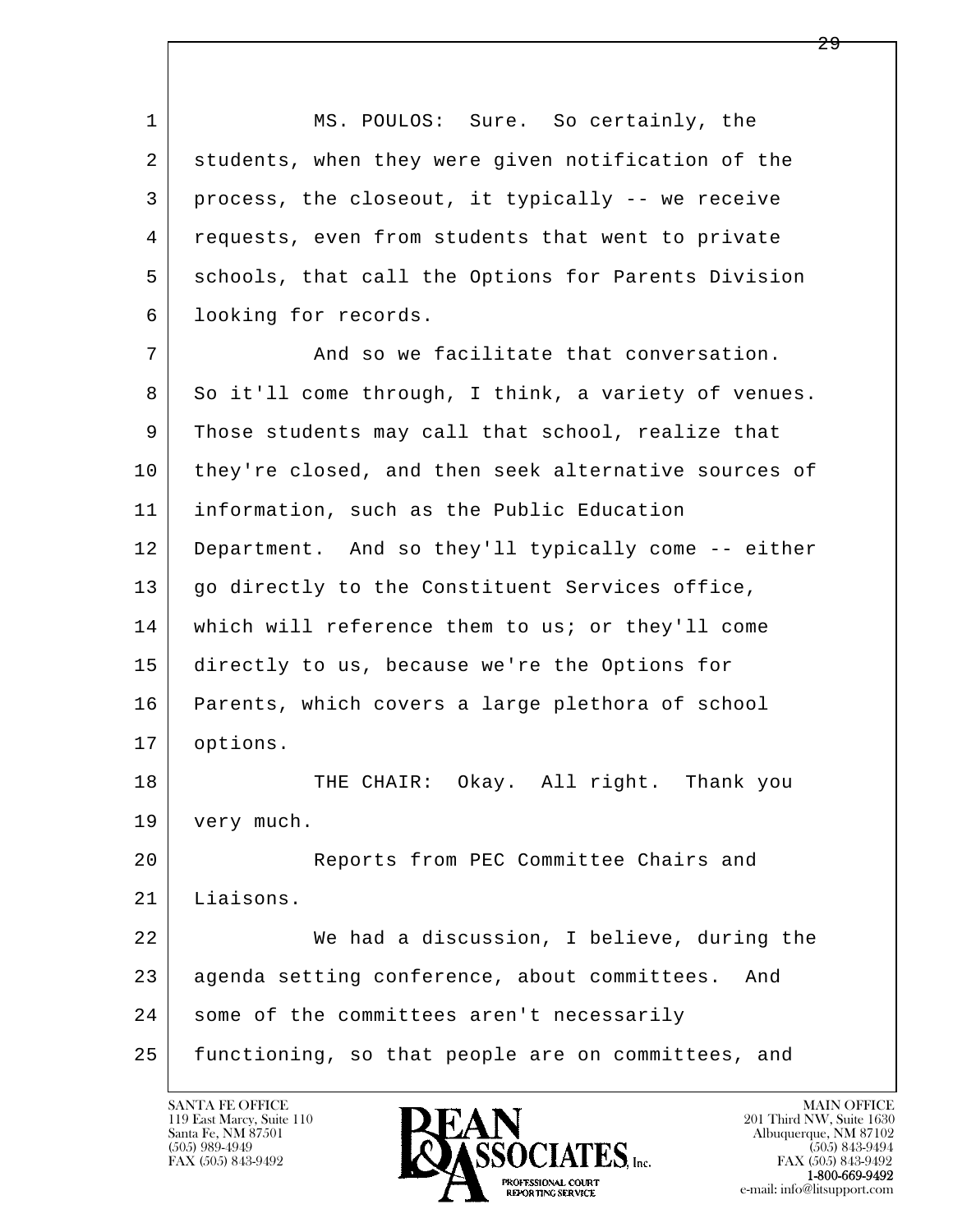1 MS. POULOS: Sure. So certainly, the
2 students, when they were given notification of the
3 process, the closeout, it typically -- we receive
4 requests, even from students that went to private
5 schools, that call the Options for Parents Division
6 looking for records.

7 And so we facilitate that conversation.
8 So it'll come through, I think, a variety of venues.
9 Those students may call that school, realize that
10 they're closed, and then seek alternative sources of
11 information, such as the Public Education
12 Department. And so they'll typically come -- either
13 go directly to the Constituent Services office,
14 which will reference them to us; or they'll come
15 directly to us, because we're the Options for
16 Parents, which covers a large plethora of school
17 options.

18 THE CHAIR: Okay. All right. Thank you
19 very much.

20 Reports from PEC Committee Chairs and
21 Liaisons.

22 We had a discussion, I believe, during the
23 agenda setting conference, about committees. And
24 some of the committees aren't necessarily
25 functioning, so that people are on committees, and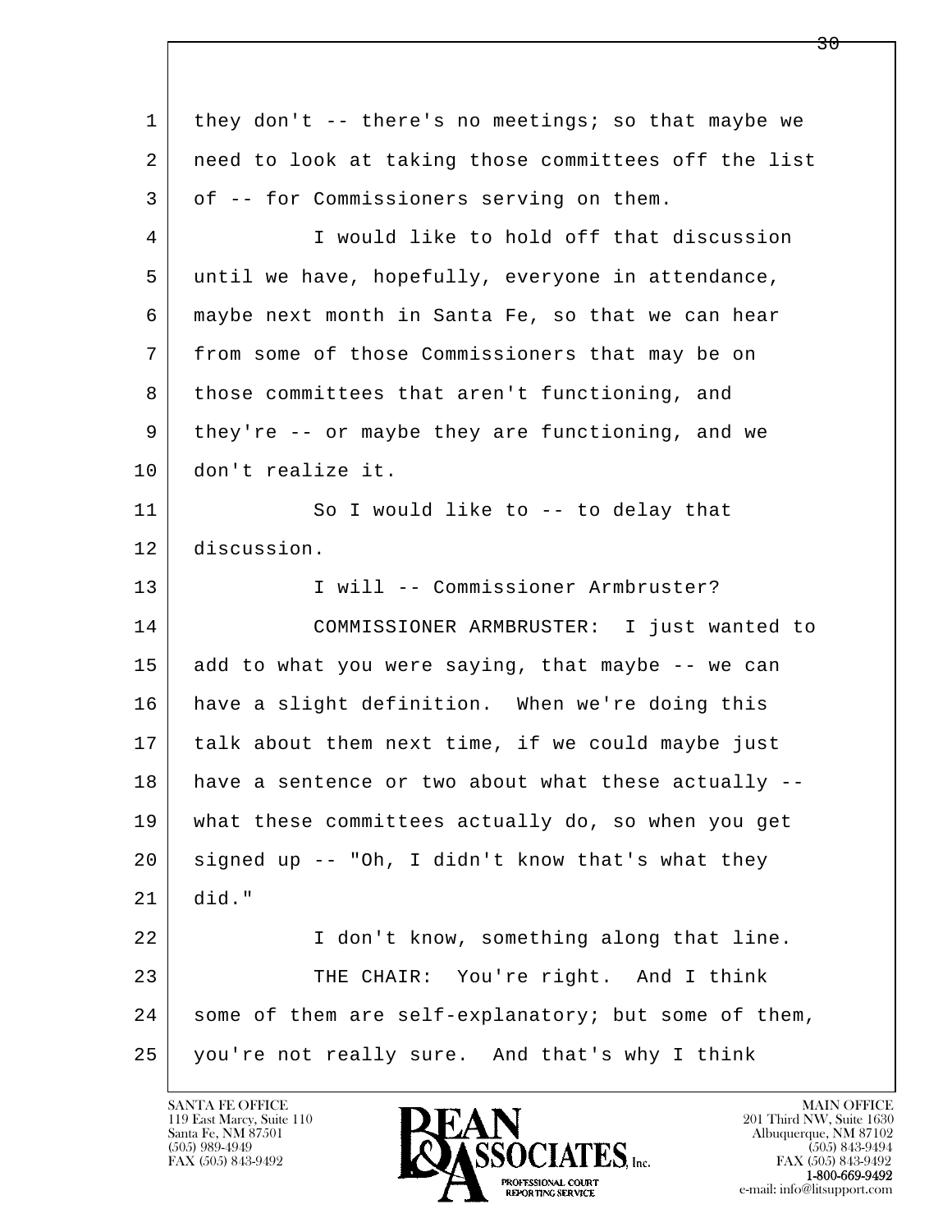they don't -- there's no meetings; so that maybe we need to look at taking those committees off the list of -- for Commissioners serving on them.

I would like to hold off that discussion until we have, hopefully, everyone in attendance, maybe next month in Santa Fe, so that we can hear from some of those Commissioners that may be on those committees that aren't functioning, and they're -- or maybe they are functioning, and we don't realize it.

So I would like to -- to delay that discussion.

I will -- Commissioner Armbruster?

COMMISSIONER ARMBRUSTER: I just wanted to add to what you were saying, that maybe -- we can have a slight definition. When we're doing this talk about them next time, if we could maybe just have a sentence or two about what these actually -- what these committees actually do, so when you get signed up -- "Oh, I didn't know that's what they did."

I don't know, something along that line.

THE CHAIR: You're right. And I think some of them are self-explanatory; but some of them, you're not really sure. And that's why I think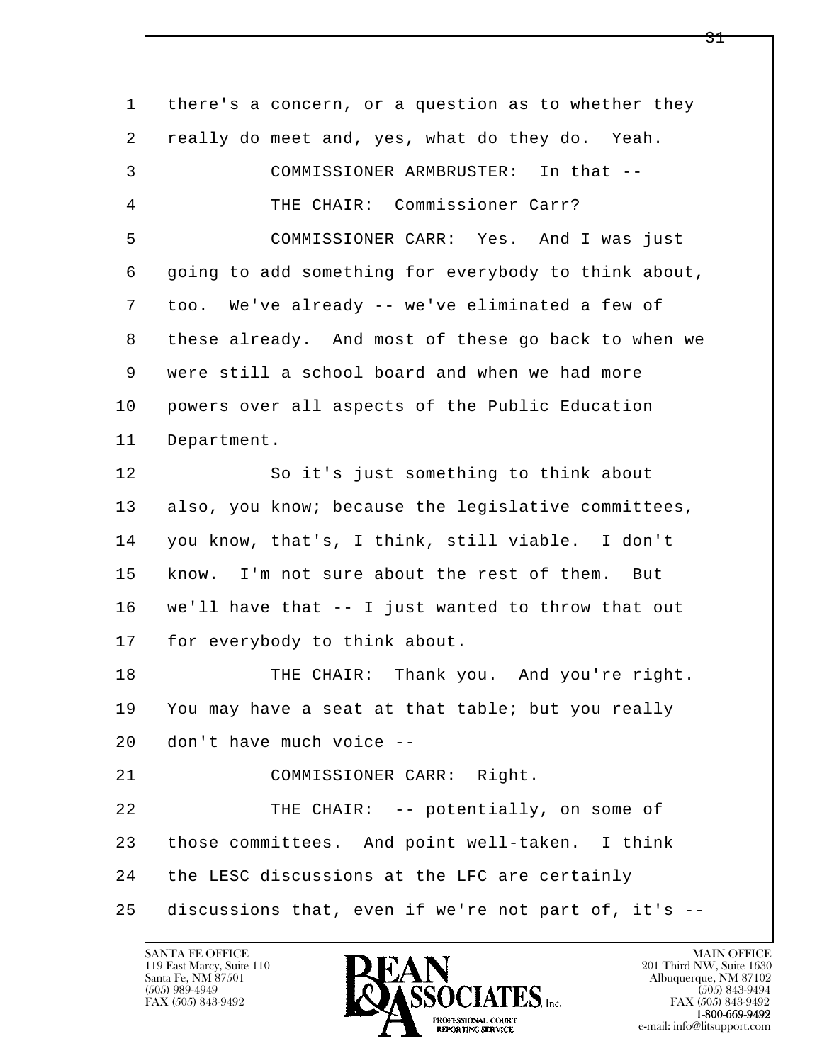there's a concern, or a question as to whether they really do meet and, yes, what do they do. Yeah.

COMMISSIONER ARMBRUSTER: In that --

THE CHAIR: Commissioner Carr?

COMMISSIONER CARR: Yes. And I was just going to add something for everybody to think about, too. We've already -- we've eliminated a few of these already. And most of these go back to when we were still a school board and when we had more powers over all aspects of the Public Education Department.

So it's just something to think about also, you know; because the legislative committees, you know, that's, I think, still viable. I don't know. I'm not sure about the rest of them. But we'll have that -- I just wanted to throw that out for everybody to think about.

THE CHAIR: Thank you. And you're right. You may have a seat at that table; but you really don't have much voice --

COMMISSIONER CARR: Right.

THE CHAIR: -- potentially, on some of those committees. And point well-taken. I think the LESC discussions at the LFC are certainly discussions that, even if we're not part of, it's --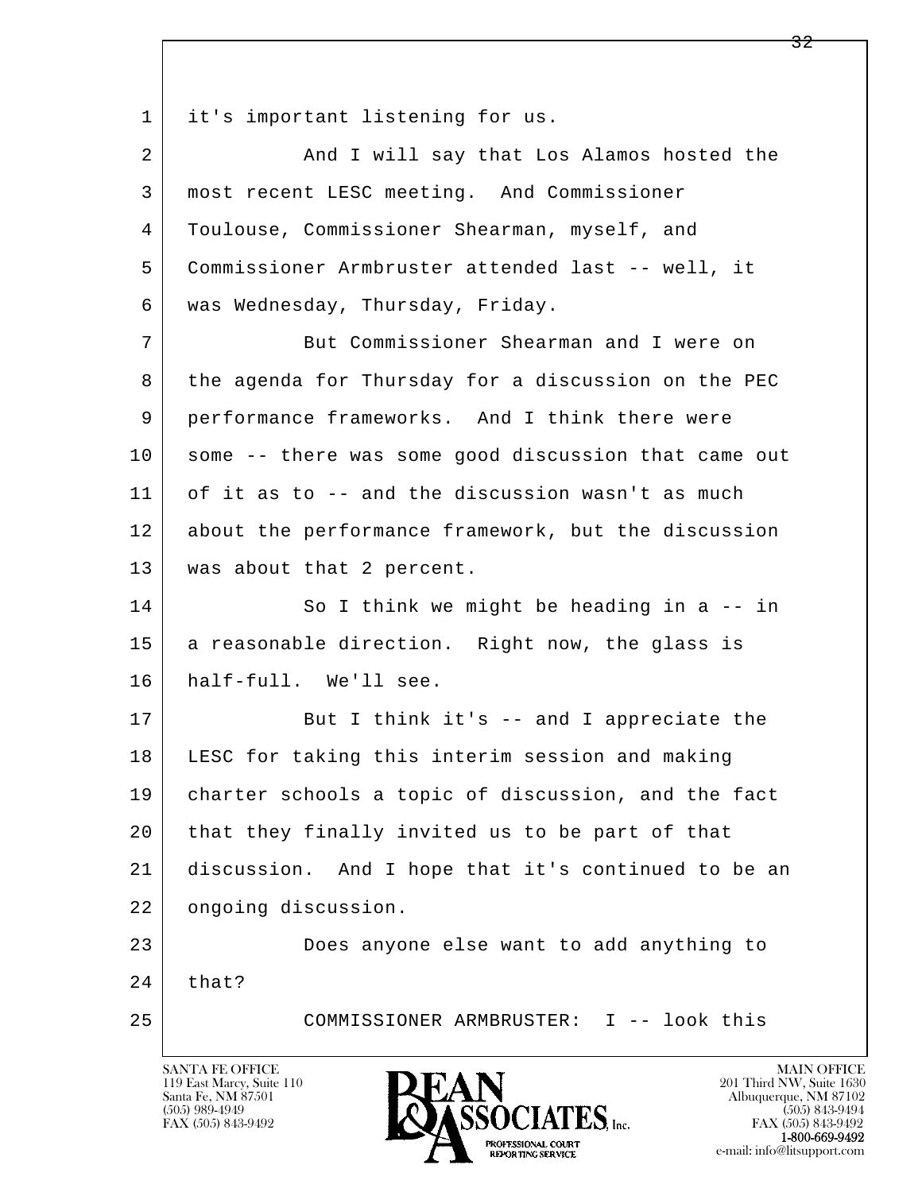it's important listening for us.

And I will say that Los Alamos hosted the most recent LESC meeting. And Commissioner Toulouse, Commissioner Shearman, myself, and Commissioner Armbruster attended last -- well, it was Wednesday, Thursday, Friday.

But Commissioner Shearman and I were on the agenda for Thursday for a discussion on the PEC performance frameworks. And I think there were some -- there was some good discussion that came out of it as to -- and the discussion wasn't as much about the performance framework, but the discussion was about that 2 percent.

So I think we might be heading in a -- in a reasonable direction. Right now, the glass is half-full. We'll see.

But I think it's -- and I appreciate the LESC for taking this interim session and making charter schools a topic of discussion, and the fact that they finally invited us to be part of that discussion. And I hope that it's continued to be an ongoing discussion.

Does anyone else want to add anything to that?

COMMISSIONER ARMBRUSTER: I -- look this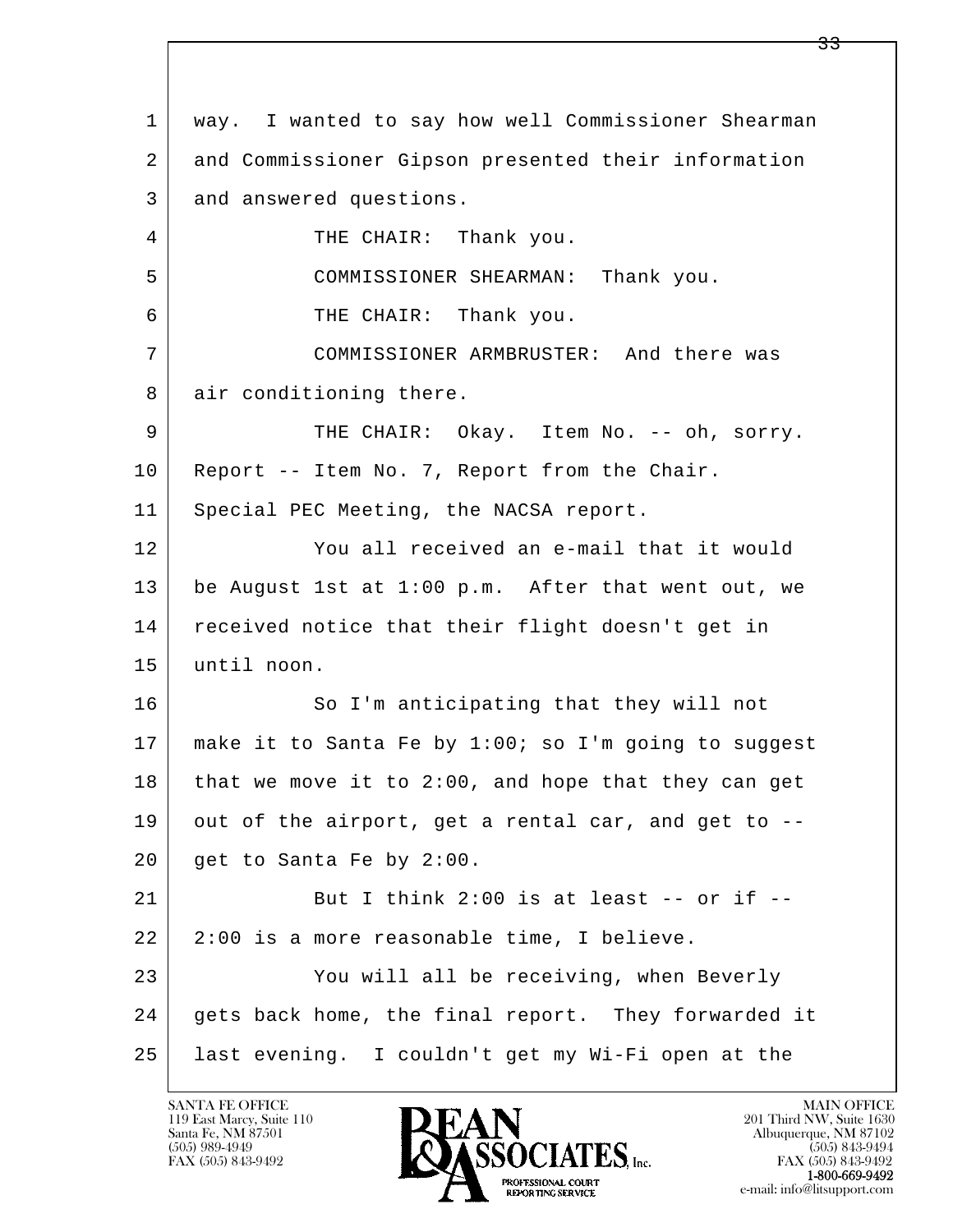1 way. I wanted to say how well Commissioner Shearman
2 and Commissioner Gipson presented their information
3 and answered questions.

4 THE CHAIR: Thank you.

5 COMMISSIONER SHEARMAN: Thank you.

6 THE CHAIR: Thank you.

7 COMMISSIONER ARMBRUSTER: And there was
8 air conditioning there.

9 THE CHAIR: Okay. Item No. -- oh, sorry.
10 Report -- Item No. 7, Report from the Chair.
11 Special PEC Meeting, the NACSA report.

12 You all received an e-mail that it would
13 be August 1st at 1:00 p.m. After that went out, we
14 received notice that their flight doesn't get in
15 until noon.

16 So I'm anticipating that they will not
17 make it to Santa Fe by 1:00; so I'm going to suggest
18 that we move it to 2:00, and hope that they can get
19 out of the airport, get a rental car, and get to --
20 get to Santa Fe by 2:00.

21 But I think 2:00 is at least -- or if --
22 2:00 is a more reasonable time, I believe.

23 You will all be receiving, when Beverly
24 gets back home, the final report. They forwarded it
25 last evening. I couldn't get my Wi-Fi open at the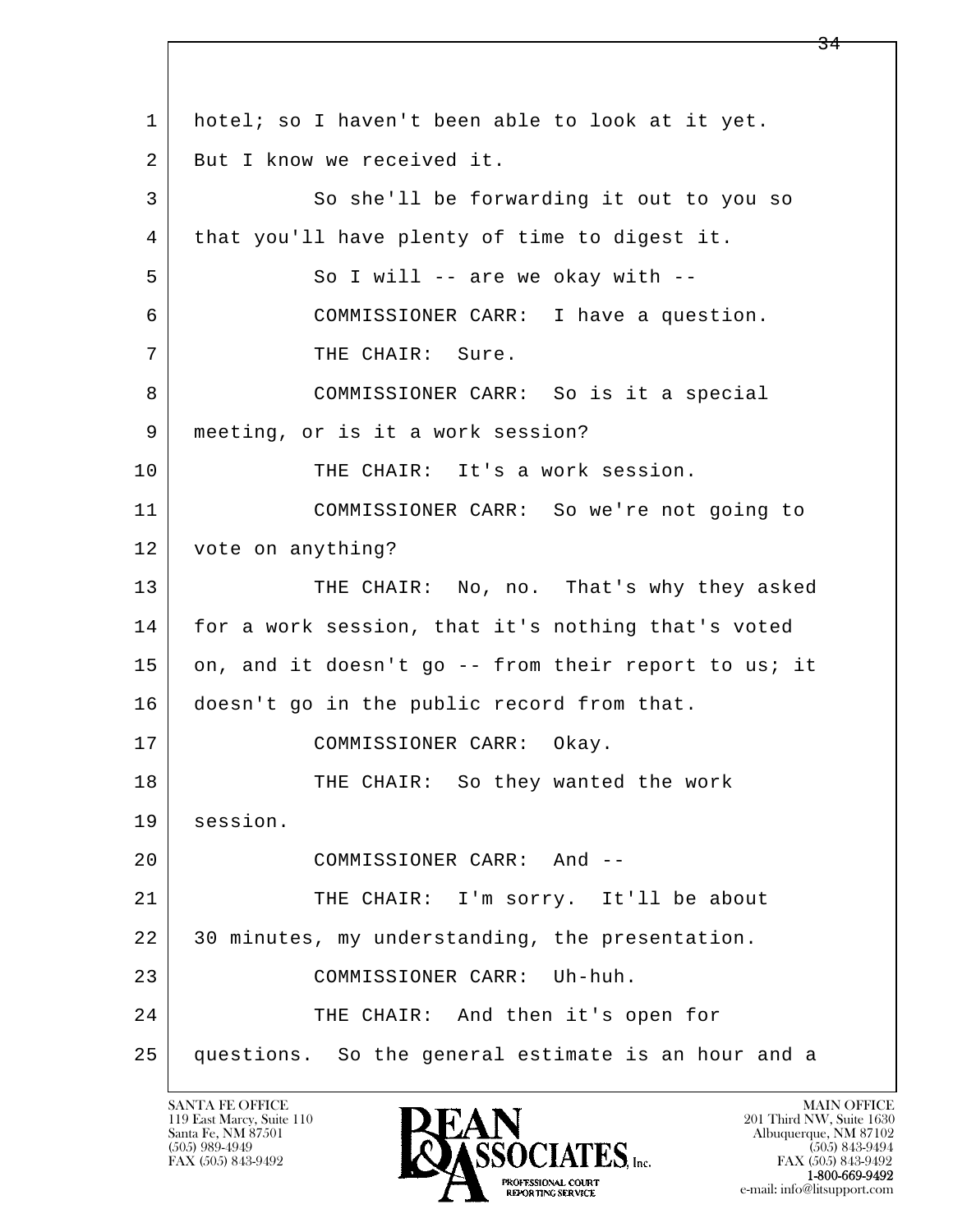hotel; so I haven't been able to look at it yet. But I know we received it.

So she'll be forwarding it out to you so that you'll have plenty of time to digest it.

So I will -- are we okay with --

COMMISSIONER CARR: I have a question.

THE CHAIR: Sure.

COMMISSIONER CARR: So is it a special meeting, or is it a work session?

THE CHAIR: It's a work session.

COMMISSIONER CARR: So we're not going to vote on anything?

THE CHAIR: No, no. That's why they asked for a work session, that it's nothing that's voted on, and it doesn't go -- from their report to us; it doesn't go in the public record from that.

COMMISSIONER CARR: Okay.

THE CHAIR: So they wanted the work session.

COMMISSIONER CARR: And --

THE CHAIR: I'm sorry. It'll be about 30 minutes, my understanding, the presentation.

COMMISSIONER CARR: Uh-huh.

THE CHAIR: And then it's open for questions. So the general estimate is an hour and a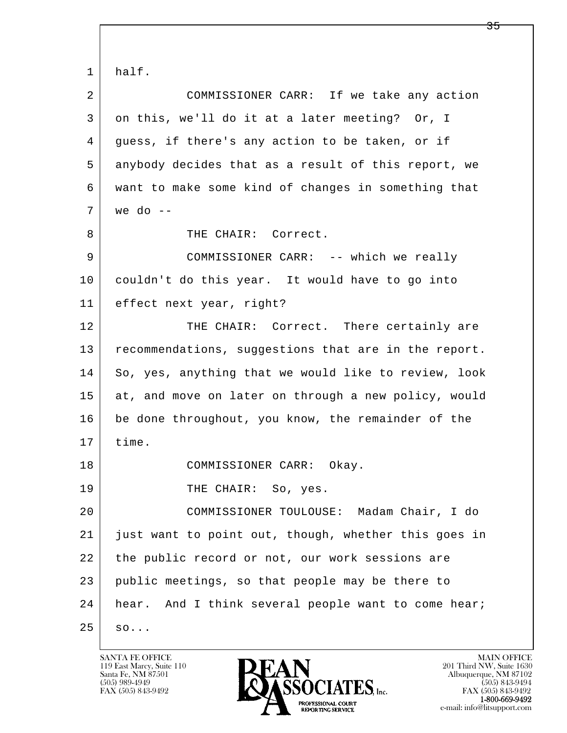1 half.

2 COMMISSIONER CARR: If we take any action
3 on this, we'll do it at a later meeting? Or, I
4 guess, if there's any action to be taken, or if
5 anybody decides that as a result of this report, we
6 want to make some kind of changes in something that
7 we do --

8 THE CHAIR: Correct.

9 COMMISSIONER CARR: -- which we really
10 couldn't do this year. It would have to go into
11 effect next year, right?

12 THE CHAIR: Correct. There certainly are
13 recommendations, suggestions that are in the report.
14 So, yes, anything that we would like to review, look
15 at, and move on later on through a new policy, would
16 be done throughout, you know, the remainder of the
17 time.

18 COMMISSIONER CARR: Okay.

19 THE CHAIR: So, yes.

20 COMMISSIONER TOULOUSE: Madam Chair, I do
21 just want to point out, though, whether this goes in
22 the public record or not, our work sessions are
23 public meetings, so that people may be there to
24 hear. And I think several people want to come hear;
25 so...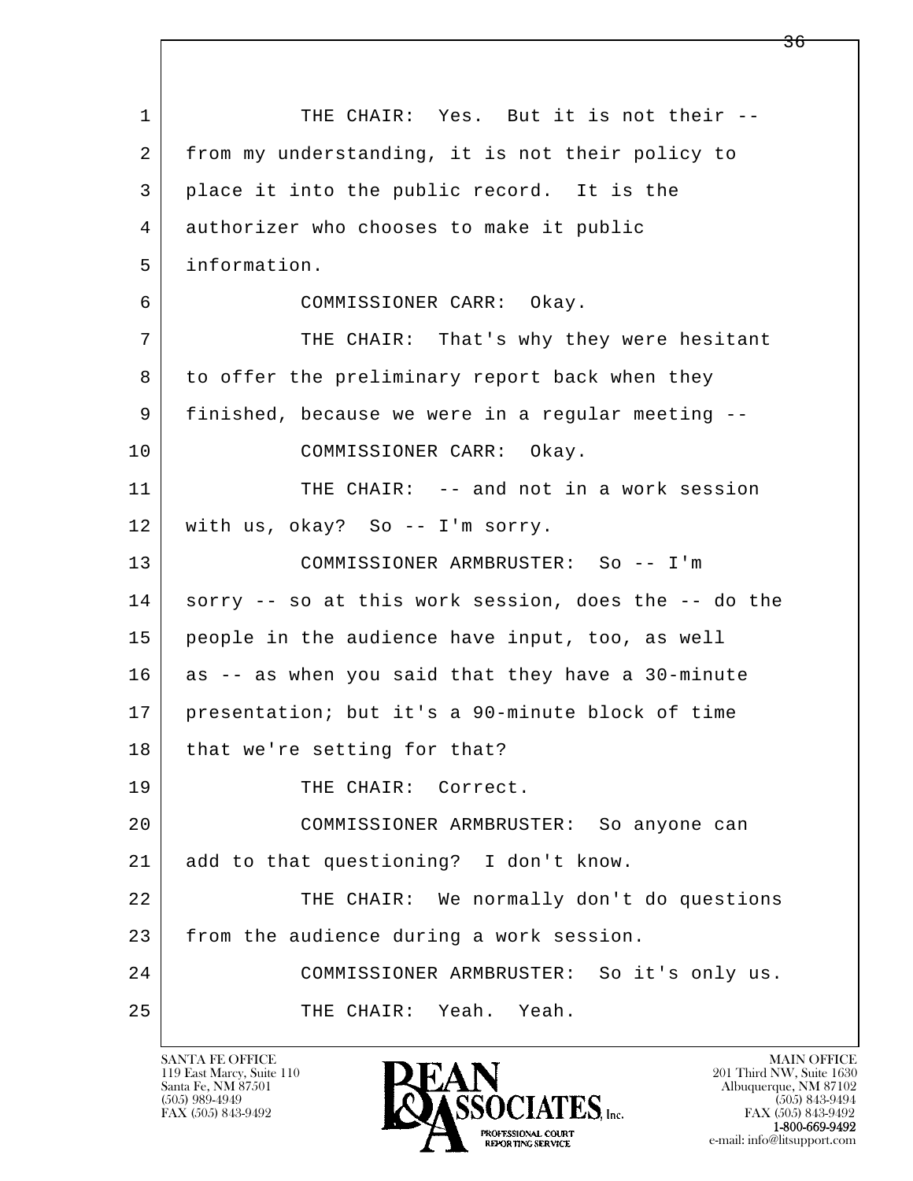THE CHAIR: Yes. But it is not their -- from my understanding, it is not their policy to place it into the public record. It is the authorizer who chooses to make it public information.

COMMISSIONER CARR: Okay.

THE CHAIR: That's why they were hesitant to offer the preliminary report back when they finished, because we were in a regular meeting --

COMMISSIONER CARR: Okay.

THE CHAIR: -- and not in a work session with us, okay? So -- I'm sorry.

COMMISSIONER ARMBRUSTER: So -- I'm sorry -- so at this work session, does the -- do the people in the audience have input, too, as well as -- as when you said that they have a 30-minute presentation; but it's a 90-minute block of time that we're setting for that?

THE CHAIR: Correct.

COMMISSIONER ARMBRUSTER: So anyone can add to that questioning? I don't know.

THE CHAIR: We normally don't do questions from the audience during a work session.

COMMISSIONER ARMBRUSTER: So it's only us.

THE CHAIR: Yeah. Yeah.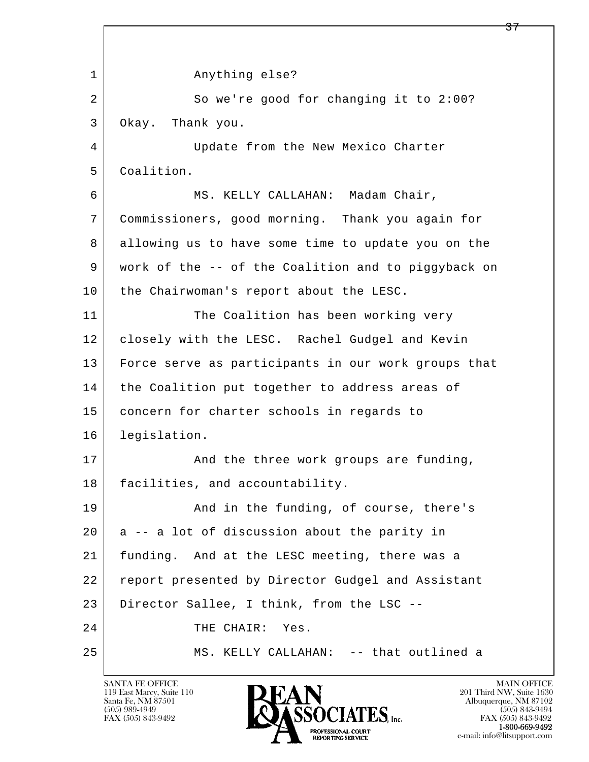Anything else?

So we're good for changing it to 2:00? Okay. Thank you.

Update from the New Mexico Charter Coalition.

MS. KELLY CALLAHAN: Madam Chair, Commissioners, good morning. Thank you again for allowing us to have some time to update you on the work of the -- of the Coalition and to piggyback on the Chairwoman's report about the LESC.

The Coalition has been working very closely with the LESC. Rachel Gudgel and Kevin Force serve as participants in our work groups that the Coalition put together to address areas of concern for charter schools in regards to legislation.

And the three work groups are funding, facilities, and accountability.

And in the funding, of course, there's a -- a lot of discussion about the parity in funding. And at the LESC meeting, there was a report presented by Director Gudgel and Assistant Director Sallee, I think, from the LSC --

THE CHAIR: Yes.

MS. KELLY CALLAHAN: -- that outlined a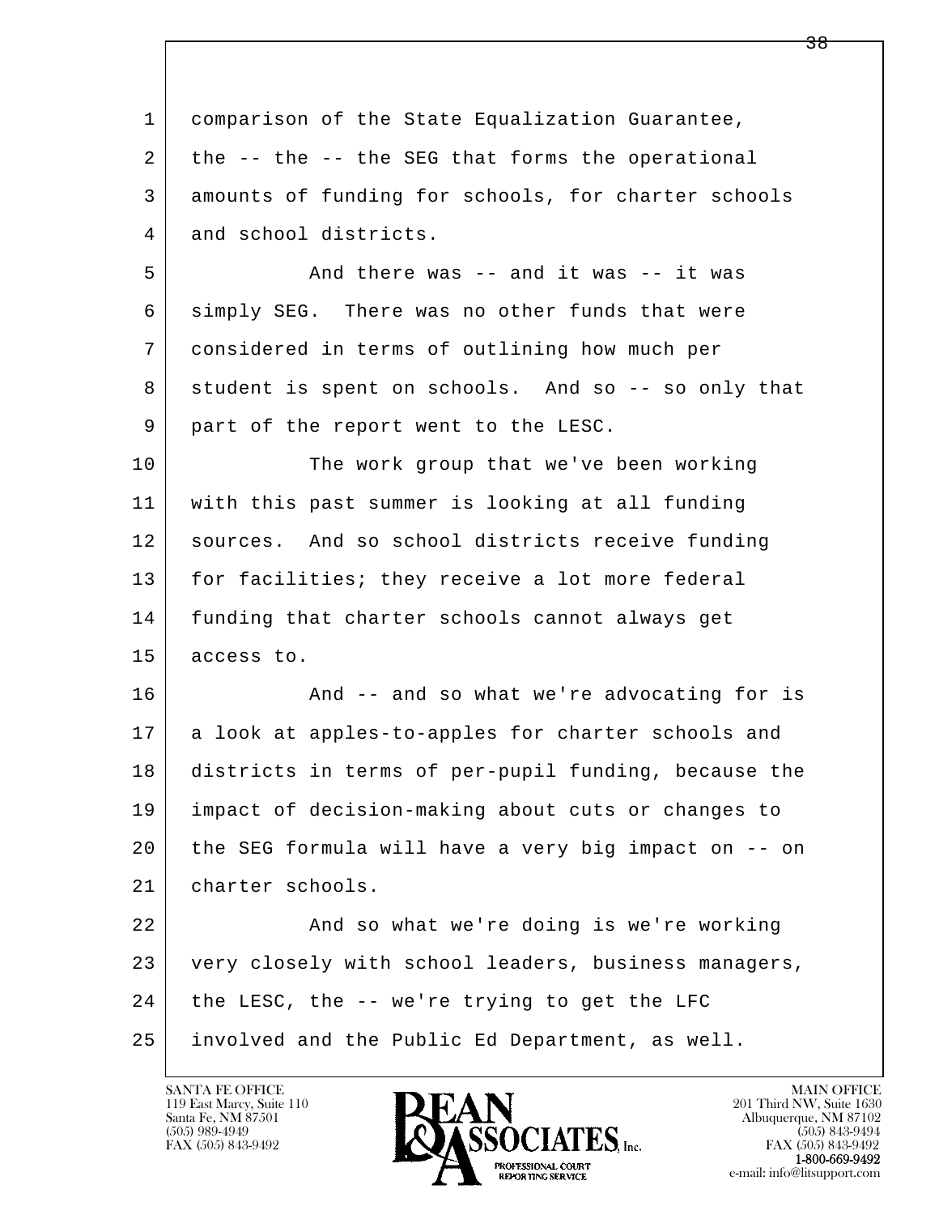1 comparison of the State Equalization Guarantee,
2 the -- the -- the SEG that forms the operational
3 amounts of funding for schools, for charter schools
4 and school districts.

5 And there was -- and it was -- it was
6 simply SEG. There was no other funds that were
7 considered in terms of outlining how much per
8 student is spent on schools. And so -- so only that
9 part of the report went to the LESC.

10 The work group that we've been working
11 with this past summer is looking at all funding
12 sources. And so school districts receive funding
13 for facilities; they receive a lot more federal
14 funding that charter schools cannot always get
15 access to.

16 And -- and so what we're advocating for is
17 a look at apples-to-apples for charter schools and
18 districts in terms of per-pupil funding, because the
19 impact of decision-making about cuts or changes to
20 the SEG formula will have a very big impact on -- on
21 charter schools.

22 And so what we're doing is we're working
23 very closely with school leaders, business managers,
24 the LESC, the -- we're trying to get the LFC
25 involved and the Public Ed Department, as well.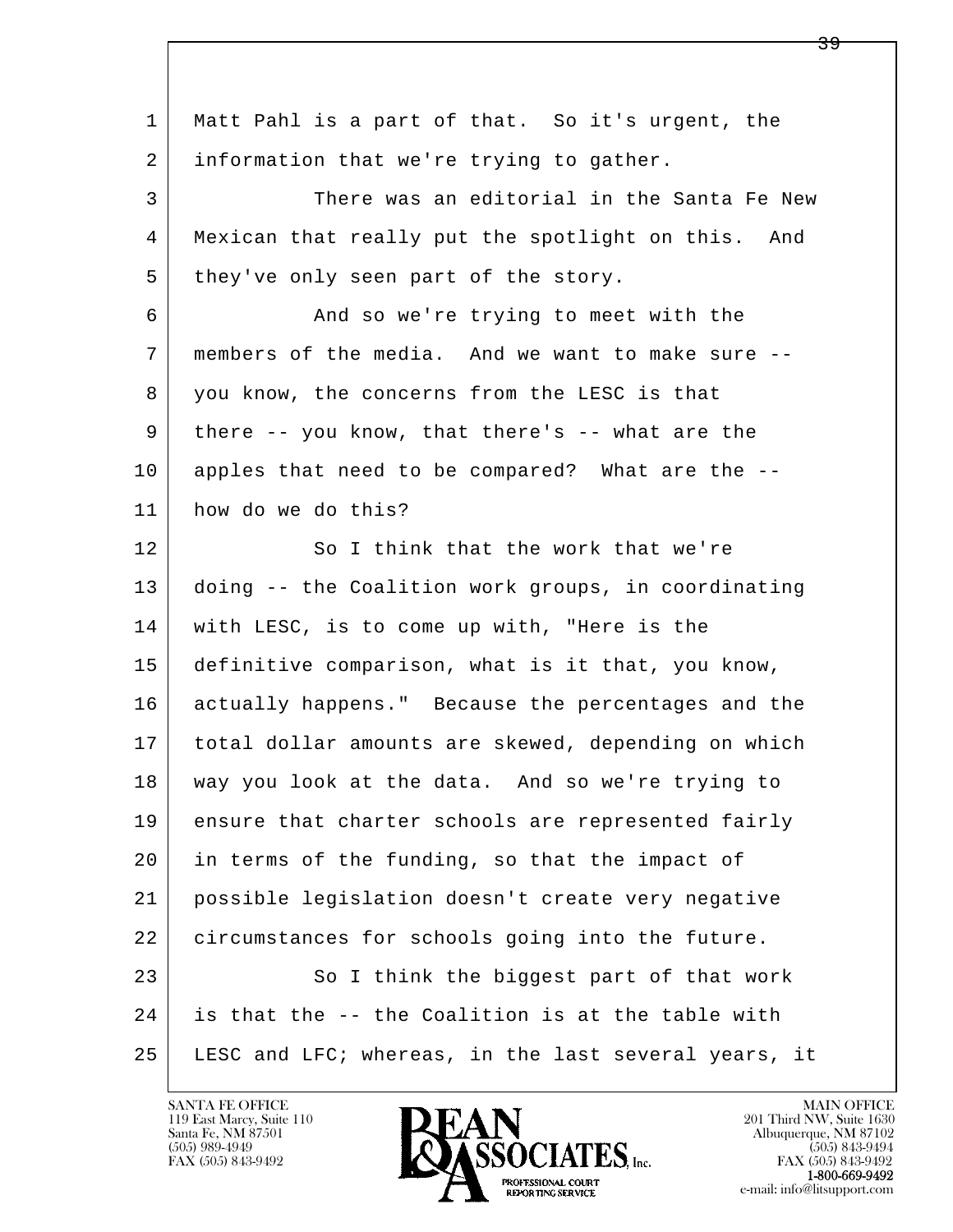1 Matt Pahl is a part of that. So it's urgent, the
2 information that we're trying to gather.
3 There was an editorial in the Santa Fe New
4 Mexican that really put the spotlight on this. And
5 they've only seen part of the story.
6 And so we're trying to meet with the
7 members of the media. And we want to make sure --
8 you know, the concerns from the LESC is that
9 there -- you know, that there's -- what are the
10 apples that need to be compared? What are the --
11 how do we do this?
12 So I think that the work that we're
13 doing -- the Coalition work groups, in coordinating
14 with LESC, is to come up with, "Here is the
15 definitive comparison, what is it that, you know,
16 actually happens." Because the percentages and the
17 total dollar amounts are skewed, depending on which
18 way you look at the data. And so we're trying to
19 ensure that charter schools are represented fairly
20 in terms of the funding, so that the impact of
21 possible legislation doesn't create very negative
22 circumstances for schools going into the future.
23 So I think the biggest part of that work
24 is that the -- the Coalition is at the table with
25 LESC and LFC; whereas, in the last several years, it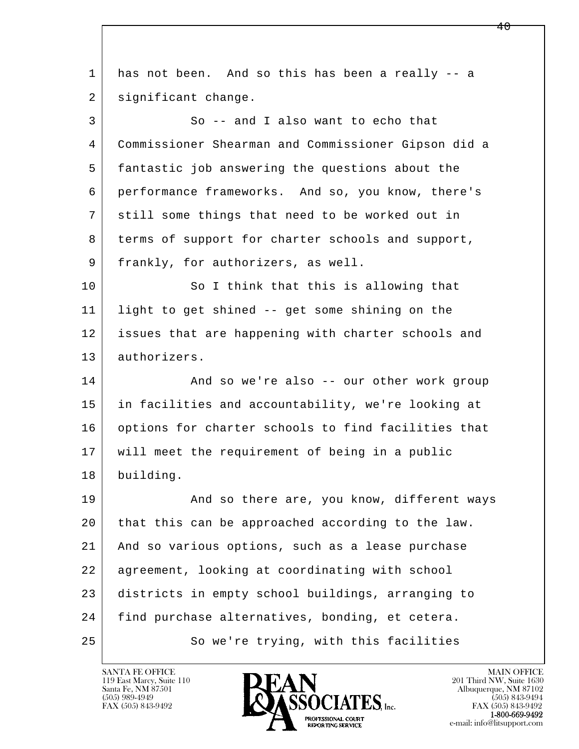has not been. And so this has been a really -- a significant change.

So -- and I also want to echo that Commissioner Shearman and Commissioner Gipson did a fantastic job answering the questions about the performance frameworks. And so, you know, there's still some things that need to be worked out in terms of support for charter schools and support, frankly, for authorizers, as well.

So I think that this is allowing that light to get shined -- get some shining on the issues that are happening with charter schools and authorizers.

And so we're also -- our other work group in facilities and accountability, we're looking at options for charter schools to find facilities that will meet the requirement of being in a public building.

And so there are, you know, different ways that this can be approached according to the law. And so various options, such as a lease purchase agreement, looking at coordinating with school districts in empty school buildings, arranging to find purchase alternatives, bonding, et cetera.

So we're trying, with this facilities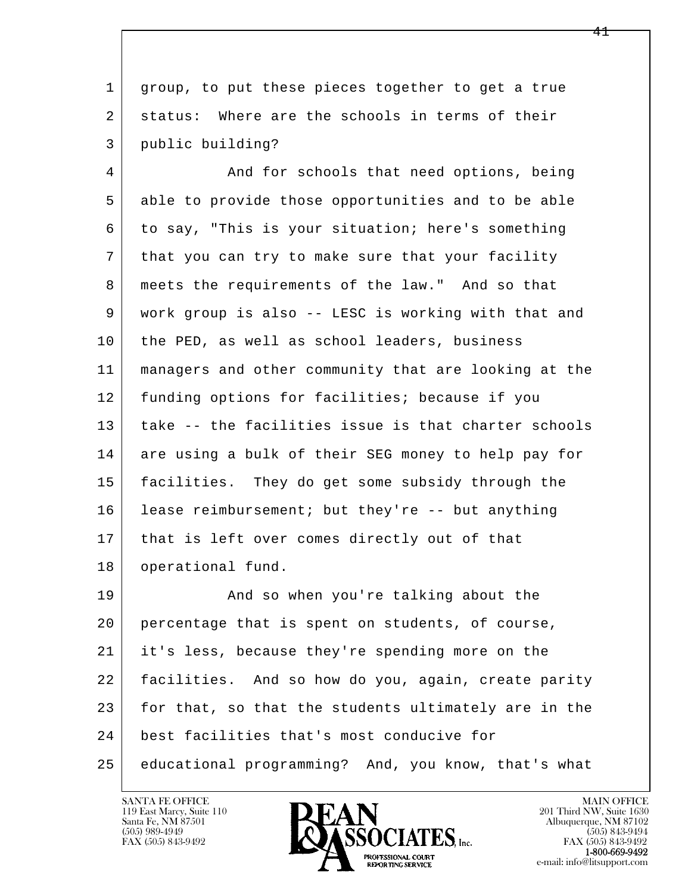group, to put these pieces together to get a true status:  Where are the schools in terms of their public building?

And for schools that need options, being able to provide those opportunities and to be able to say, "This is your situation; here's something that you can try to make sure that your facility meets the requirements of the law."  And so that work group is also -- LESC is working with that and the PED, as well as school leaders, business managers and other community that are looking at the funding options for facilities; because if you take -- the facilities issue is that charter schools are using a bulk of their SEG money to help pay for facilities.  They do get some subsidy through the lease reimbursement; but they're -- but anything that is left over comes directly out of that operational fund.

And so when you're talking about the percentage that is spent on students, of course, it's less, because they're spending more on the facilities.  And so how do you, again, create parity for that, so that the students ultimately are in the best facilities that's most conducive for educational programming?  And, you know, that's what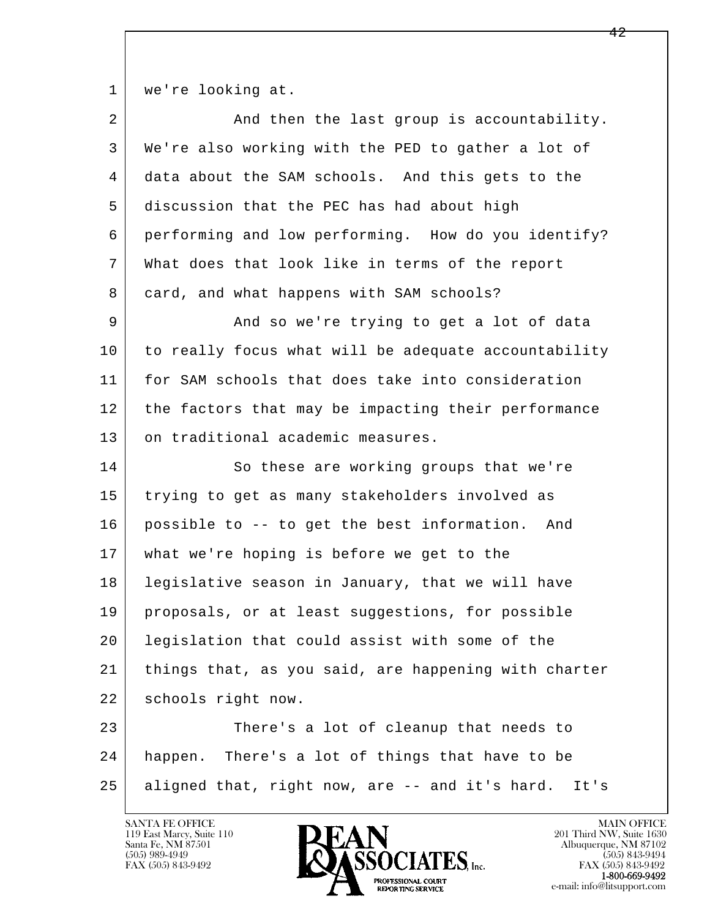1 we're looking at.

2 And then the last group is accountability.

3 We're also working with the PED to gather a lot of

4 data about the SAM schools. And this gets to the

5 discussion that the PEC has had about high

6 performing and low performing. How do you identify?

7 What does that look like in terms of the report

8 card, and what happens with SAM schools?

9 And so we're trying to get a lot of data

10 to really focus what will be adequate accountability

11 for SAM schools that does take into consideration

12 the factors that may be impacting their performance

13 on traditional academic measures.

14 So these are working groups that we're

15 trying to get as many stakeholders involved as

16 possible to -- to get the best information. And

17 what we're hoping is before we get to the

18 legislative season in January, that we will have

19 proposals, or at least suggestions, for possible

20 legislation that could assist with some of the

21 things that, as you said, are happening with charter

22 schools right now.

23 There's a lot of cleanup that needs to

24 happen. There's a lot of things that have to be

25 aligned that, right now, are -- and it's hard. It's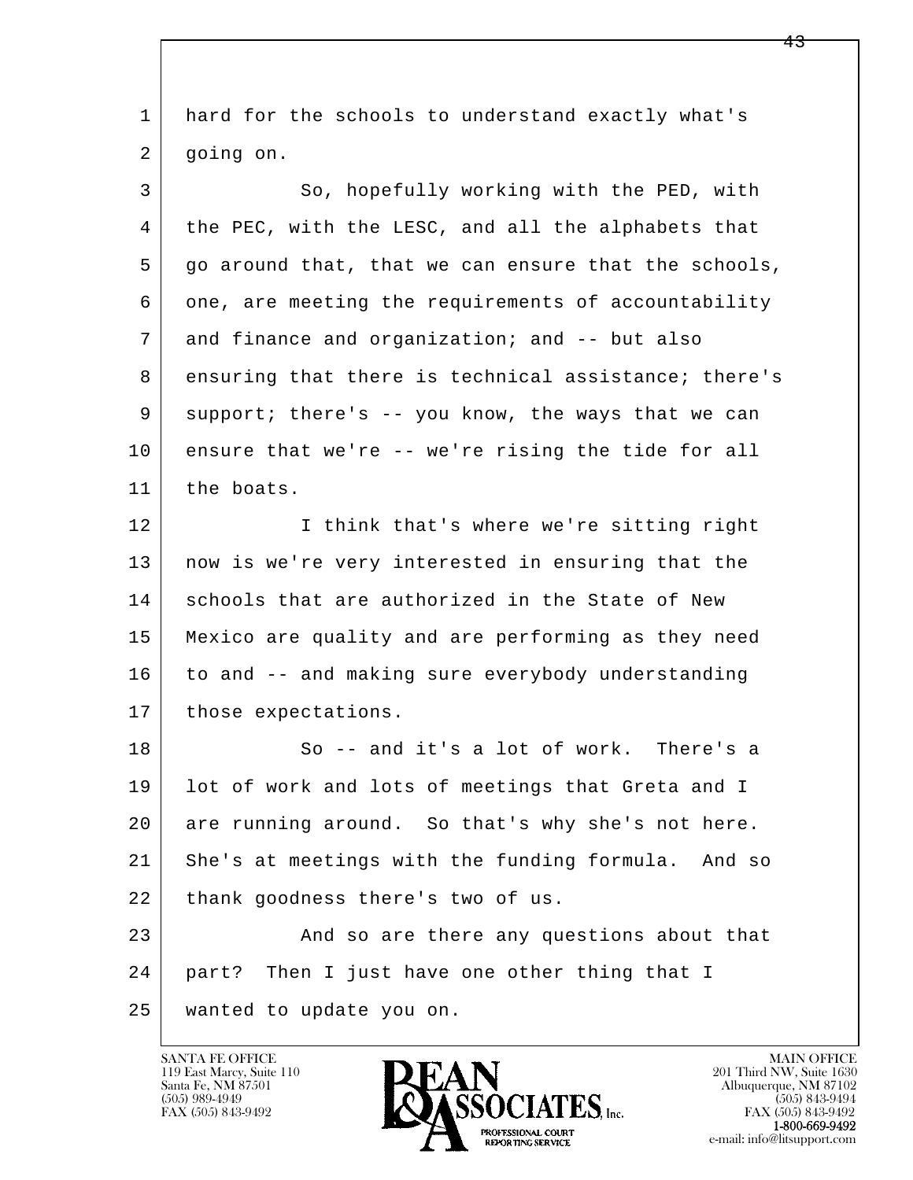1 hard for the schools to understand exactly what's
2 going on.

3 So, hopefully working with the PED, with
4 the PEC, with the LESC, and all the alphabets that
5 go around that, that we can ensure that the schools,
6 one, are meeting the requirements of accountability
7 and finance and organization; and -- but also
8 ensuring that there is technical assistance; there's
9 support; there's -- you know, the ways that we can
10 ensure that we're -- we're rising the tide for all
11 the boats.

12 I think that's where we're sitting right
13 now is we're very interested in ensuring that the
14 schools that are authorized in the State of New
15 Mexico are quality and are performing as they need
16 to and -- and making sure everybody understanding
17 those expectations.

18 So -- and it's a lot of work. There's a
19 lot of work and lots of meetings that Greta and I
20 are running around. So that's why she's not here.
21 She's at meetings with the funding formula. And so
22 thank goodness there's two of us.

23 And so are there any questions about that
24 part? Then I just have one other thing that I
25 wanted to update you on.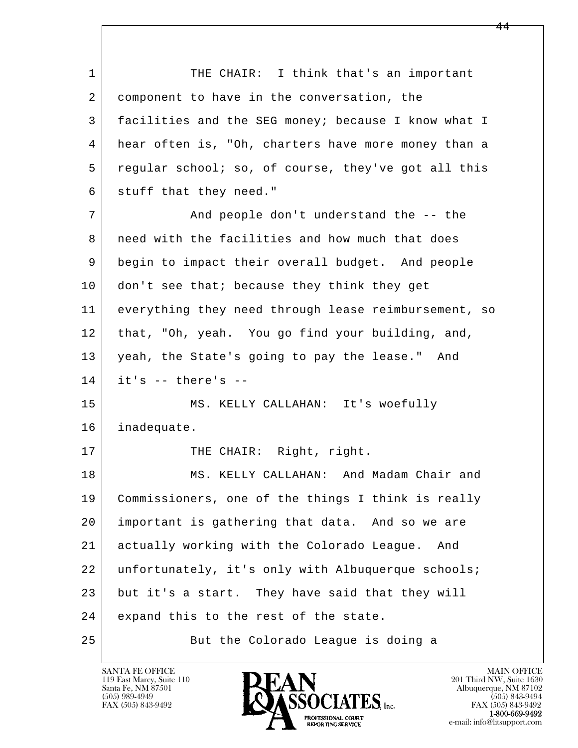THE CHAIR: I think that's an important component to have in the conversation, the facilities and the SEG money; because I know what I hear often is, "Oh, charters have more money than a regular school; so, of course, they've got all this stuff that they need."

And people don't understand the -- the need with the facilities and how much that does begin to impact their overall budget. And people don't see that; because they think they get everything they need through lease reimbursement, so that, "Oh, yeah. You go find your building, and, yeah, the State's going to pay the lease." And it's -- there's --

MS. KELLY CALLAHAN: It's woefully inadequate.

THE CHAIR: Right, right.

MS. KELLY CALLAHAN: And Madam Chair and Commissioners, one of the things I think is really important is gathering that data. And so we are actually working with the Colorado League. And unfortunately, it's only with Albuquerque schools; but it's a start. They have said that they will expand this to the rest of the state.

But the Colorado League is doing a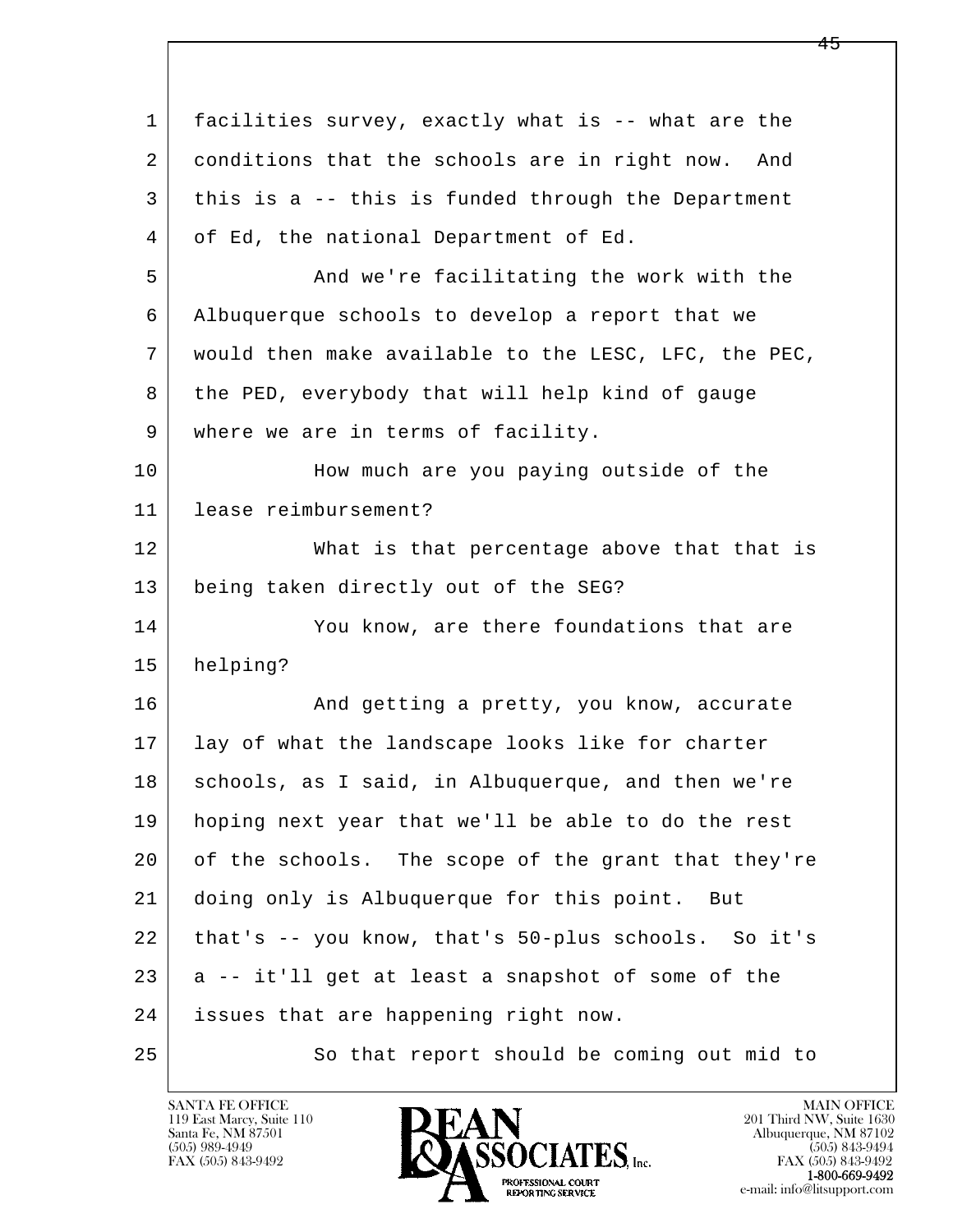1 facilities survey, exactly what is -- what are the
2 conditions that the schools are in right now. And
3 this is a -- this is funded through the Department
4 of Ed, the national Department of Ed.

5 And we're facilitating the work with the
6 Albuquerque schools to develop a report that we
7 would then make available to the LESC, LFC, the PEC,
8 the PED, everybody that will help kind of gauge
9 where we are in terms of facility.

10 How much are you paying outside of the
11 lease reimbursement?

12 What is that percentage above that that is
13 being taken directly out of the SEG?

14 You know, are there foundations that are
15 helping?

16 And getting a pretty, you know, accurate
17 lay of what the landscape looks like for charter
18 schools, as I said, in Albuquerque, and then we're
19 hoping next year that we'll be able to do the rest
20 of the schools. The scope of the grant that they're
21 doing only is Albuquerque for this point. But
22 that's -- you know, that's 50-plus schools. So it's
23 a -- it'll get at least a snapshot of some of the
24 issues that are happening right now.

25 So that report should be coming out mid to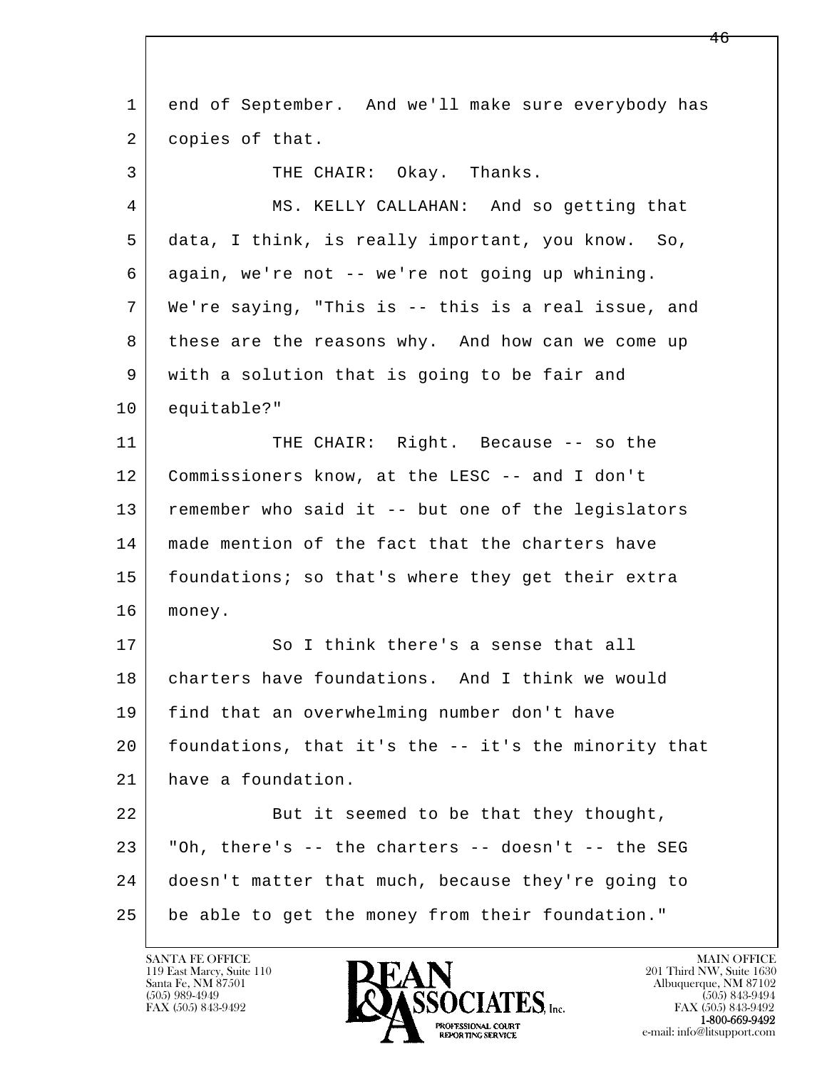1 end of September. And we'll make sure everybody has
2 copies of that.
3 THE CHAIR: Okay. Thanks.
4 MS. KELLY CALLAHAN: And so getting that
5 data, I think, is really important, you know. So,
6 again, we're not -- we're not going up whining.
7 We're saying, "This is -- this is a real issue, and
8 these are the reasons why. And how can we come up
9 with a solution that is going to be fair and
10 equitable?"
11 THE CHAIR: Right. Because -- so the
12 Commissioners know, at the LESC -- and I don't
13 remember who said it -- but one of the legislators
14 made mention of the fact that the charters have
15 foundations; so that's where they get their extra
16 money.
17 So I think there's a sense that all
18 charters have foundations. And I think we would
19 find that an overwhelming number don't have
20 foundations, that it's the -- it's the minority that
21 have a foundation.
22 But it seemed to be that they thought,
23 "Oh, there's -- the charters -- doesn't -- the SEG
24 doesn't matter that much, because they're going to
25 be able to get the money from their foundation."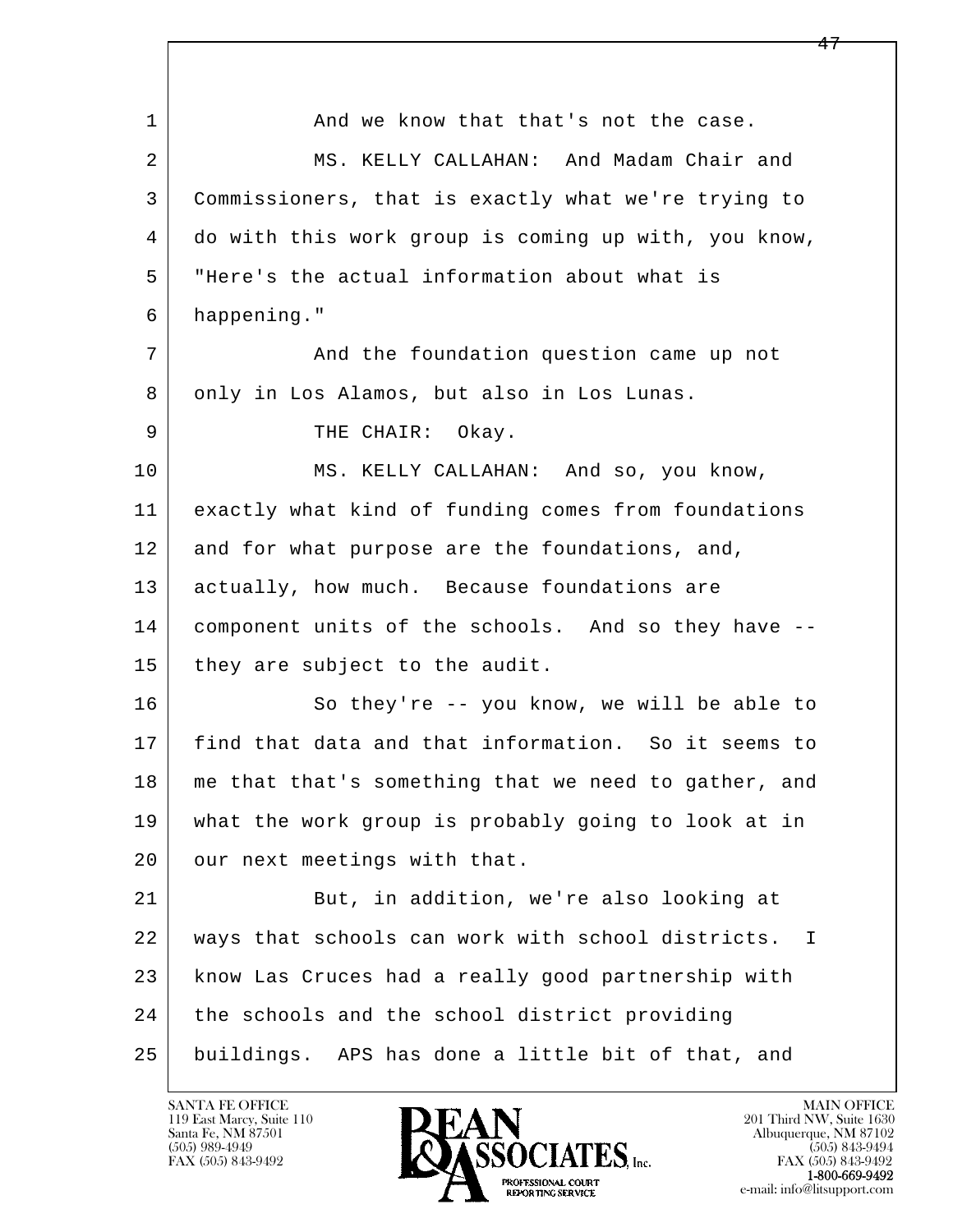1 And we know that that's not the case.

2 MS. KELLY CALLAHAN: And Madam Chair and

3 Commissioners, that is exactly what we're trying to

4 do with this work group is coming up with, you know,

5 "Here's the actual information about what is

6 happening."

7 And the foundation question came up not

8 only in Los Alamos, but also in Los Lunas.

9 THE CHAIR: Okay.

10 MS. KELLY CALLAHAN: And so, you know,

11 exactly what kind of funding comes from foundations

12 and for what purpose are the foundations, and,

13 actually, how much. Because foundations are

14 component units of the schools. And so they have --

15 they are subject to the audit.

16 So they're -- you know, we will be able to

17 find that data and that information. So it seems to

18 me that that's something that we need to gather, and

19 what the work group is probably going to look at in

20 our next meetings with that.

21 But, in addition, we're also looking at

22 ways that schools can work with school districts. I

23 know Las Cruces had a really good partnership with

24 the schools and the school district providing

25 buildings. APS has done a little bit of that, and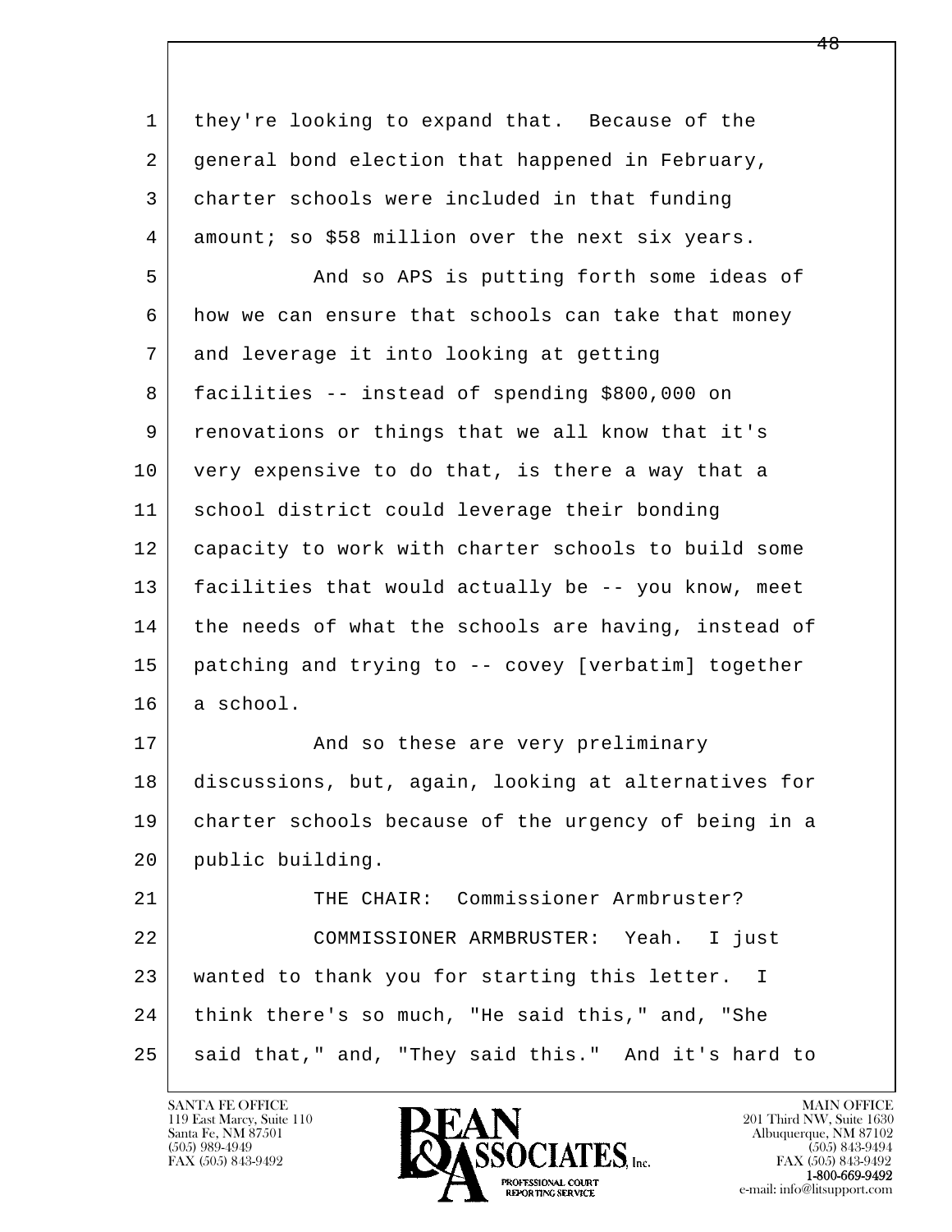1 they're looking to expand that. Because of the
2 general bond election that happened in February,
3 charter schools were included in that funding
4 amount; so $58 million over the next six years.

5 And so APS is putting forth some ideas of
6 how we can ensure that schools can take that money
7 and leverage it into looking at getting
8 facilities -- instead of spending $800,000 on
9 renovations or things that we all know that it's
10 very expensive to do that, is there a way that a
11 school district could leverage their bonding
12 capacity to work with charter schools to build some
13 facilities that would actually be -- you know, meet
14 the needs of what the schools are having, instead of
15 patching and trying to -- covey [verbatim] together
16 a school.

17 And so these are very preliminary
18 discussions, but, again, looking at alternatives for
19 charter schools because of the urgency of being in a
20 public building.

21 THE CHAIR: Commissioner Armbruster?

22 COMMISSIONER ARMBRUSTER: Yeah. I just
23 wanted to thank you for starting this letter. I
24 think there's so much, "He said this," and, "She
25 said that," and, "They said this." And it's hard to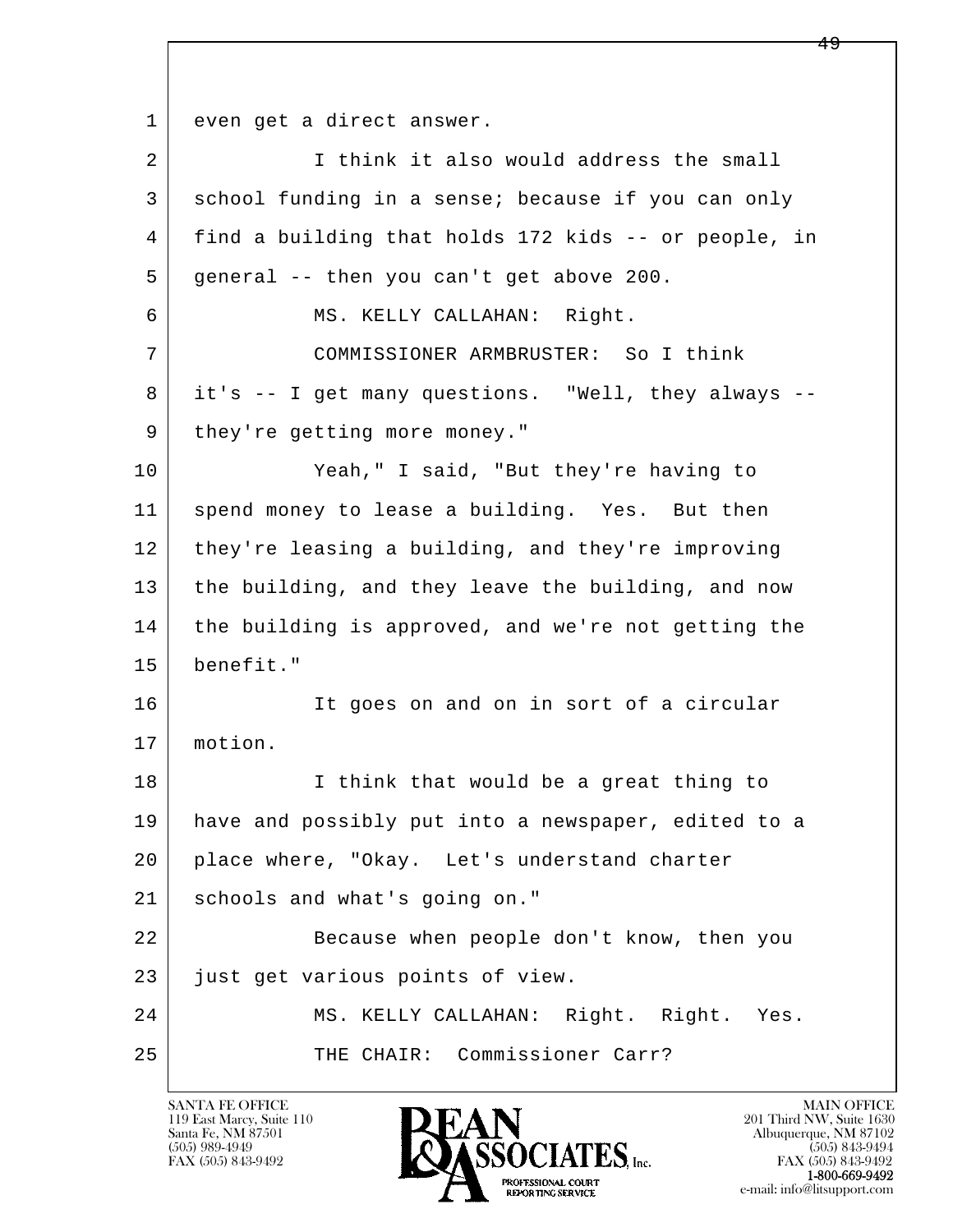even get a direct answer.

I think it also would address the small school funding in a sense; because if you can only find a building that holds 172 kids -- or people, in general -- then you can't get above 200.

MS. KELLY CALLAHAN: Right.

COMMISSIONER ARMBRUSTER: So I think it's -- I get many questions. "Well, they always -- they're getting more money."

Yeah," I said, "But they're having to spend money to lease a building. Yes. But then they're leasing a building, and they're improving the building, and they leave the building, and now the building is approved, and we're not getting the benefit."

It goes on and on in sort of a circular motion.

I think that would be a great thing to have and possibly put into a newspaper, edited to a place where, "Okay. Let's understand charter schools and what's going on."

Because when people don't know, then you just get various points of view.

MS. KELLY CALLAHAN: Right. Right. Yes.

THE CHAIR: Commissioner Carr?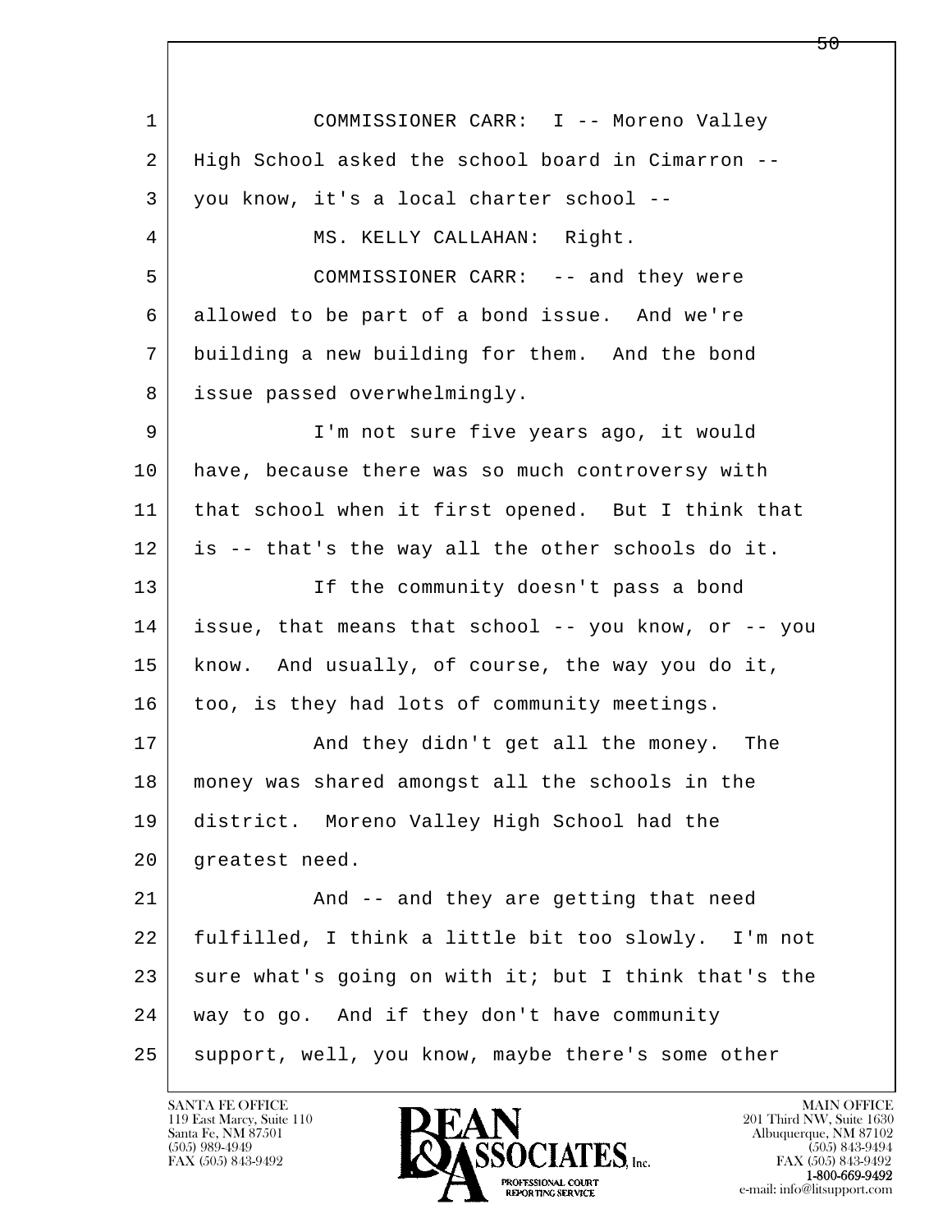COMMISSIONER CARR: I -- Moreno Valley High School asked the school board in Cimarron -- you know, it's a local charter school --

MS. KELLY CALLAHAN: Right.

COMMISSIONER CARR: -- and they were allowed to be part of a bond issue. And we're building a new building for them. And the bond issue passed overwhelmingly.

I'm not sure five years ago, it would have, because there was so much controversy with that school when it first opened. But I think that is -- that's the way all the other schools do it.

If the community doesn't pass a bond issue, that means that school -- you know, or -- you know. And usually, of course, the way you do it, too, is they had lots of community meetings.

And they didn't get all the money. The money was shared amongst all the schools in the district. Moreno Valley High School had the greatest need.

And -- and they are getting that need fulfilled, I think a little bit too slowly. I'm not sure what's going on with it; but I think that's the way to go. And if they don't have community support, well, you know, maybe there's some other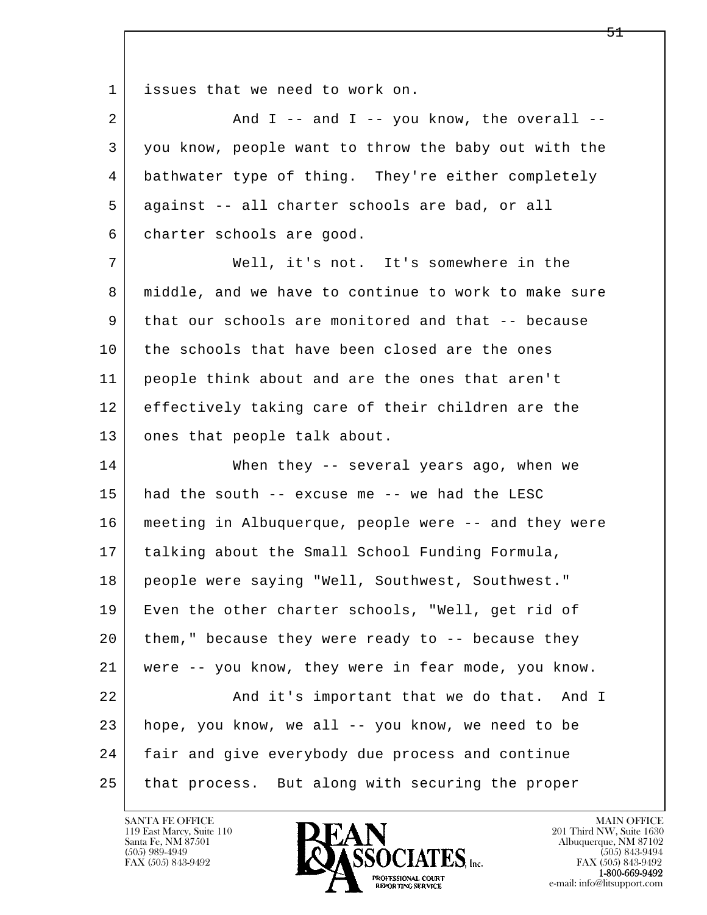1 issues that we need to work on.

2 And I -- and I -- you know, the overall --

3 you know, people want to throw the baby out with the

4 bathwater type of thing. They're either completely

5 against -- all charter schools are bad, or all

6 charter schools are good.

7 Well, it's not. It's somewhere in the

8 middle, and we have to continue to work to make sure

9 that our schools are monitored and that -- because

10 the schools that have been closed are the ones

11 people think about and are the ones that aren't

12 effectively taking care of their children are the

13 ones that people talk about.

14 When they -- several years ago, when we

15 had the south -- excuse me -- we had the LESC

16 meeting in Albuquerque, people were -- and they were

17 talking about the Small School Funding Formula,

18 people were saying "Well, Southwest, Southwest."

19 Even the other charter schools, "Well, get rid of

20 them," because they were ready to -- because they

21 were -- you know, they were in fear mode, you know.

22 And it's important that we do that. And I

23 hope, you know, we all -- you know, we need to be

24 fair and give everybody due process and continue

25 that process. But along with securing the proper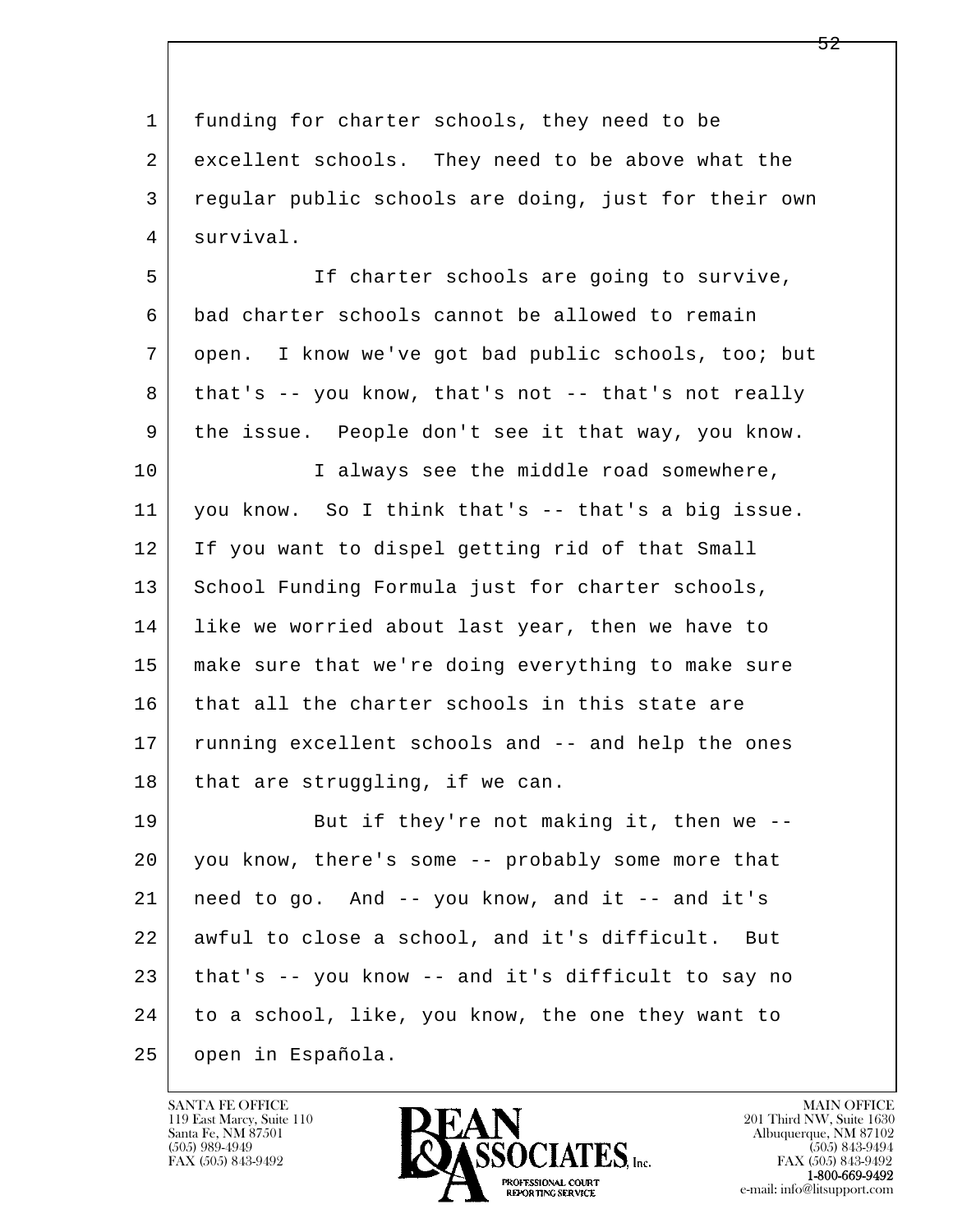funding for charter schools, they need to be excellent schools. They need to be above what the regular public schools are doing, just for their own survival.

If charter schools are going to survive, bad charter schools cannot be allowed to remain open. I know we've got bad public schools, too; but that's -- you know, that's not -- that's not really the issue. People don't see it that way, you know.

I always see the middle road somewhere, you know. So I think that's -- that's a big issue. If you want to dispel getting rid of that Small School Funding Formula just for charter schools, like we worried about last year, then we have to make sure that we're doing everything to make sure that all the charter schools in this state are running excellent schools and -- and help the ones that are struggling, if we can.

But if they're not making it, then we -- you know, there's some -- probably some more that need to go. And -- you know, and it -- and it's awful to close a school, and it's difficult. But that's -- you know -- and it's difficult to say no to a school, like, you know, the one they want to open in Española.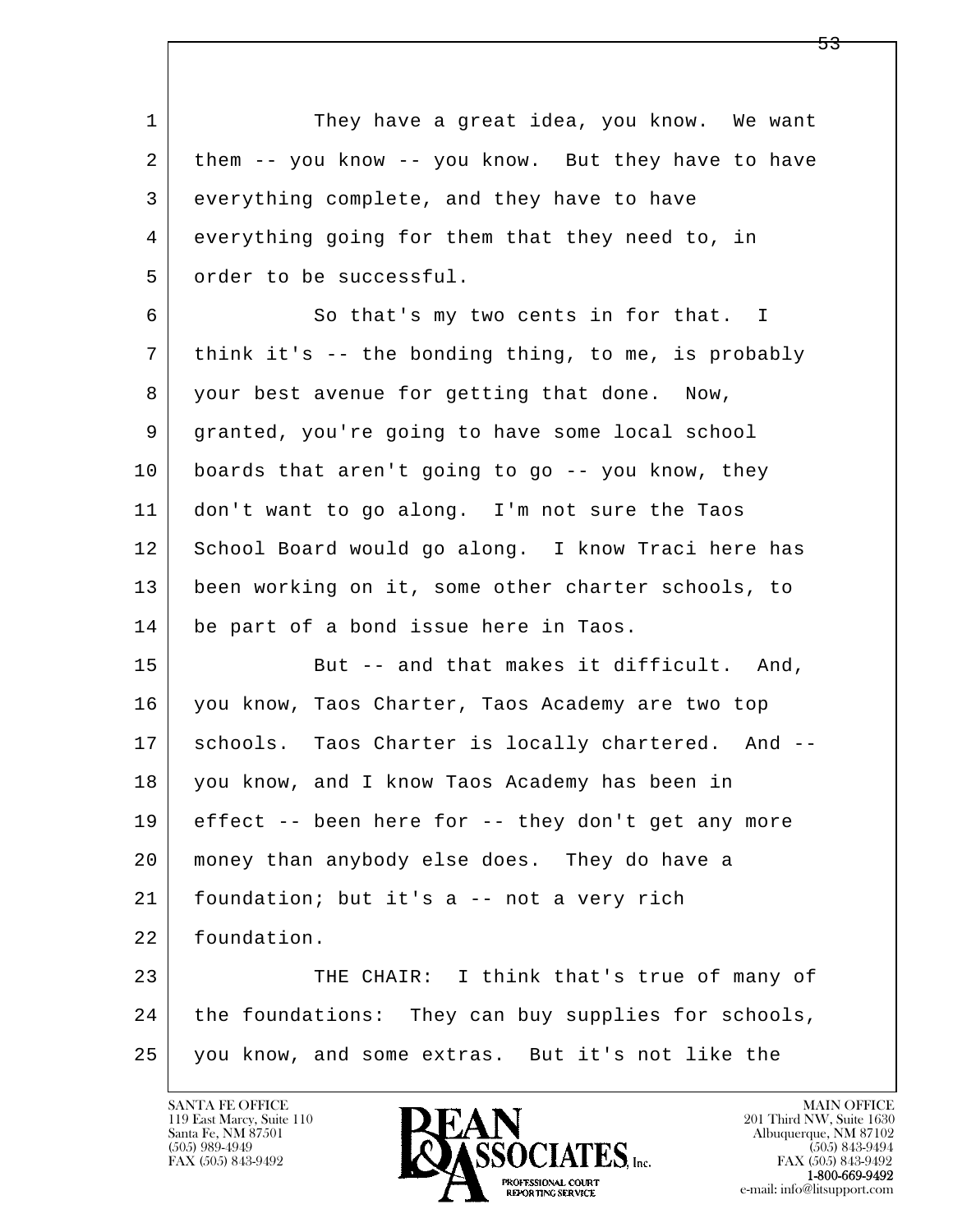1 They have a great idea, you know. We want
2 them -- you know -- you know. But they have to have
3 everything complete, and they have to have
4 everything going for them that they need to, in
5 order to be successful.

6 So that's my two cents in for that. I
7 think it's -- the bonding thing, to me, is probably
8 your best avenue for getting that done. Now,
9 granted, you're going to have some local school
10 boards that aren't going to go -- you know, they
11 don't want to go along. I'm not sure the Taos
12 School Board would go along. I know Traci here has
13 been working on it, some other charter schools, to
14 be part of a bond issue here in Taos.

15 But -- and that makes it difficult. And,
16 you know, Taos Charter, Taos Academy are two top
17 schools. Taos Charter is locally chartered. And --
18 you know, and I know Taos Academy has been in
19 effect -- been here for -- they don't get any more
20 money than anybody else does. They do have a
21 foundation; but it's a -- not a very rich
22 foundation.

23 THE CHAIR: I think that's true of many of
24 the foundations: They can buy supplies for schools,
25 you know, and some extras. But it's not like the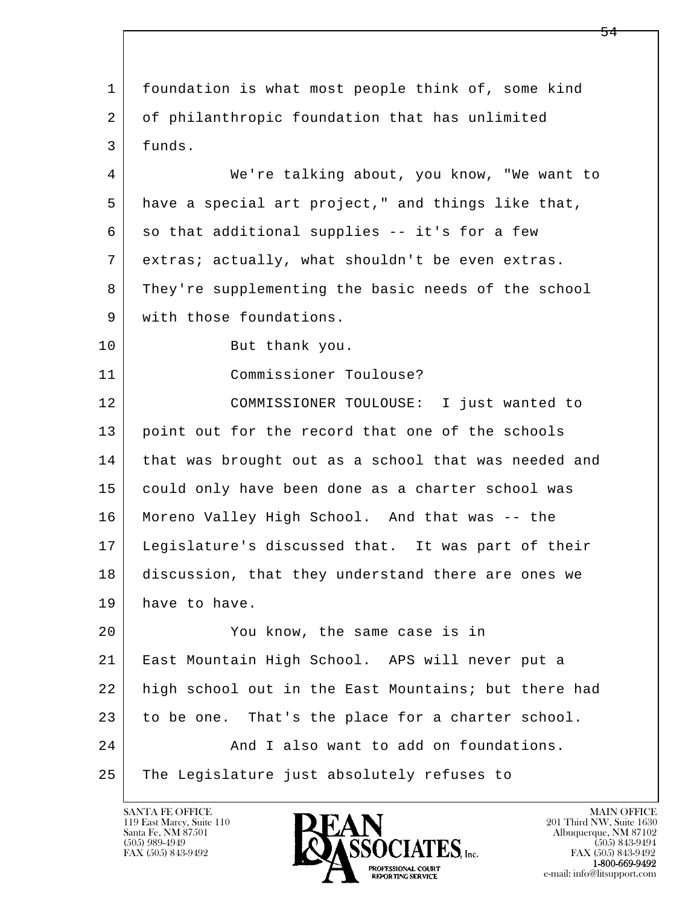1 foundation is what most people think of, some kind
2 of philanthropic foundation that has unlimited
3 funds.

4 We're talking about, you know, "We want to
5 have a special art project," and things like that,
6 so that additional supplies -- it's for a few
7 extras; actually, what shouldn't be even extras.
8 They're supplementing the basic needs of the school
9 with those foundations.

10 But thank you.

11 Commissioner Toulouse?

12 COMMISSIONER TOULOUSE: I just wanted to
13 point out for the record that one of the schools
14 that was brought out as a school that was needed and
15 could only have been done as a charter school was
16 Moreno Valley High School. And that was -- the
17 Legislature's discussed that. It was part of their
18 discussion, that they understand there are ones we
19 have to have.

20 You know, the same case is in
21 East Mountain High School. APS will never put a
22 high school out in the East Mountains; but there had
23 to be one. That's the place for a charter school.

24 And I also want to add on foundations.
25 The Legislature just absolutely refuses to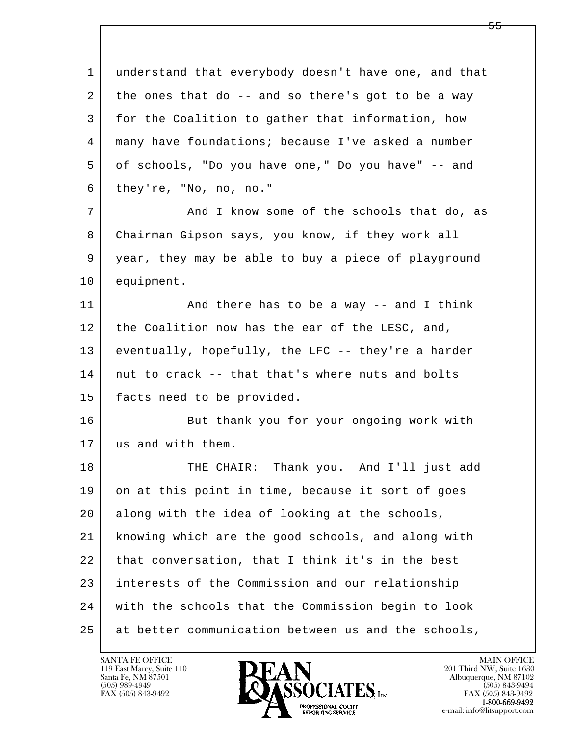understand that everybody doesn't have one, and that the ones that do -- and so there's got to be a way for the Coalition to gather that information, how many have foundations; because I've asked a number of schools, "Do you have one," Do you have" -- and they're, "No, no, no."

And I know some of the schools that do, as Chairman Gipson says, you know, if they work all year, they may be able to buy a piece of playground equipment.

And there has to be a way -- and I think the Coalition now has the ear of the LESC, and, eventually, hopefully, the LFC -- they're a harder nut to crack -- that that's where nuts and bolts facts need to be provided.

But thank you for your ongoing work with us and with them.

THE CHAIR: Thank you. And I'll just add on at this point in time, because it sort of goes along with the idea of looking at the schools, knowing which are the good schools, and along with that conversation, that I think it's in the best interests of the Commission and our relationship with the schools that the Commission begin to look at better communication between us and the schools,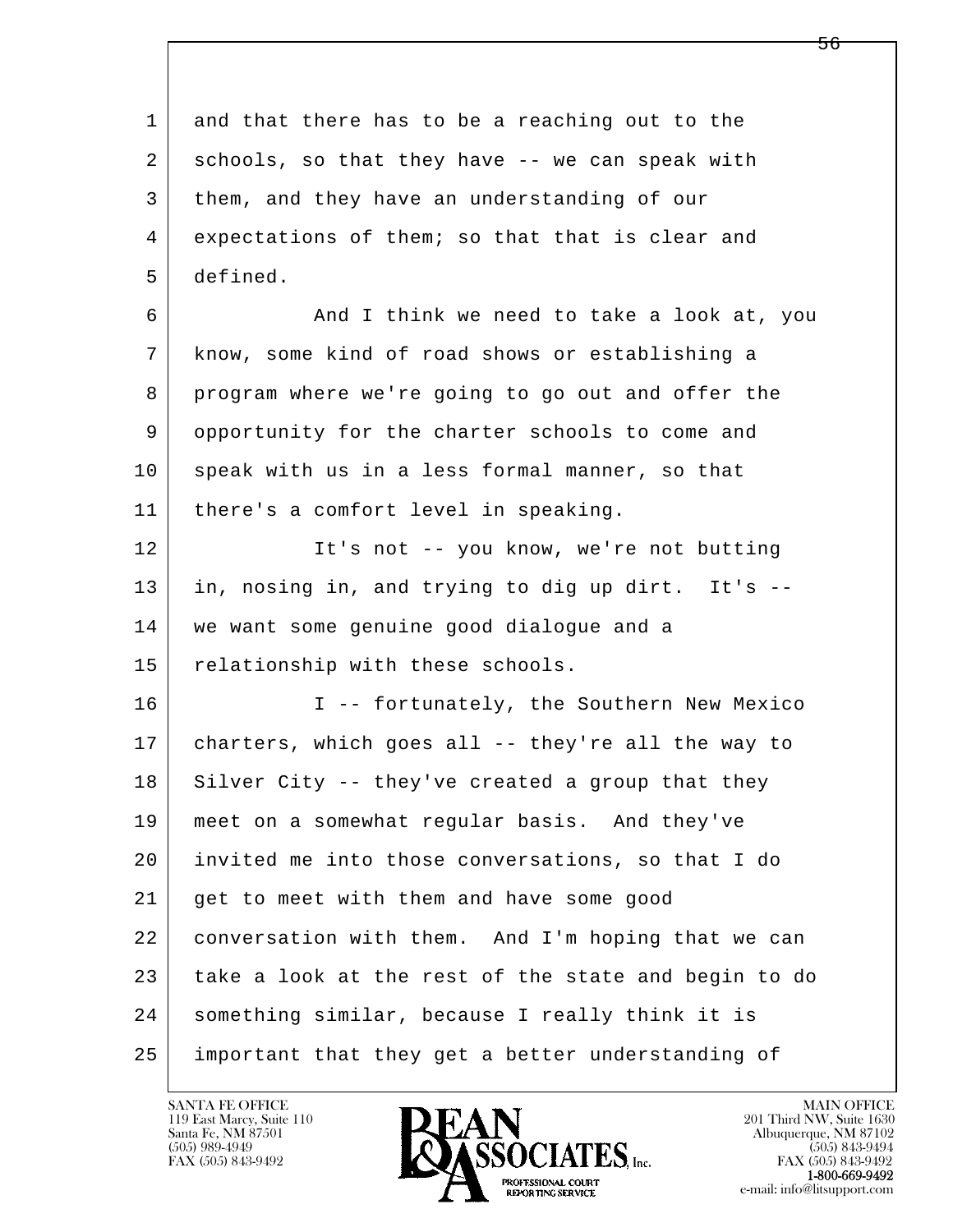and that there has to be a reaching out to the schools, so that they have -- we can speak with them, and they have an understanding of our expectations of them; so that that is clear and defined.

And I think we need to take a look at, you know, some kind of road shows or establishing a program where we're going to go out and offer the opportunity for the charter schools to come and speak with us in a less formal manner, so that there's a comfort level in speaking.

It's not -- you know, we're not butting in, nosing in, and trying to dig up dirt. It's -- we want some genuine good dialogue and a relationship with these schools.

I -- fortunately, the Southern New Mexico charters, which goes all -- they're all the way to Silver City -- they've created a group that they meet on a somewhat regular basis. And they've invited me into those conversations, so that I do get to meet with them and have some good conversation with them. And I'm hoping that we can take a look at the rest of the state and begin to do something similar, because I really think it is important that they get a better understanding of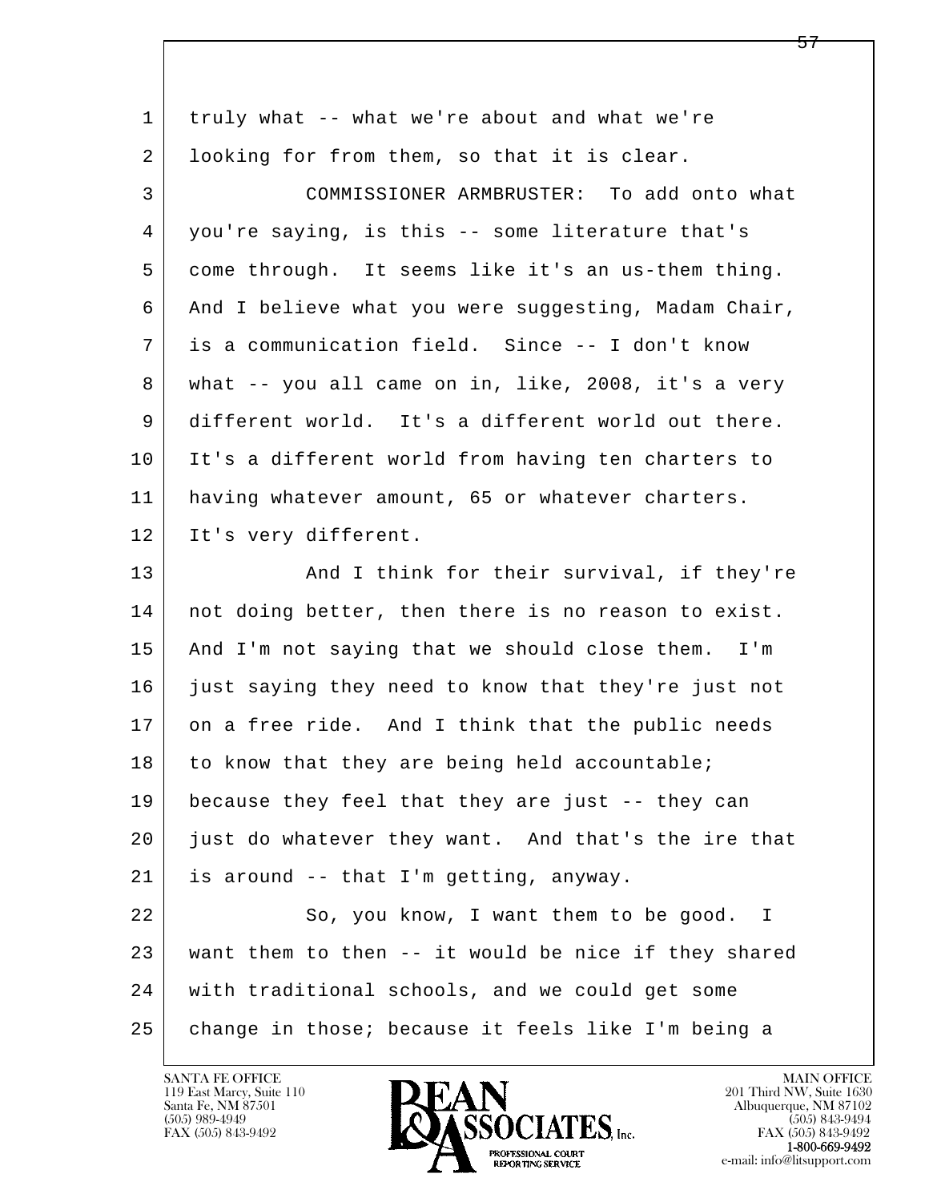1 truly what -- what we're about and what we're
2 looking for from them, so that it is clear.
3 COMMISSIONER ARMBRUSTER: To add onto what
4 you're saying, is this -- some literature that's
5 come through. It seems like it's an us-them thing.
6 And I believe what you were suggesting, Madam Chair,
7 is a communication field. Since -- I don't know
8 what -- you all came on in, like, 2008, it's a very
9 different world. It's a different world out there.
10 It's a different world from having ten charters to
11 having whatever amount, 65 or whatever charters.
12 It's very different.
13 And I think for their survival, if they're
14 not doing better, then there is no reason to exist.
15 And I'm not saying that we should close them. I'm
16 just saying they need to know that they're just not
17 on a free ride. And I think that the public needs
18 to know that they are being held accountable;
19 because they feel that they are just -- they can
20 just do whatever they want. And that's the ire that
21 is around -- that I'm getting, anyway.
22 So, you know, I want them to be good. I
23 want them to then -- it would be nice if they shared
24 with traditional schools, and we could get some
25 change in those; because it feels like I'm being a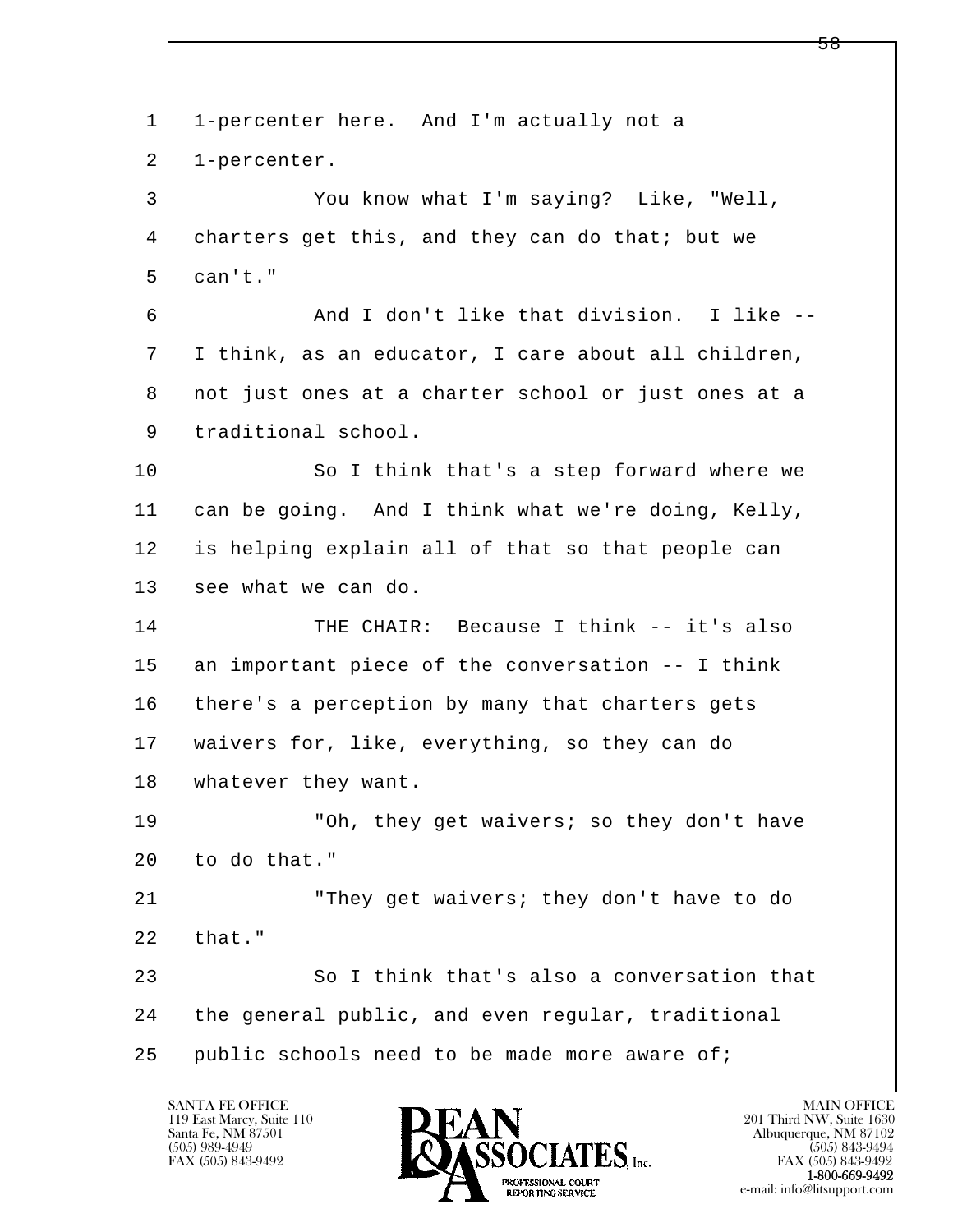1-percenter here. And I'm actually not a 1-percenter.

You know what I'm saying? Like, "Well, charters get this, and they can do that; but we can't."

And I don't like that division. I like -- I think, as an educator, I care about all children, not just ones at a charter school or just ones at a traditional school.

So I think that's a step forward where we can be going. And I think what we're doing, Kelly, is helping explain all of that so that people can see what we can do.

THE CHAIR: Because I think -- it's also an important piece of the conversation -- I think there's a perception by many that charters gets waivers for, like, everything, so they can do whatever they want.

"Oh, they get waivers; so they don't have to do that."

"They get waivers; they don't have to do that."

So I think that's also a conversation that the general public, and even regular, traditional public schools need to be made more aware of;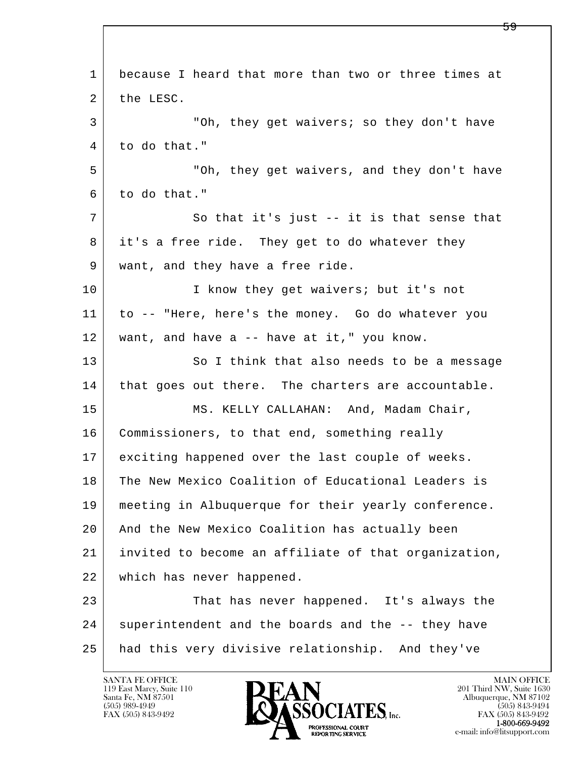1 because I heard that more than two or three times at
2 the LESC.
3 "Oh, they get waivers; so they don't have
4 to do that."
5 "Oh, they get waivers, and they don't have
6 to do that."
7 So that it's just -- it is that sense that
8 it's a free ride. They get to do whatever they
9 want, and they have a free ride.
10 I know they get waivers; but it's not
11 to -- "Here, here's the money. Go do whatever you
12 want, and have a -- have at it," you know.
13 So I think that also needs to be a message
14 that goes out there. The charters are accountable.
15 MS. KELLY CALLAHAN: And, Madam Chair,
16 Commissioners, to that end, something really
17 exciting happened over the last couple of weeks.
18 The New Mexico Coalition of Educational Leaders is
19 meeting in Albuquerque for their yearly conference.
20 And the New Mexico Coalition has actually been
21 invited to become an affiliate of that organization,
22 which has never happened.
23 That has never happened. It's always the
24 superintendent and the boards and the -- they have
25 had this very divisive relationship. And they've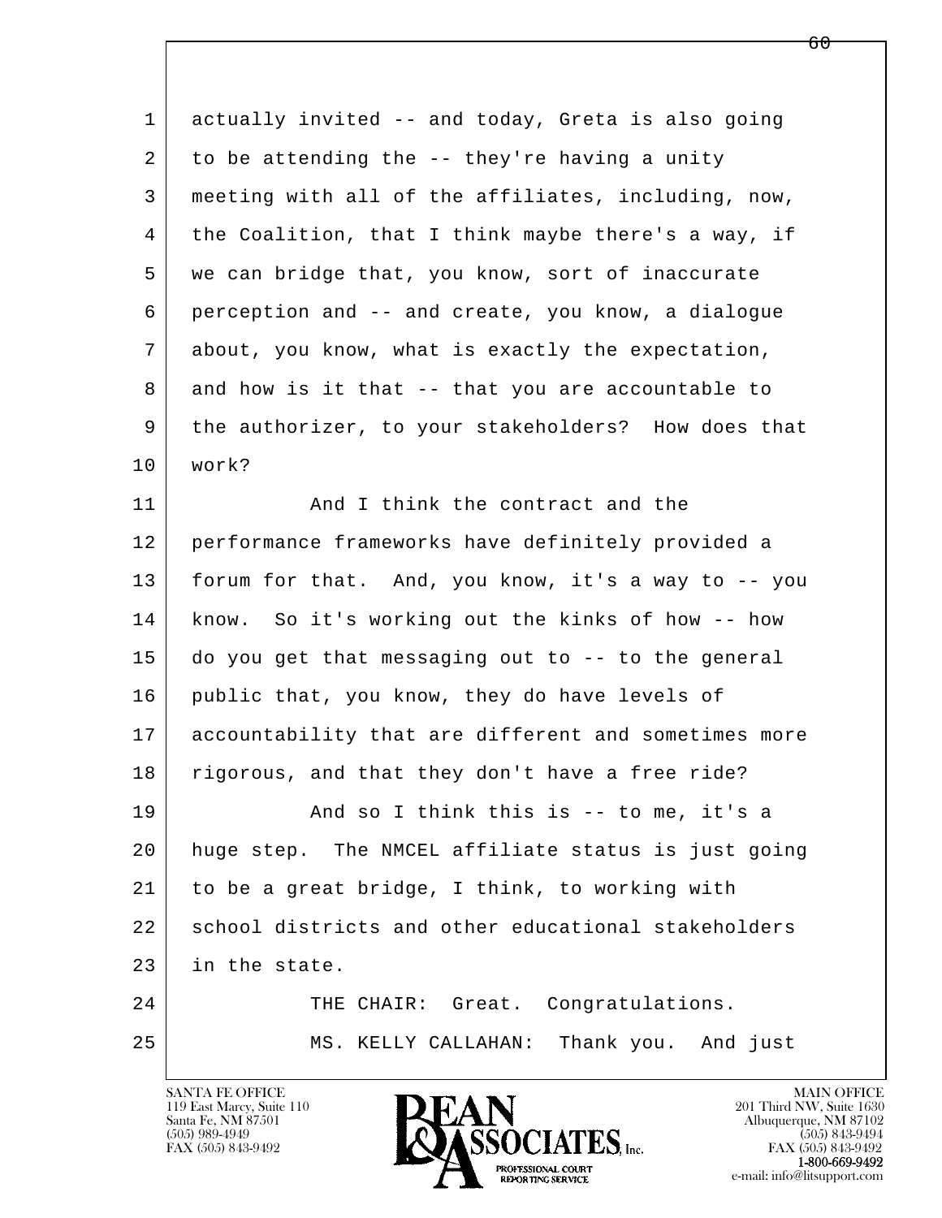actually invited -- and today, Greta is also going to be attending the -- they're having a unity meeting with all of the affiliates, including, now, the Coalition, that I think maybe there's a way, if we can bridge that, you know, sort of inaccurate perception and -- and create, you know, a dialogue about, you know, what is exactly the expectation, and how is it that -- that you are accountable to the authorizer, to your stakeholders? How does that work?

And I think the contract and the performance frameworks have definitely provided a forum for that. And, you know, it's a way to -- you know. So it's working out the kinks of how -- how do you get that messaging out to -- to the general public that, you know, they do have levels of accountability that are different and sometimes more rigorous, and that they don't have a free ride?

And so I think this is -- to me, it's a huge step. The NMCEL affiliate status is just going to be a great bridge, I think, to working with school districts and other educational stakeholders in the state.

THE CHAIR: Great. Congratulations.

MS. KELLY CALLAHAN: Thank you. And just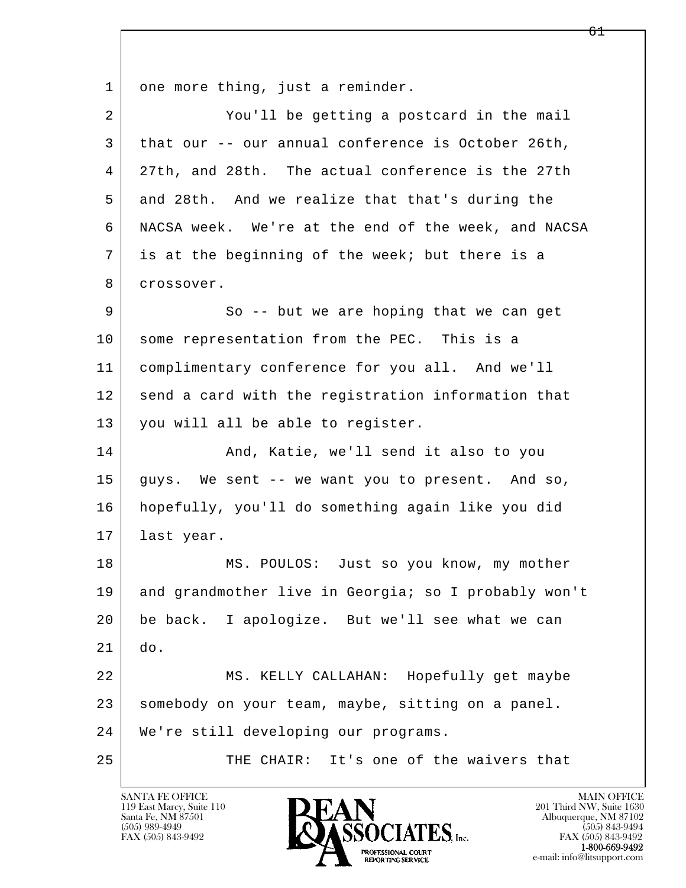one more thing, just a reminder.

You'll be getting a postcard in the mail that our -- our annual conference is October 26th, 27th, and 28th. The actual conference is the 27th and 28th. And we realize that that's during the NACSA week. We're at the end of the week, and NACSA is at the beginning of the week; but there is a crossover.

So -- but we are hoping that we can get some representation from the PEC. This is a complimentary conference for you all. And we'll send a card with the registration information that you will all be able to register.

And, Katie, we'll send it also to you guys. We sent -- we want you to present. And so, hopefully, you'll do something again like you did last year.

MS. POULOS: Just so you know, my mother and grandmother live in Georgia; so I probably won't be back. I apologize. But we'll see what we can do.

MS. KELLY CALLAHAN: Hopefully get maybe somebody on your team, maybe, sitting on a panel. We're still developing our programs.

THE CHAIR: It's one of the waivers that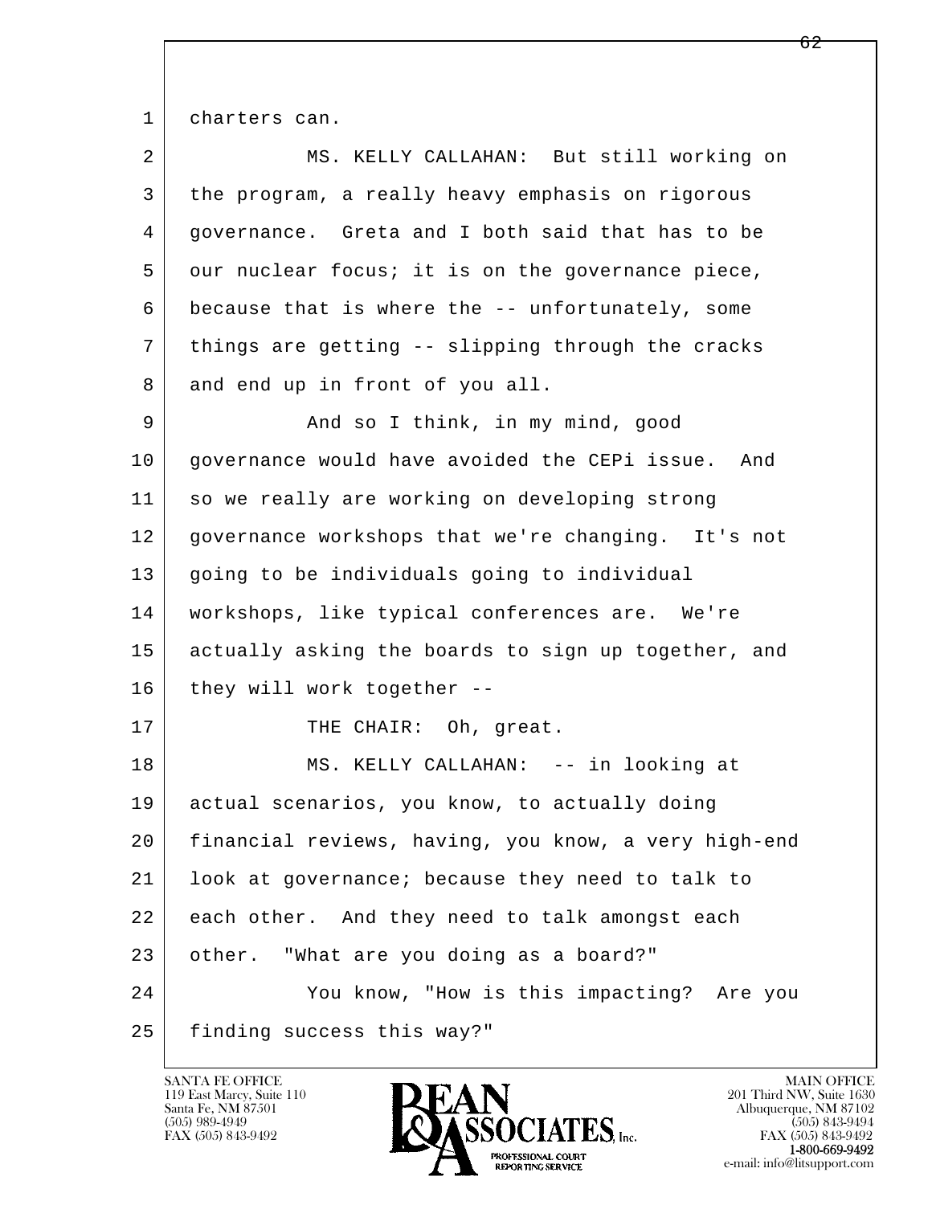charters can.

MS. KELLY CALLAHAN: But still working on the program, a really heavy emphasis on rigorous governance. Greta and I both said that has to be our nuclear focus; it is on the governance piece, because that is where the -- unfortunately, some things are getting -- slipping through the cracks and end up in front of you all.

And so I think, in my mind, good governance would have avoided the CEPi issue. And so we really are working on developing strong governance workshops that we're changing. It's not going to be individuals going to individual workshops, like typical conferences are. We're actually asking the boards to sign up together, and they will work together --

THE CHAIR: Oh, great.

MS. KELLY CALLAHAN: -- in looking at actual scenarios, you know, to actually doing financial reviews, having, you know, a very high-end look at governance; because they need to talk to each other. And they need to talk amongst each other. "What are you doing as a board?"

You know, "How is this impacting? Are you finding success this way?"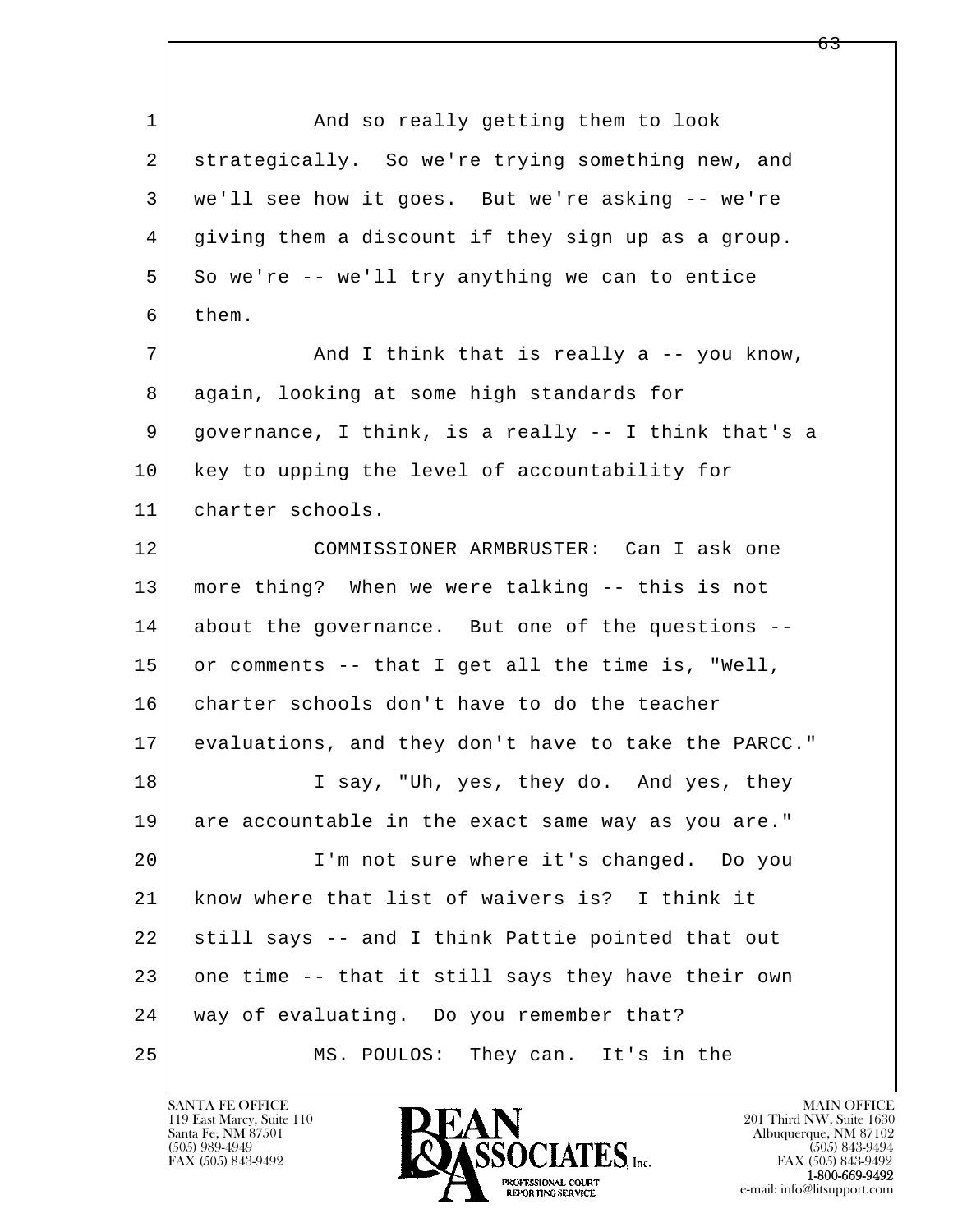And so really getting them to look strategically. So we're trying something new, and we'll see how it goes. But we're asking -- we're giving them a discount if they sign up as a group. So we're -- we'll try anything we can to entice them.

And I think that is really a -- you know, again, looking at some high standards for governance, I think, is a really -- I think that's a key to upping the level of accountability for charter schools.

COMMISSIONER ARMBRUSTER: Can I ask one more thing? When we were talking -- this is not about the governance. But one of the questions -- or comments -- that I get all the time is, "Well, charter schools don't have to do the teacher evaluations, and they don't have to take the PARCC."

I say, "Uh, yes, they do. And yes, they are accountable in the exact same way as you are."

I'm not sure where it's changed. Do you know where that list of waivers is? I think it still says -- and I think Pattie pointed that out one time -- that it still says they have their own way of evaluating. Do you remember that?

MS. POULOS: They can. It's in the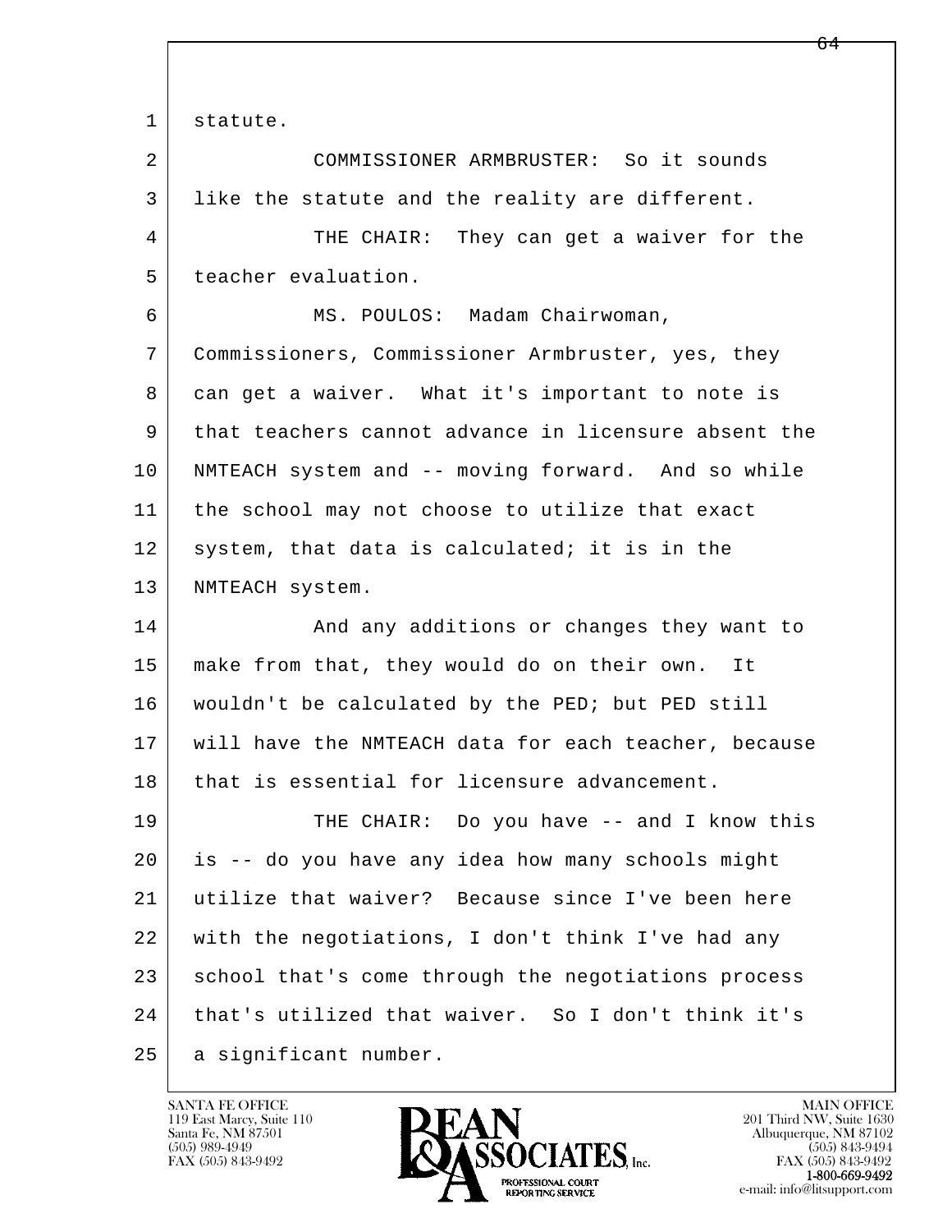statute.

COMMISSIONER ARMBRUSTER: So it sounds like the statute and the reality are different.

THE CHAIR: They can get a waiver for the teacher evaluation.

MS. POULOS: Madam Chairwoman, Commissioners, Commissioner Armbruster, yes, they can get a waiver. What it's important to note is that teachers cannot advance in licensure absent the NMTEACH system and -- moving forward. And so while the school may not choose to utilize that exact system, that data is calculated; it is in the NMTEACH system.

And any additions or changes they want to make from that, they would do on their own. It wouldn't be calculated by the PED; but PED still will have the NMTEACH data for each teacher, because that is essential for licensure advancement.

THE CHAIR: Do you have -- and I know this is -- do you have any idea how many schools might utilize that waiver? Because since I've been here with the negotiations, I don't think I've had any school that's come through the negotiations process that's utilized that waiver. So I don't think it's a significant number.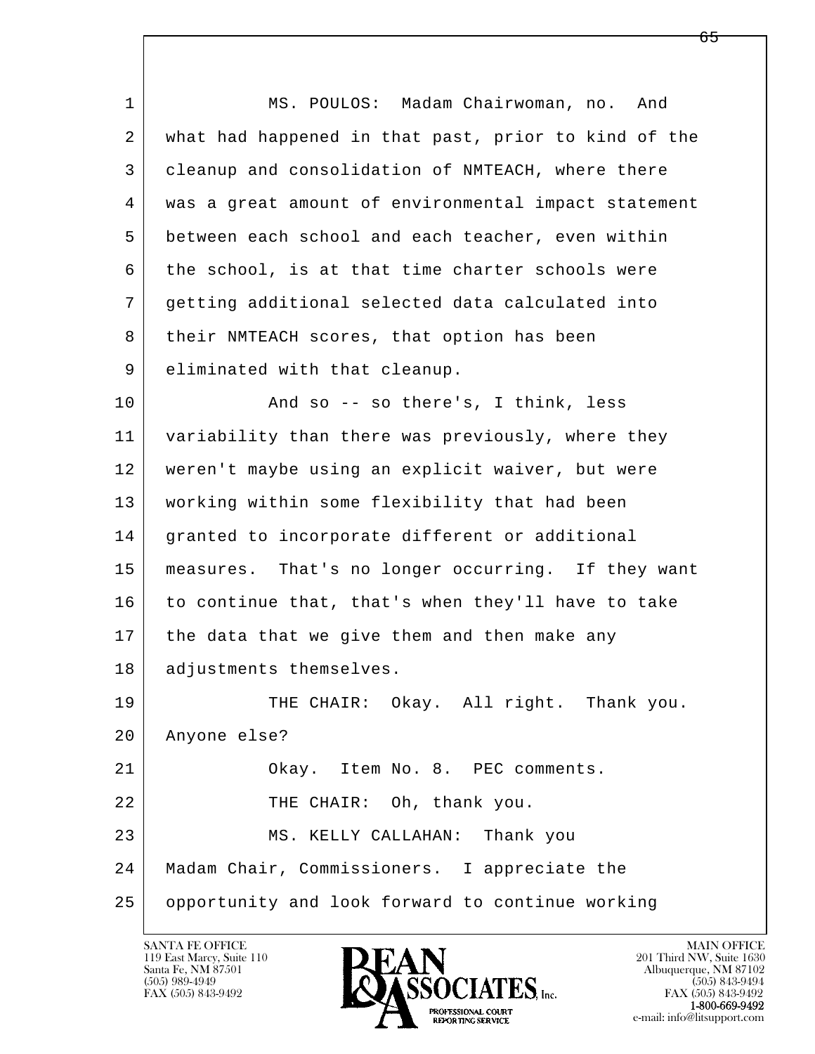1 MS. POULOS: Madam Chairwoman, no. And
2 what had happened in that past, prior to kind of the
3 cleanup and consolidation of NMTEACH, where there
4 was a great amount of environmental impact statement
5 between each school and each teacher, even within
6 the school, is at that time charter schools were
7 getting additional selected data calculated into
8 their NMTEACH scores, that option has been
9 eliminated with that cleanup.
10 And so -- so there's, I think, less
11 variability than there was previously, where they
12 weren't maybe using an explicit waiver, but were
13 working within some flexibility that had been
14 granted to incorporate different or additional
15 measures. That's no longer occurring. If they want
16 to continue that, that's when they'll have to take
17 the data that we give them and then make any
18 adjustments themselves.
19 THE CHAIR: Okay. All right. Thank you.
20 Anyone else?
21 Okay. Item No. 8. PEC comments.
22 THE CHAIR: Oh, thank you.
23 MS. KELLY CALLAHAN: Thank you
24 Madam Chair, Commissioners. I appreciate the
25 opportunity and look forward to continue working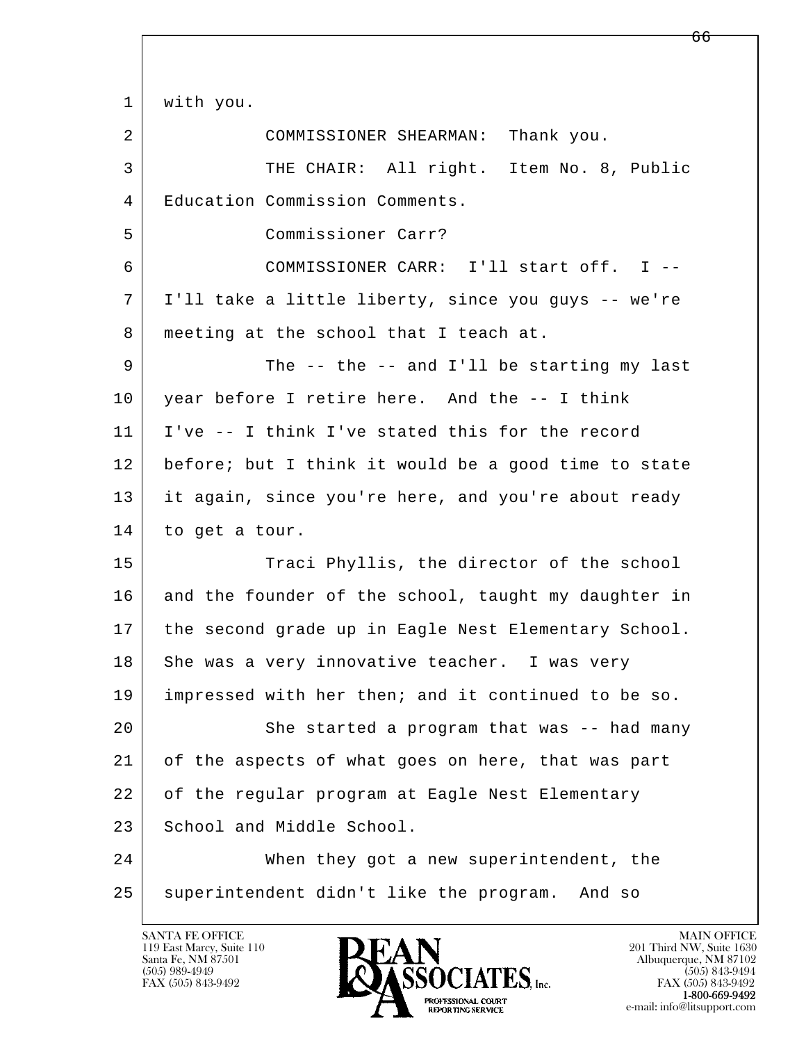1 with you.

2 COMMISSIONER SHEARMAN: Thank you.

3 THE CHAIR: All right. Item No. 8, Public

4 Education Commission Comments.

5 Commissioner Carr?

6 COMMISSIONER CARR: I'll start off. I --

7 I'll take a little liberty, since you guys -- we're

8 meeting at the school that I teach at.

9 The -- the -- and I'll be starting my last

10 year before I retire here. And the -- I think

11 I've -- I think I've stated this for the record

12 before; but I think it would be a good time to state

13 it again, since you're here, and you're about ready

14 to get a tour.

15 Traci Phyllis, the director of the school

16 and the founder of the school, taught my daughter in

17 the second grade up in Eagle Nest Elementary School.

18 She was a very innovative teacher. I was very

19 impressed with her then; and it continued to be so.

20 She started a program that was -- had many

21 of the aspects of what goes on here, that was part

22 of the regular program at Eagle Nest Elementary

23 School and Middle School.

24 When they got a new superintendent, the

25 superintendent didn't like the program. And so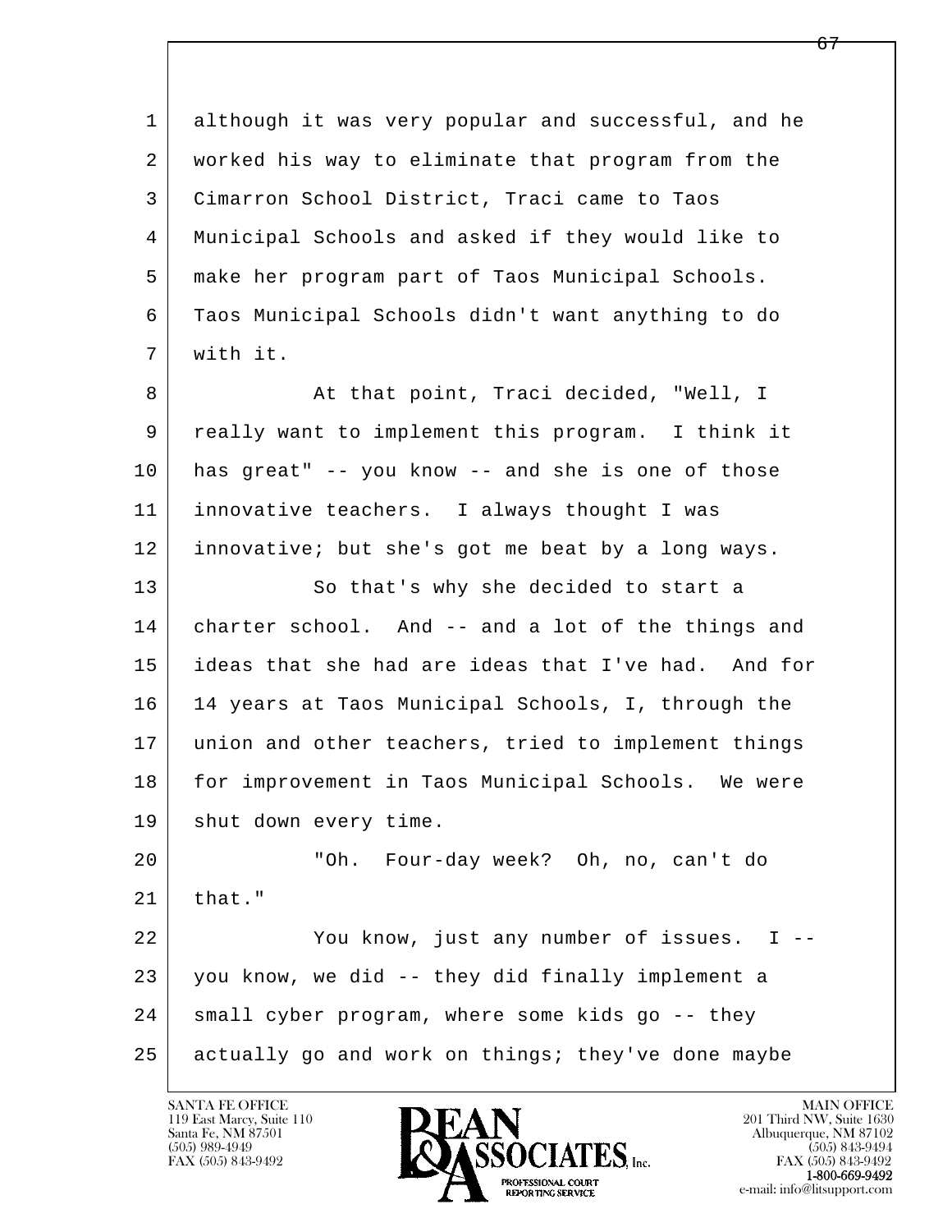although it was very popular and successful, and he worked his way to eliminate that program from the Cimarron School District, Traci came to Taos Municipal Schools and asked if they would like to make her program part of Taos Municipal Schools. Taos Municipal Schools didn't want anything to do with it.

At that point, Traci decided, "Well, I really want to implement this program. I think it has great" -- you know -- and she is one of those innovative teachers. I always thought I was innovative; but she's got me beat by a long ways.

So that's why she decided to start a charter school. And -- and a lot of the things and ideas that she had are ideas that I've had. And for 14 years at Taos Municipal Schools, I, through the union and other teachers, tried to implement things for improvement in Taos Municipal Schools. We were shut down every time.

"Oh. Four-day week? Oh, no, can't do that."

You know, just any number of issues. I -- you know, we did -- they did finally implement a small cyber program, where some kids go -- they actually go and work on things; they've done maybe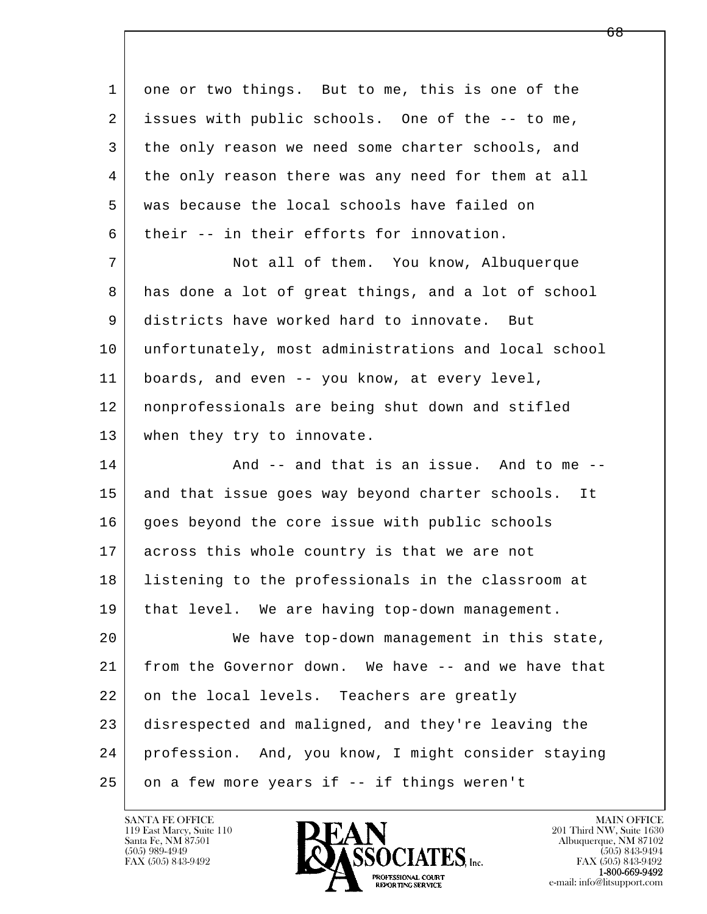1 one or two things. But to me, this is one of the
2 issues with public schools. One of the -- to me,
3 the only reason we need some charter schools, and
4 the only reason there was any need for them at all
5 was because the local schools have failed on
6 their -- in their efforts for innovation.
7 Not all of them. You know, Albuquerque
8 has done a lot of great things, and a lot of school
9 districts have worked hard to innovate. But
10 unfortunately, most administrations and local school
11 boards, and even -- you know, at every level,
12 nonprofessionals are being shut down and stifled
13 when they try to innovate.
14 And -- and that is an issue. And to me --
15 and that issue goes way beyond charter schools. It
16 goes beyond the core issue with public schools
17 across this whole country is that we are not
18 listening to the professionals in the classroom at
19 that level. We are having top-down management.
20 We have top-down management in this state,
21 from the Governor down. We have -- and we have that
22 on the local levels. Teachers are greatly
23 disrespected and maligned, and they're leaving the
24 profession. And, you know, I might consider staying
25 on a few more years if -- if things weren't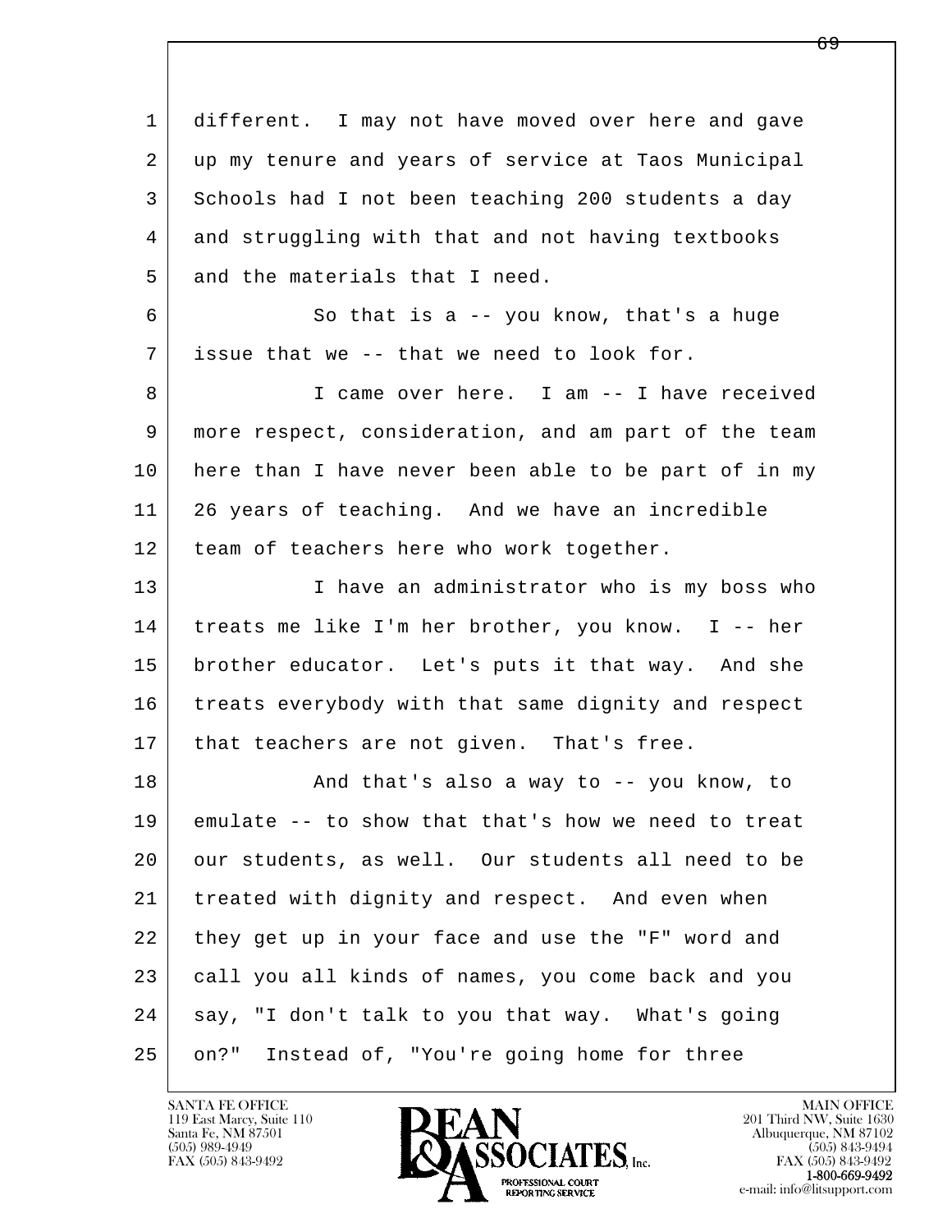different. I may not have moved over here and gave up my tenure and years of service at Taos Municipal Schools had I not been teaching 200 students a day and struggling with that and not having textbooks and the materials that I need.

So that is a -- you know, that's a huge issue that we -- that we need to look for.

I came over here. I am -- I have received more respect, consideration, and am part of the team here than I have never been able to be part of in my 26 years of teaching. And we have an incredible team of teachers here who work together.

I have an administrator who is my boss who treats me like I'm her brother, you know. I -- her brother educator. Let's puts it that way. And she treats everybody with that same dignity and respect that teachers are not given. That's free.

And that's also a way to -- you know, to emulate -- to show that that's how we need to treat our students, as well. Our students all need to be treated with dignity and respect. And even when they get up in your face and use the "F" word and call you all kinds of names, you come back and you say, "I don't talk to you that way. What's going on?" Instead of, "You're going home for three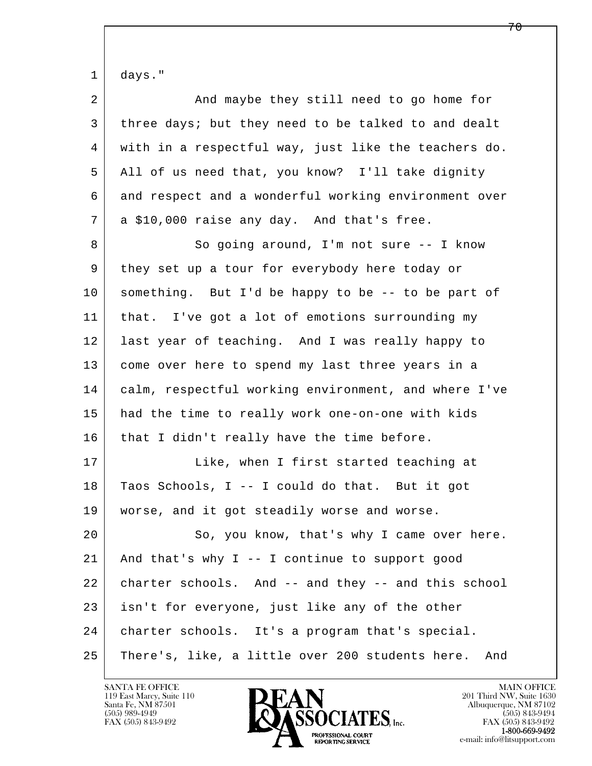days."

And maybe they still need to go home for three days; but they need to be talked to and dealt with in a respectful way, just like the teachers do. All of us need that, you know? I'll take dignity and respect and a wonderful working environment over a $10,000 raise any day. And that's free.

So going around, I'm not sure -- I know they set up a tour for everybody here today or something. But I'd be happy to be -- to be part of that. I've got a lot of emotions surrounding my last year of teaching. And I was really happy to come over here to spend my last three years in a calm, respectful working environment, and where I've had the time to really work one-on-one with kids that I didn't really have the time before.

Like, when I first started teaching at Taos Schools, I -- I could do that. But it got worse, and it got steadily worse and worse.

So, you know, that's why I came over here. And that's why I -- I continue to support good charter schools. And -- and they -- and this school isn't for everyone, just like any of the other charter schools. It's a program that's special. There's, like, a little over 200 students here. And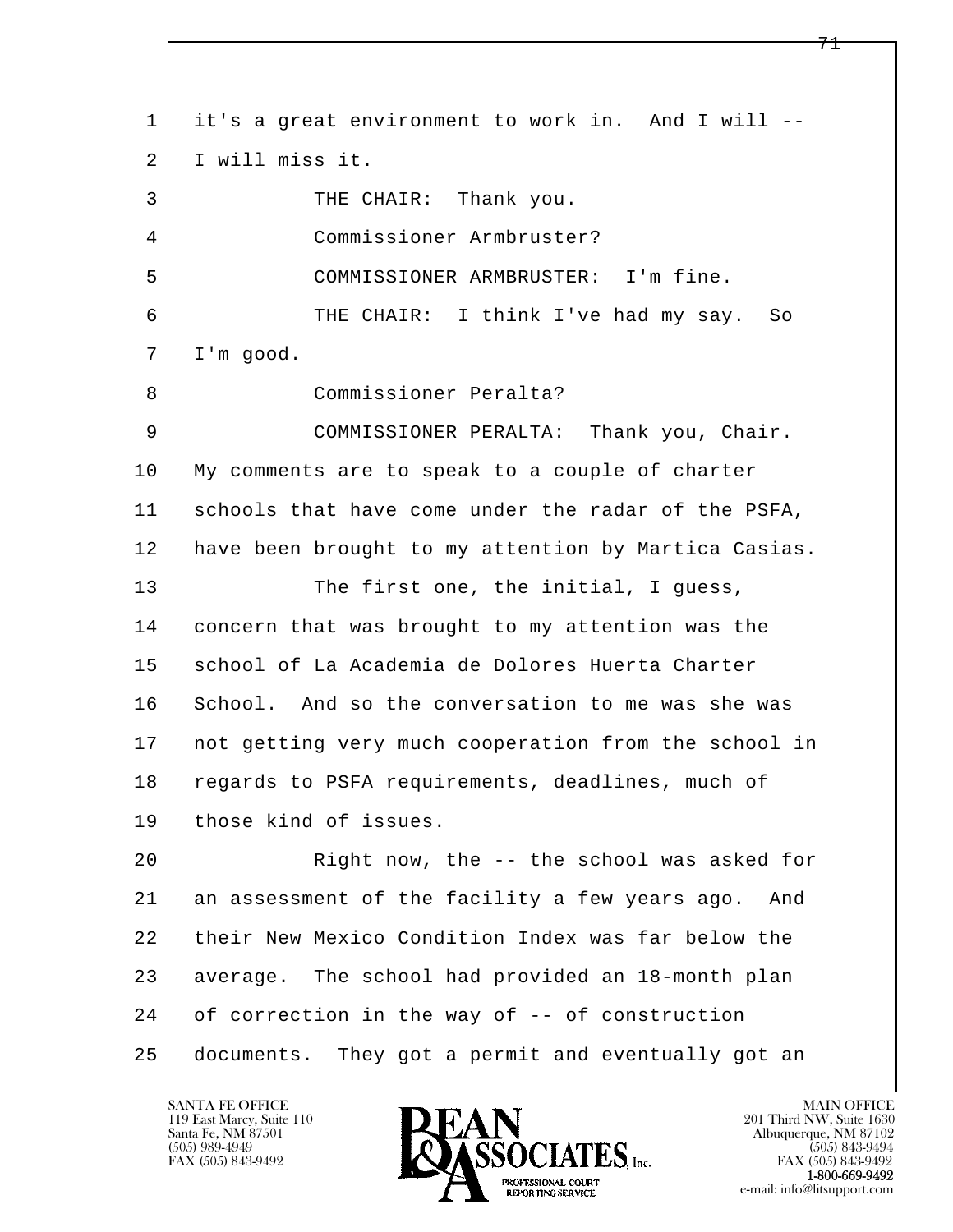it's a great environment to work in. And I will -- I will miss it.

THE CHAIR: Thank you.

Commissioner Armbruster?

COMMISSIONER ARMBRUSTER: I'm fine.

THE CHAIR: I think I've had my say. So I'm good.

Commissioner Peralta?

COMMISSIONER PERALTA: Thank you, Chair. My comments are to speak to a couple of charter schools that have come under the radar of the PSFA, have been brought to my attention by Martica Casias.

The first one, the initial, I guess, concern that was brought to my attention was the school of La Academia de Dolores Huerta Charter School. And so the conversation to me was she was not getting very much cooperation from the school in regards to PSFA requirements, deadlines, much of those kind of issues.

Right now, the -- the school was asked for an assessment of the facility a few years ago. And their New Mexico Condition Index was far below the average. The school had provided an 18-month plan of correction in the way of -- of construction documents. They got a permit and eventually got an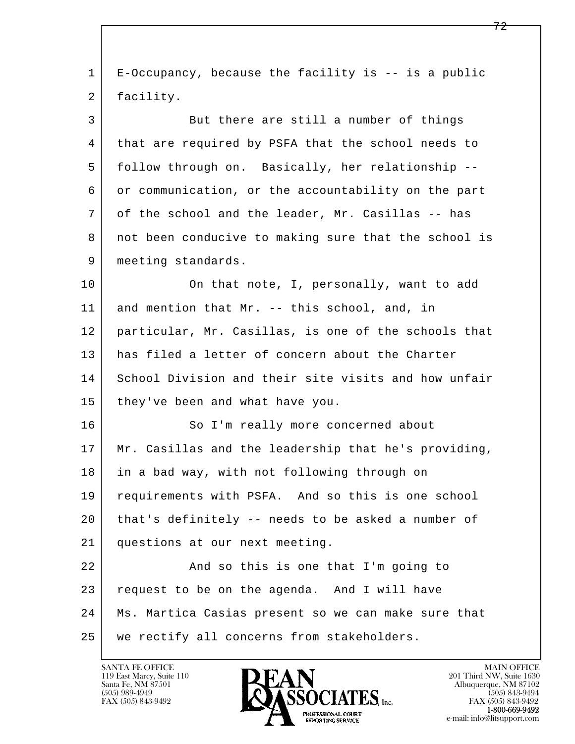1 E-Occupancy, because the facility is -- is a public
2 facility.

3 But there are still a number of things
4 that are required by PSFA that the school needs to
5 follow through on. Basically, her relationship --
6 or communication, or the accountability on the part
7 of the school and the leader, Mr. Casillas -- has
8 not been conducive to making sure that the school is
9 meeting standards.

10 On that note, I, personally, want to add
11 and mention that Mr. -- this school, and, in
12 particular, Mr. Casillas, is one of the schools that
13 has filed a letter of concern about the Charter
14 School Division and their site visits and how unfair
15 they've been and what have you.

16 So I'm really more concerned about
17 Mr. Casillas and the leadership that he's providing,
18 in a bad way, with not following through on
19 requirements with PSFA. And so this is one school
20 that's definitely -- needs to be asked a number of
21 questions at our next meeting.

22 And so this is one that I'm going to
23 request to be on the agenda. And I will have
24 Ms. Martica Casias present so we can make sure that
25 we rectify all concerns from stakeholders.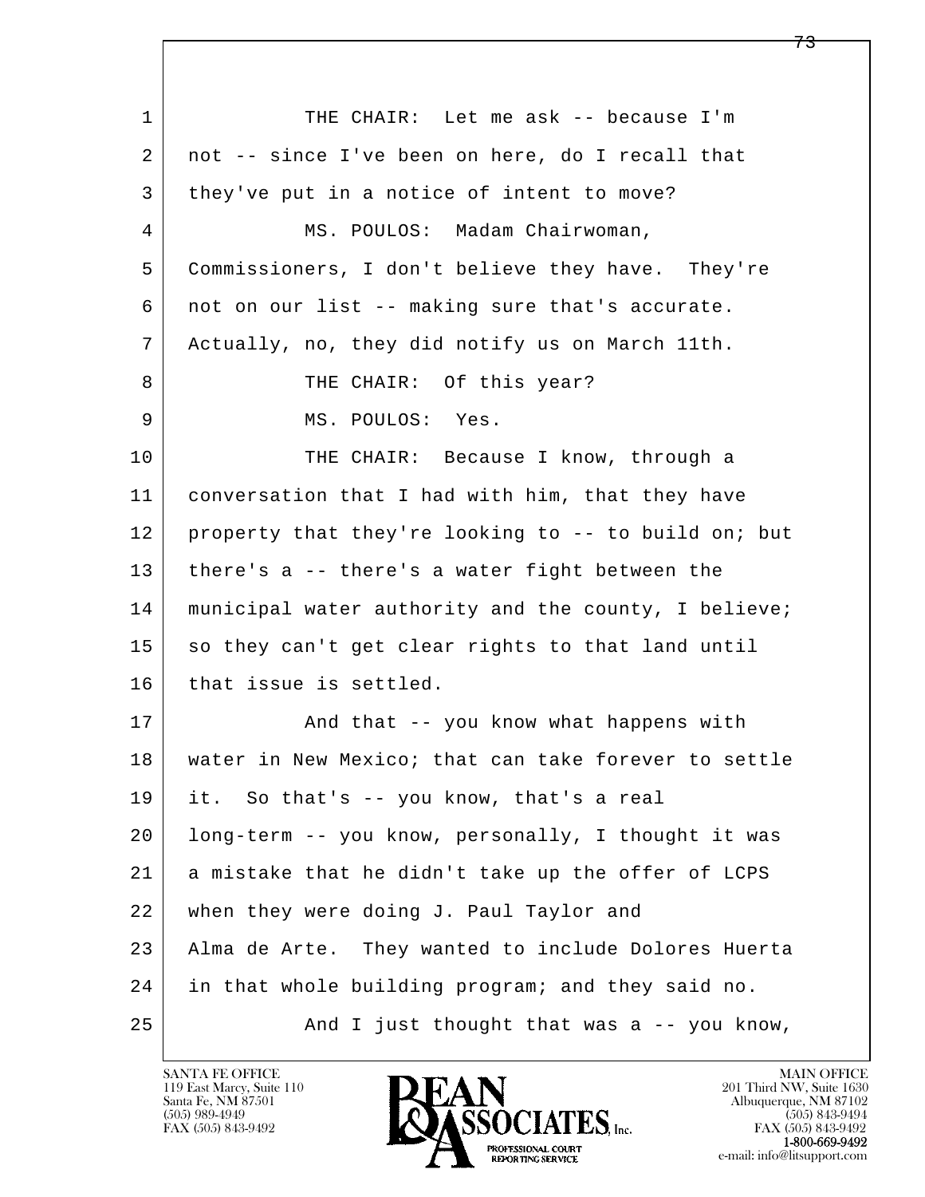1 THE CHAIR: Let me ask -- because I'm
2 not -- since I've been on here, do I recall that
3 they've put in a notice of intent to move?
4 MS. POULOS: Madam Chairwoman,
5 Commissioners, I don't believe they have. They're
6 not on our list -- making sure that's accurate.
7 Actually, no, they did notify us on March 11th.
8 THE CHAIR: Of this year?
9 MS. POULOS: Yes.
10 THE CHAIR: Because I know, through a
11 conversation that I had with him, that they have
12 property that they're looking to -- to build on; but
13 there's a -- there's a water fight between the
14 municipal water authority and the county, I believe;
15 so they can't get clear rights to that land until
16 that issue is settled.
17 And that -- you know what happens with
18 water in New Mexico; that can take forever to settle
19 it. So that's -- you know, that's a real
20 long-term -- you know, personally, I thought it was
21 a mistake that he didn't take up the offer of LCPS
22 when they were doing J. Paul Taylor and
23 Alma de Arte. They wanted to include Dolores Huerta
24 in that whole building program; and they said no.
25 And I just thought that was a -- you know,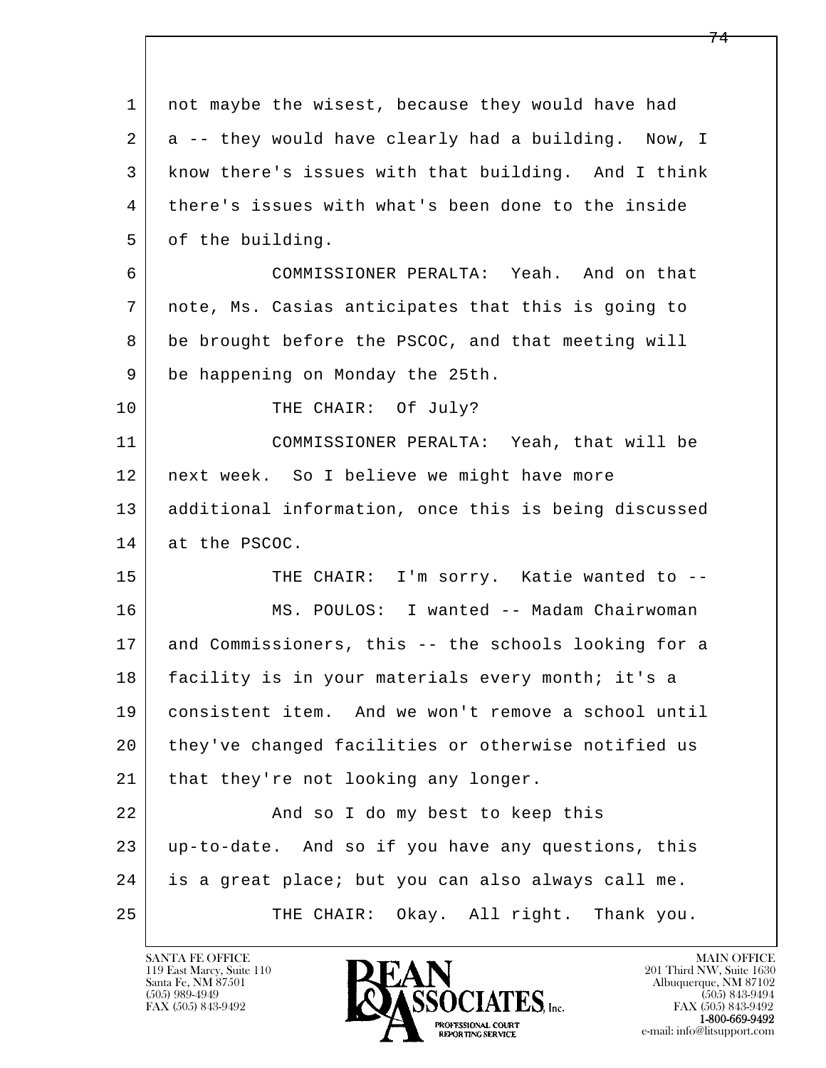1 not maybe the wisest, because they would have had
2 a -- they would have clearly had a building. Now, I
3 know there's issues with that building. And I think
4 there's issues with what's been done to the inside
5 of the building.
6 COMMISSIONER PERALTA: Yeah. And on that
7 note, Ms. Casias anticipates that this is going to
8 be brought before the PSCOC, and that meeting will
9 be happening on Monday the 25th.
10 THE CHAIR: Of July?
11 COMMISSIONER PERALTA: Yeah, that will be
12 next week. So I believe we might have more
13 additional information, once this is being discussed
14 at the PSCOC.
15 THE CHAIR: I'm sorry. Katie wanted to --
16 MS. POULOS: I wanted -- Madam Chairwoman
17 and Commissioners, this -- the schools looking for a
18 facility is in your materials every month; it's a
19 consistent item. And we won't remove a school until
20 they've changed facilities or otherwise notified us
21 that they're not looking any longer.
22 And so I do my best to keep this
23 up-to-date. And so if you have any questions, this
24 is a great place; but you can also always call me.
25 THE CHAIR: Okay. All right. Thank you.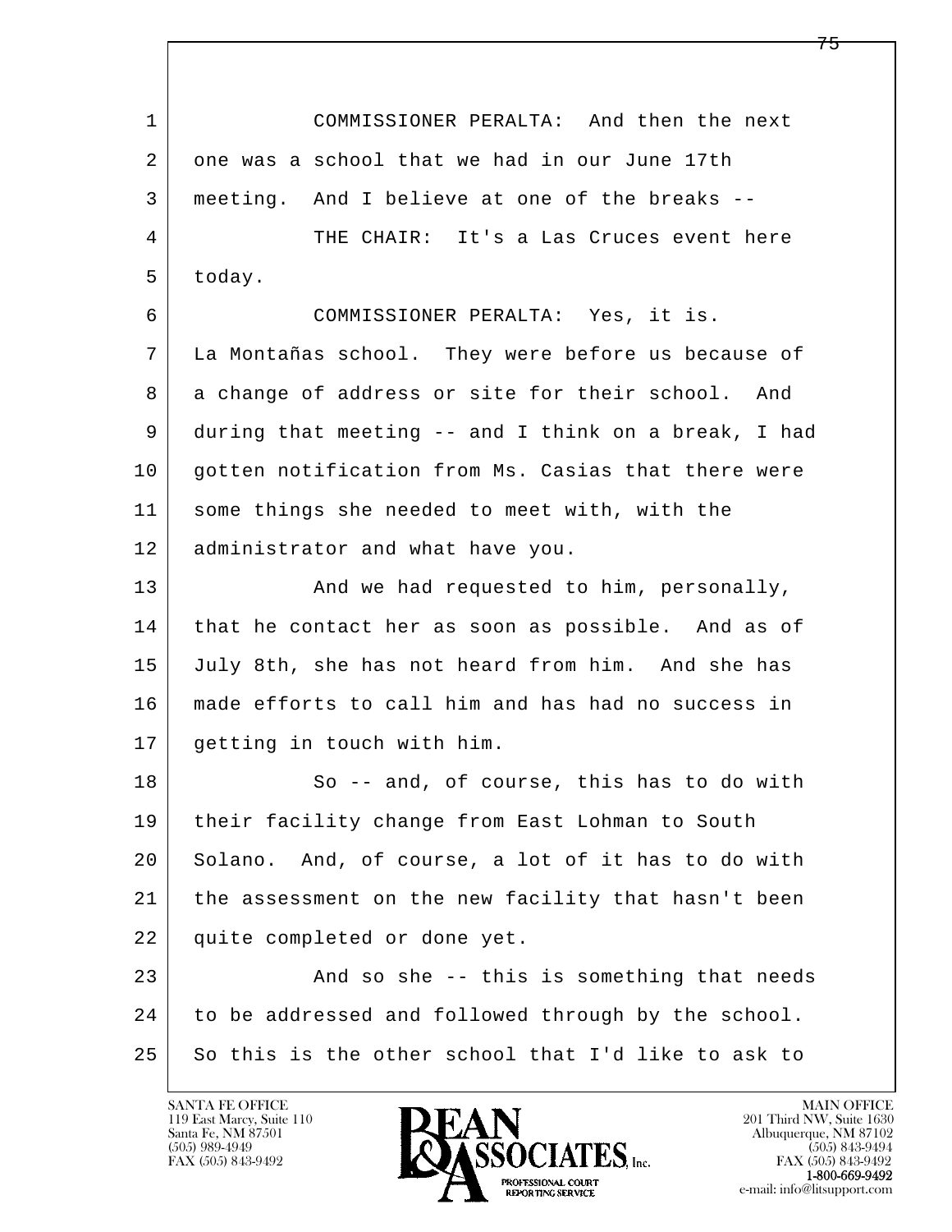COMMISSIONER PERALTA: And then the next one was a school that we had in our June 17th meeting. And I believe at one of the breaks --

THE CHAIR: It's a Las Cruces event here today.

COMMISSIONER PERALTA: Yes, it is. La Montañas school. They were before us because of a change of address or site for their school. And during that meeting -- and I think on a break, I had gotten notification from Ms. Casias that there were some things she needed to meet with, with the administrator and what have you.

And we had requested to him, personally, that he contact her as soon as possible. And as of July 8th, she has not heard from him. And she has made efforts to call him and has had no success in getting in touch with him.

So -- and, of course, this has to do with their facility change from East Lohman to South Solano. And, of course, a lot of it has to do with the assessment on the new facility that hasn't been quite completed or done yet.

And so she -- this is something that needs to be addressed and followed through by the school. So this is the other school that I'd like to ask to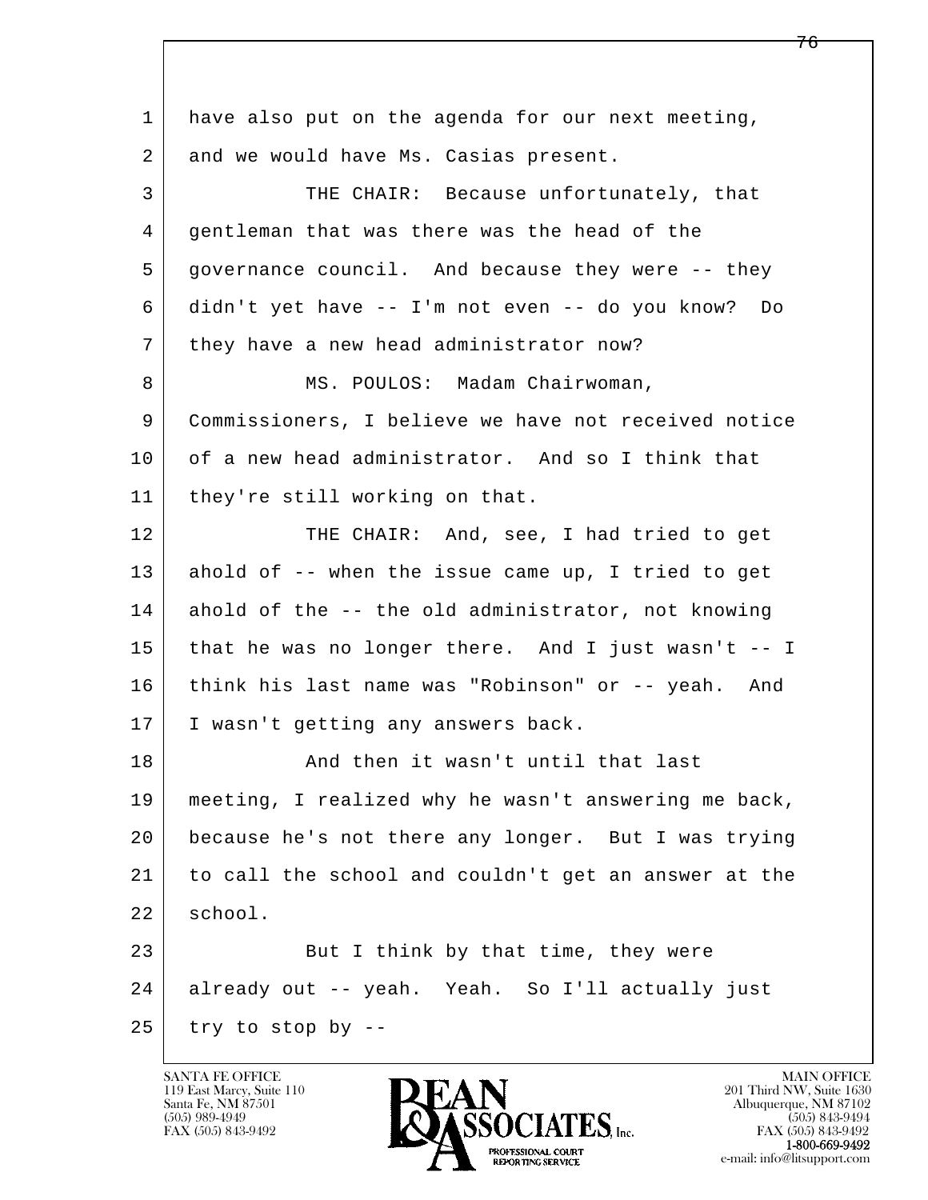1 have also put on the agenda for our next meeting,
2 and we would have Ms. Casias present.

3 THE CHAIR: Because unfortunately, that
4 gentleman that was there was the head of the
5 governance council. And because they were -- they
6 didn't yet have -- I'm not even -- do you know? Do
7 they have a new head administrator now?

8 MS. POULOS: Madam Chairwoman,
9 Commissioners, I believe we have not received notice
10 of a new head administrator. And so I think that
11 they're still working on that.

12 THE CHAIR: And, see, I had tried to get
13 ahold of -- when the issue came up, I tried to get
14 ahold of the -- the old administrator, not knowing
15 that he was no longer there. And I just wasn't -- I
16 think his last name was "Robinson" or -- yeah. And
17 I wasn't getting any answers back.

18 And then it wasn't until that last
19 meeting, I realized why he wasn't answering me back,
20 because he's not there any longer. But I was trying
21 to call the school and couldn't get an answer at the
22 school.

23 But I think by that time, they were
24 already out -- yeah. Yeah. So I'll actually just
25 try to stop by --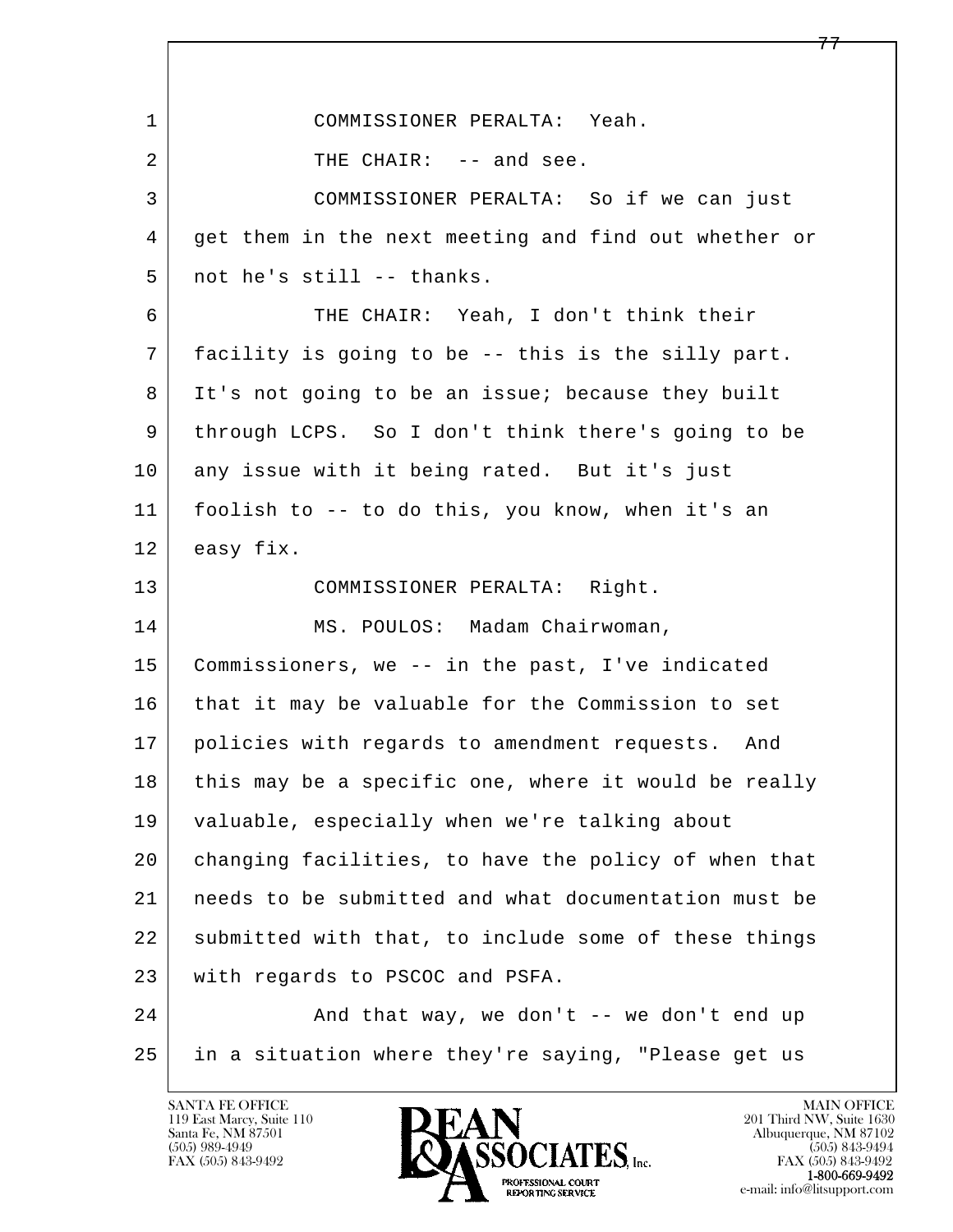1 COMMISSIONER PERALTA: Yeah.

2 THE CHAIR: -- and see.

3 COMMISSIONER PERALTA: So if we can just
4 get them in the next meeting and find out whether or
5 not he's still -- thanks.

6 THE CHAIR: Yeah, I don't think their
7 facility is going to be -- this is the silly part.
8 It's not going to be an issue; because they built
9 through LCPS. So I don't think there's going to be
10 any issue with it being rated. But it's just
11 foolish to -- to do this, you know, when it's an
12 easy fix.

13 COMMISSIONER PERALTA: Right.

14 MS. POULOS: Madam Chairwoman,
15 Commissioners, we -- in the past, I've indicated
16 that it may be valuable for the Commission to set
17 policies with regards to amendment requests. And
18 this may be a specific one, where it would be really
19 valuable, especially when we're talking about
20 changing facilities, to have the policy of when that
21 needs to be submitted and what documentation must be
22 submitted with that, to include some of these things
23 with regards to PSCOC and PSFA.

24 And that way, we don't -- we don't end up
25 in a situation where they're saying, "Please get us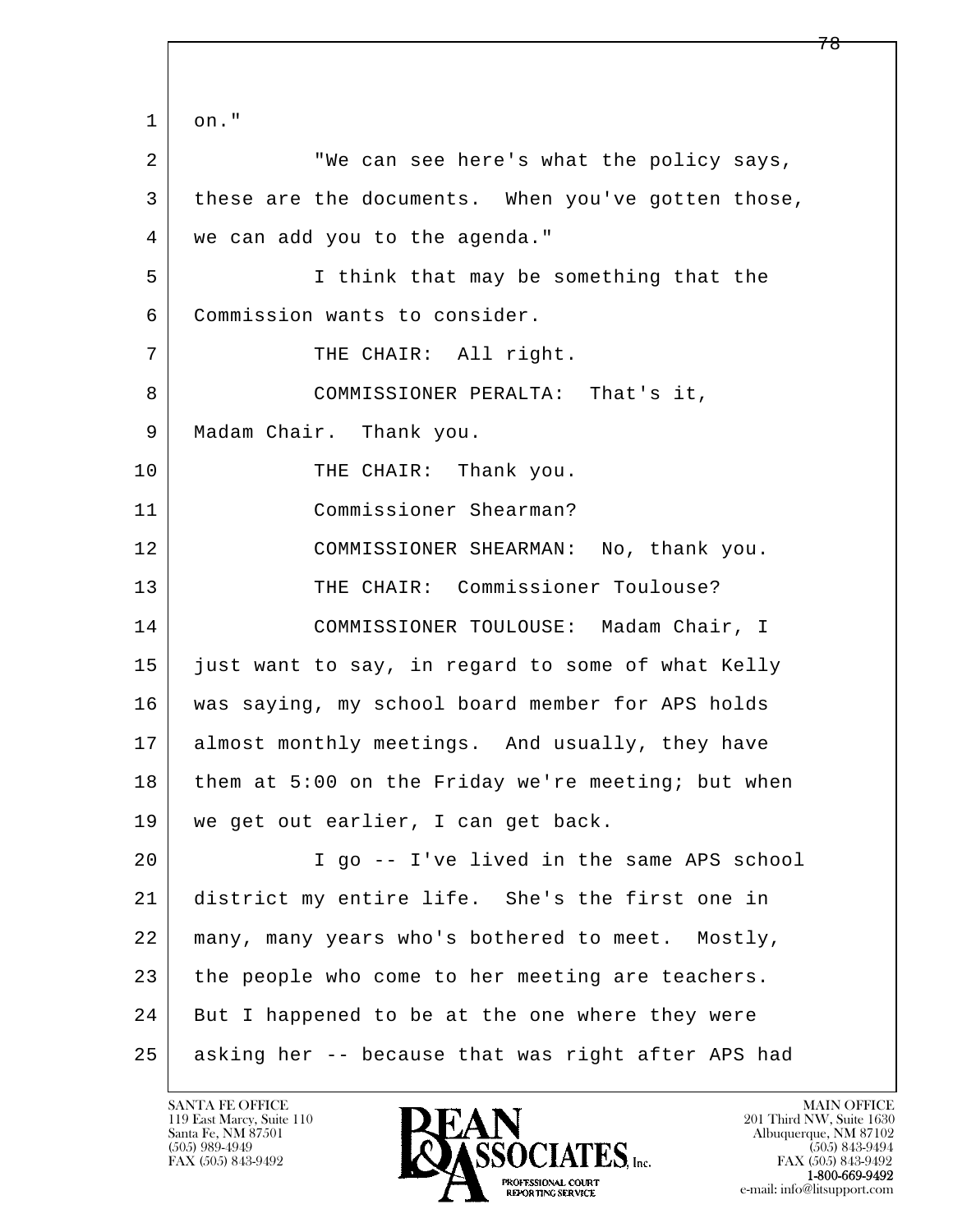on."

"We can see here's what the policy says, these are the documents. When you've gotten those, we can add you to the agenda."

I think that may be something that the Commission wants to consider.

THE CHAIR: All right.

COMMISSIONER PERALTA: That's it, Madam Chair. Thank you.

THE CHAIR: Thank you.

Commissioner Shearman?

COMMISSIONER SHEARMAN: No, thank you.

THE CHAIR: Commissioner Toulouse?

COMMISSIONER TOULOUSE: Madam Chair, I just want to say, in regard to some of what Kelly was saying, my school board member for APS holds almost monthly meetings. And usually, they have them at 5:00 on the Friday we're meeting; but when we get out earlier, I can get back.

I go -- I've lived in the same APS school district my entire life. She's the first one in many, many years who's bothered to meet. Mostly, the people who come to her meeting are teachers. But I happened to be at the one where they were asking her -- because that was right after APS had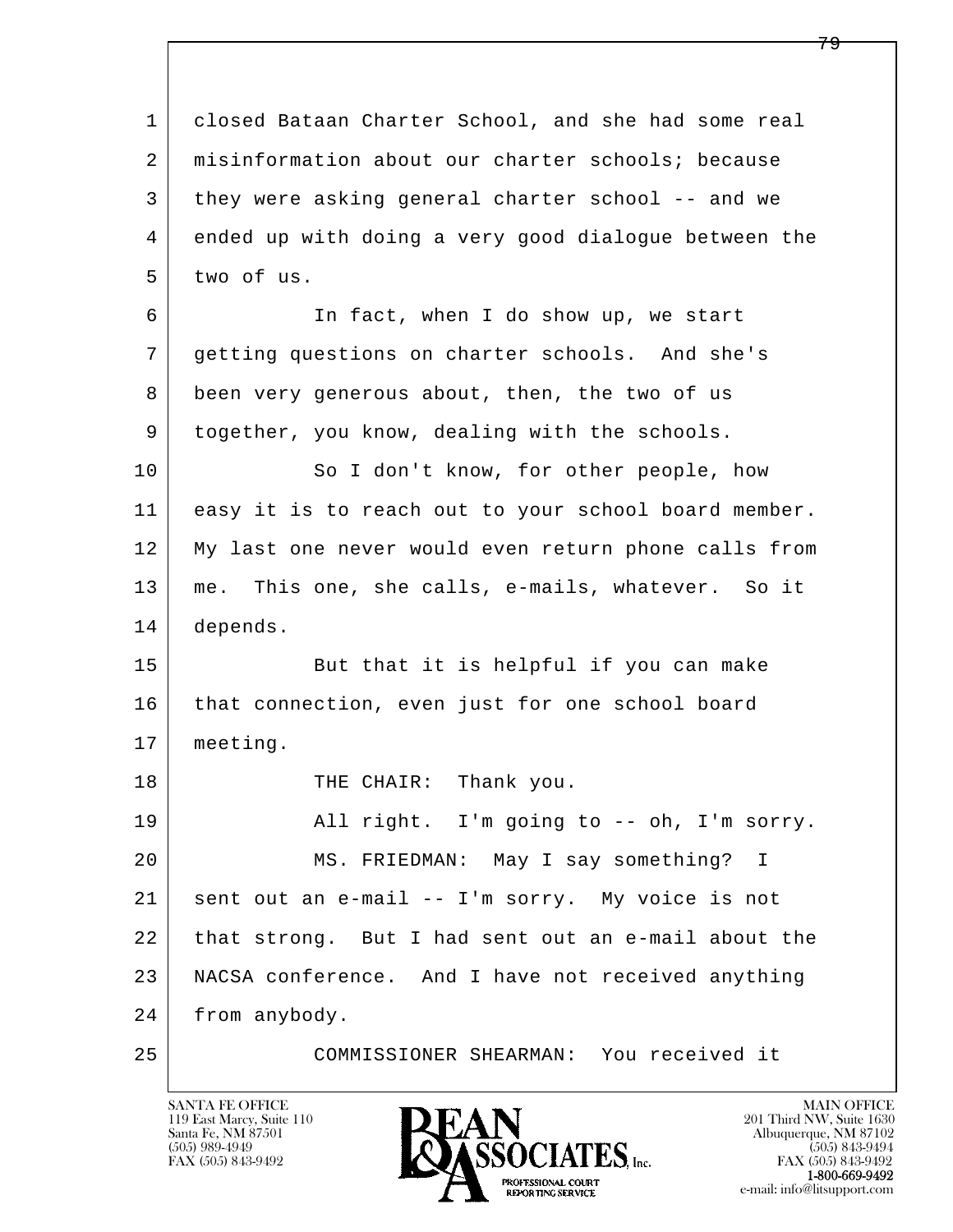closed Bataan Charter School, and she had some real misinformation about our charter schools; because they were asking general charter school -- and we ended up with doing a very good dialogue between the two of us.

In fact, when I do show up, we start getting questions on charter schools. And she's been very generous about, then, the two of us together, you know, dealing with the schools.

So I don't know, for other people, how easy it is to reach out to your school board member. My last one never would even return phone calls from me. This one, she calls, e-mails, whatever. So it depends.

But that it is helpful if you can make that connection, even just for one school board meeting.

THE CHAIR: Thank you.

All right. I'm going to -- oh, I'm sorry.

MS. FRIEDMAN: May I say something? I sent out an e-mail -- I'm sorry. My voice is not that strong. But I had sent out an e-mail about the NACSA conference. And I have not received anything from anybody.

COMMISSIONER SHEARMAN: You received it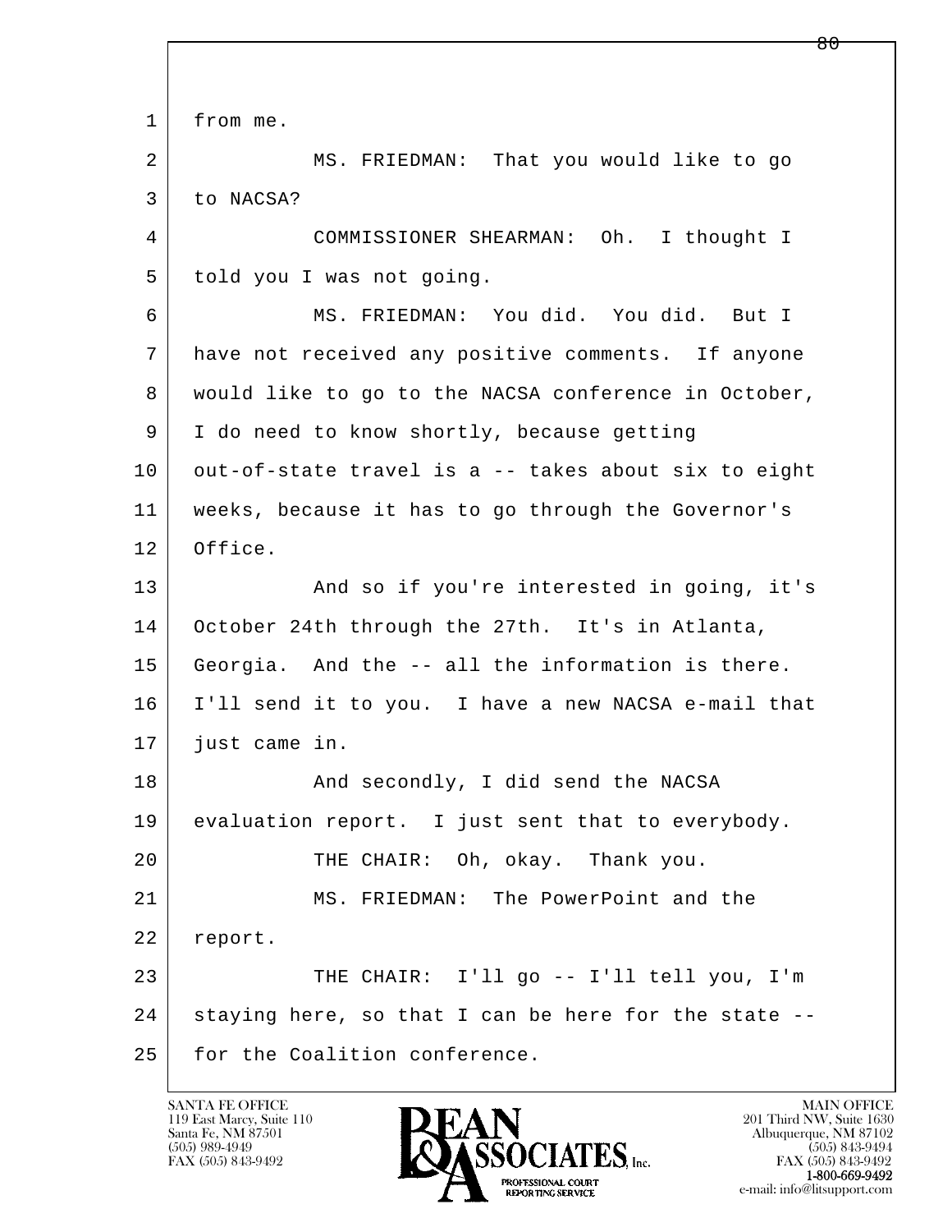1 from me.

2 MS. FRIEDMAN: That you would like to go

3 to NACSA?

4 COMMISSIONER SHEARMAN: Oh. I thought I

5 told you I was not going.

6 MS. FRIEDMAN: You did. You did. But I

7 have not received any positive comments. If anyone

8 would like to go to the NACSA conference in October,

9 I do need to know shortly, because getting

10 out-of-state travel is a -- takes about six to eight

11 weeks, because it has to go through the Governor's

12 Office.

13 And so if you're interested in going, it's

14 October 24th through the 27th. It's in Atlanta,

15 Georgia. And the -- all the information is there.

16 I'll send it to you. I have a new NACSA e-mail that

17 just came in.

18 And secondly, I did send the NACSA

19 evaluation report. I just sent that to everybody.

20 THE CHAIR: Oh, okay. Thank you.

21 MS. FRIEDMAN: The PowerPoint and the

22 report.

23 THE CHAIR: I'll go -- I'll tell you, I'm

24 staying here, so that I can be here for the state --

25 for the Coalition conference.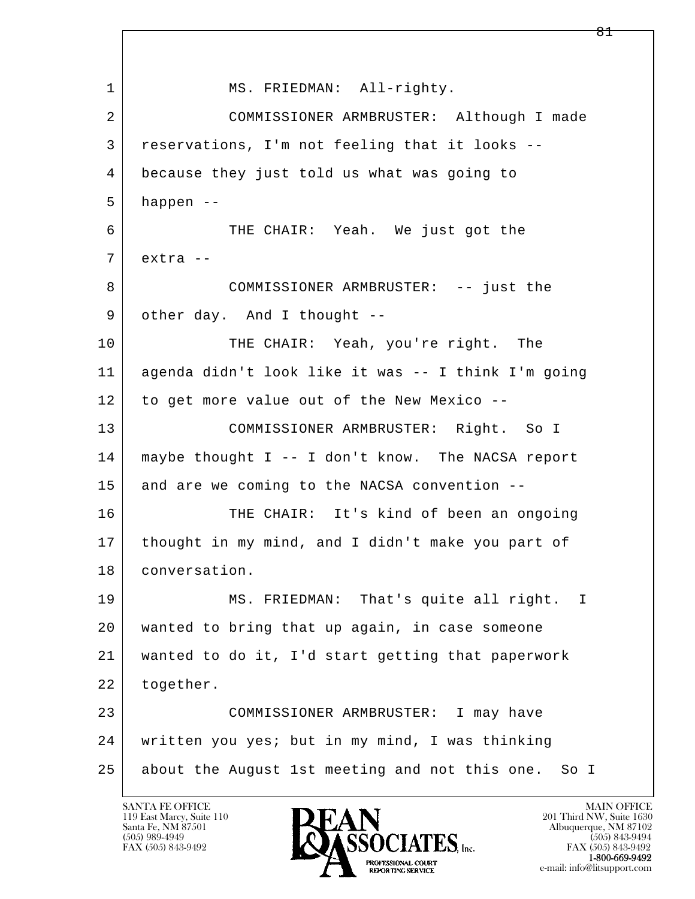1 MS. FRIEDMAN: All-righty.

2 COMMISSIONER ARMBRUSTER: Although I made
3 reservations, I'm not feeling that it looks --
4 because they just told us what was going to
5 happen --

6 THE CHAIR: Yeah. We just got the
7 extra --

8 COMMISSIONER ARMBRUSTER: -- just the
9 other day. And I thought --

10 THE CHAIR: Yeah, you're right. The
11 agenda didn't look like it was -- I think I'm going
12 to get more value out of the New Mexico --

13 COMMISSIONER ARMBRUSTER: Right. So I
14 maybe thought I -- I don't know. The NACSA report
15 and are we coming to the NACSA convention --

16 THE CHAIR: It's kind of been an ongoing
17 thought in my mind, and I didn't make you part of
18 conversation.

19 MS. FRIEDMAN: That's quite all right. I
20 wanted to bring that up again, in case someone
21 wanted to do it, I'd start getting that paperwork
22 together.

23 COMMISSIONER ARMBRUSTER: I may have
24 written you yes; but in my mind, I was thinking
25 about the August 1st meeting and not this one. So I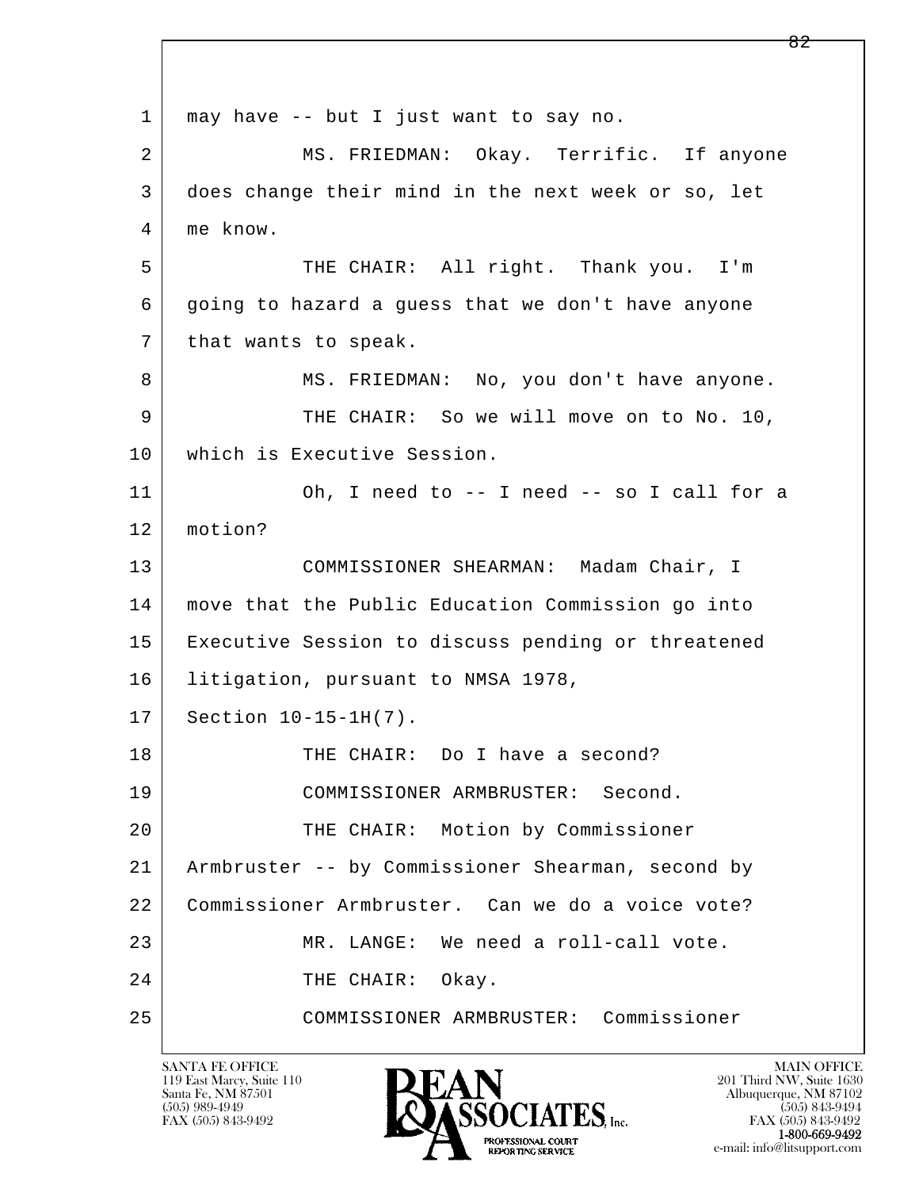1 may have -- but I just want to say no.

2 MS. FRIEDMAN: Okay. Terrific. If anyone

3 does change their mind in the next week or so, let

4 me know.

5 THE CHAIR: All right. Thank you. I'm

6 going to hazard a guess that we don't have anyone

7 that wants to speak.

8 MS. FRIEDMAN: No, you don't have anyone.

9 THE CHAIR: So we will move on to No. 10,

10 which is Executive Session.

11 Oh, I need to -- I need -- so I call for a

12 motion?

13 COMMISSIONER SHEARMAN: Madam Chair, I

14 move that the Public Education Commission go into

15 Executive Session to discuss pending or threatened

16 litigation, pursuant to NMSA 1978,

17 Section 10-15-1H(7).

18 THE CHAIR: Do I have a second?

19 COMMISSIONER ARMBRUSTER: Second.

20 THE CHAIR: Motion by Commissioner

21 Armbruster -- by Commissioner Shearman, second by

22 Commissioner Armbruster. Can we do a voice vote?

23 MR. LANGE: We need a roll-call vote.

24 THE CHAIR: Okay.

25 COMMISSIONER ARMBRUSTER: Commissioner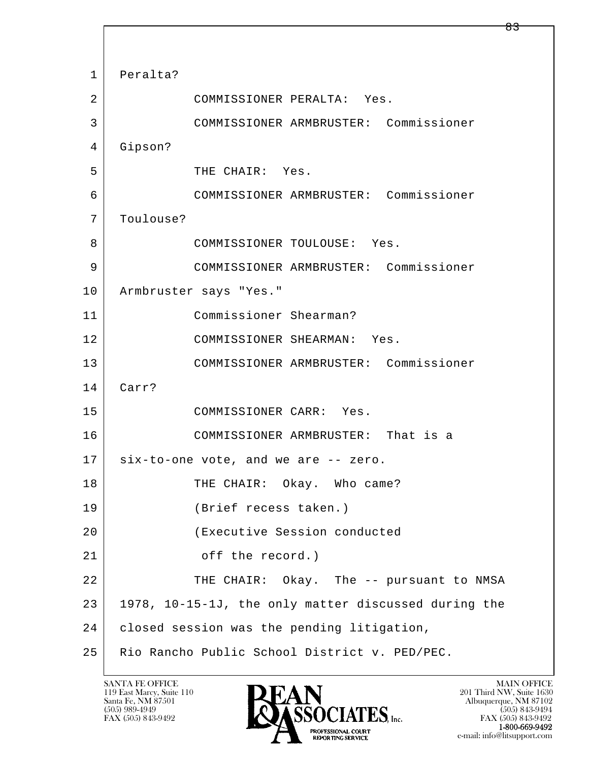1 Peralta?

2 COMMISSIONER PERALTA: Yes.

3 COMMISSIONER ARMBRUSTER: Commissioner

4 Gipson?

5 THE CHAIR: Yes.

6 COMMISSIONER ARMBRUSTER: Commissioner

7 Toulouse?

8 COMMISSIONER TOULOUSE: Yes.

9 COMMISSIONER ARMBRUSTER: Commissioner

10 Armbruster says "Yes."

11 Commissioner Shearman?

12 COMMISSIONER SHEARMAN: Yes.

13 COMMISSIONER ARMBRUSTER: Commissioner

14 Carr?

15 COMMISSIONER CARR: Yes.

16 COMMISSIONER ARMBRUSTER: That is a

17 six-to-one vote, and we are -- zero.

18 THE CHAIR: Okay. Who came?

19 (Brief recess taken.)

20 (Executive Session conducted

21 off the record.)

22 THE CHAIR: Okay. The -- pursuant to NMSA

23 1978, 10-15-1J, the only matter discussed during the

24 closed session was the pending litigation,

25 Rio Rancho Public School District v. PED/PEC.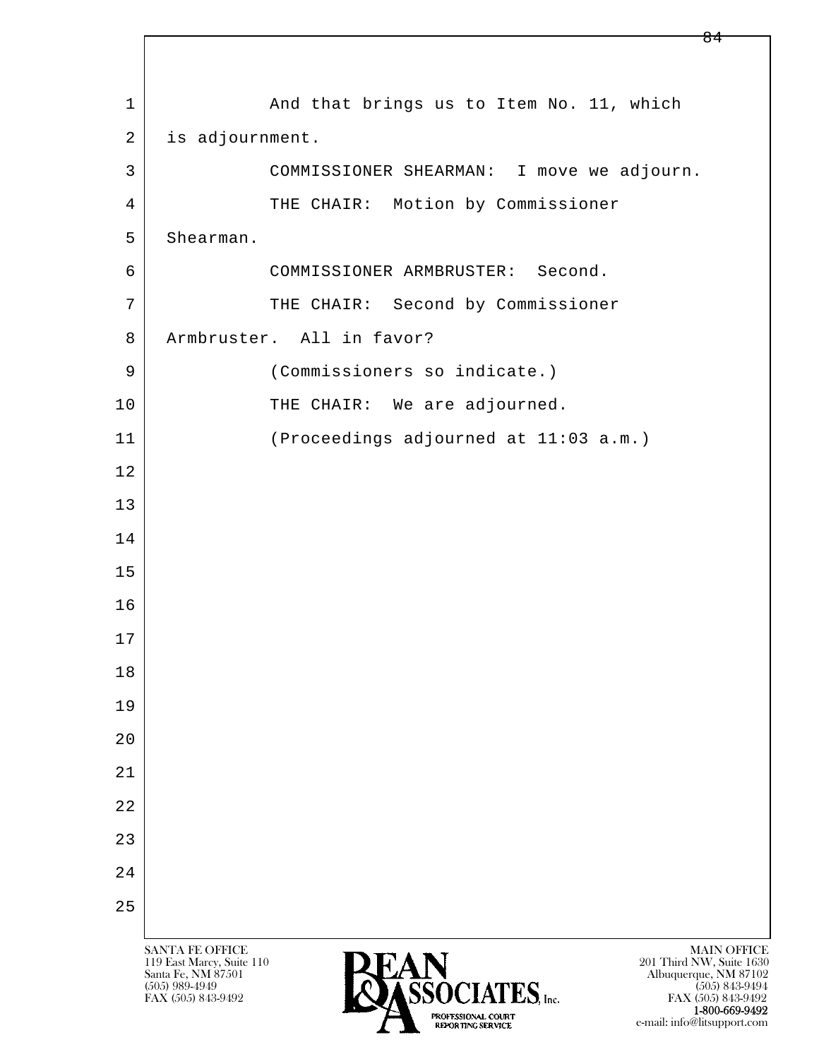And that brings us to Item No. 11, which is adjournment.

COMMISSIONER SHEARMAN: I move we adjourn.

THE CHAIR: Motion by Commissioner Shearman.

COMMISSIONER ARMBRUSTER: Second.

THE CHAIR: Second by Commissioner Armbruster. All in favor?

(Commissioners so indicate.)

THE CHAIR: We are adjourned.

(Proceedings adjourned at 11:03 a.m.)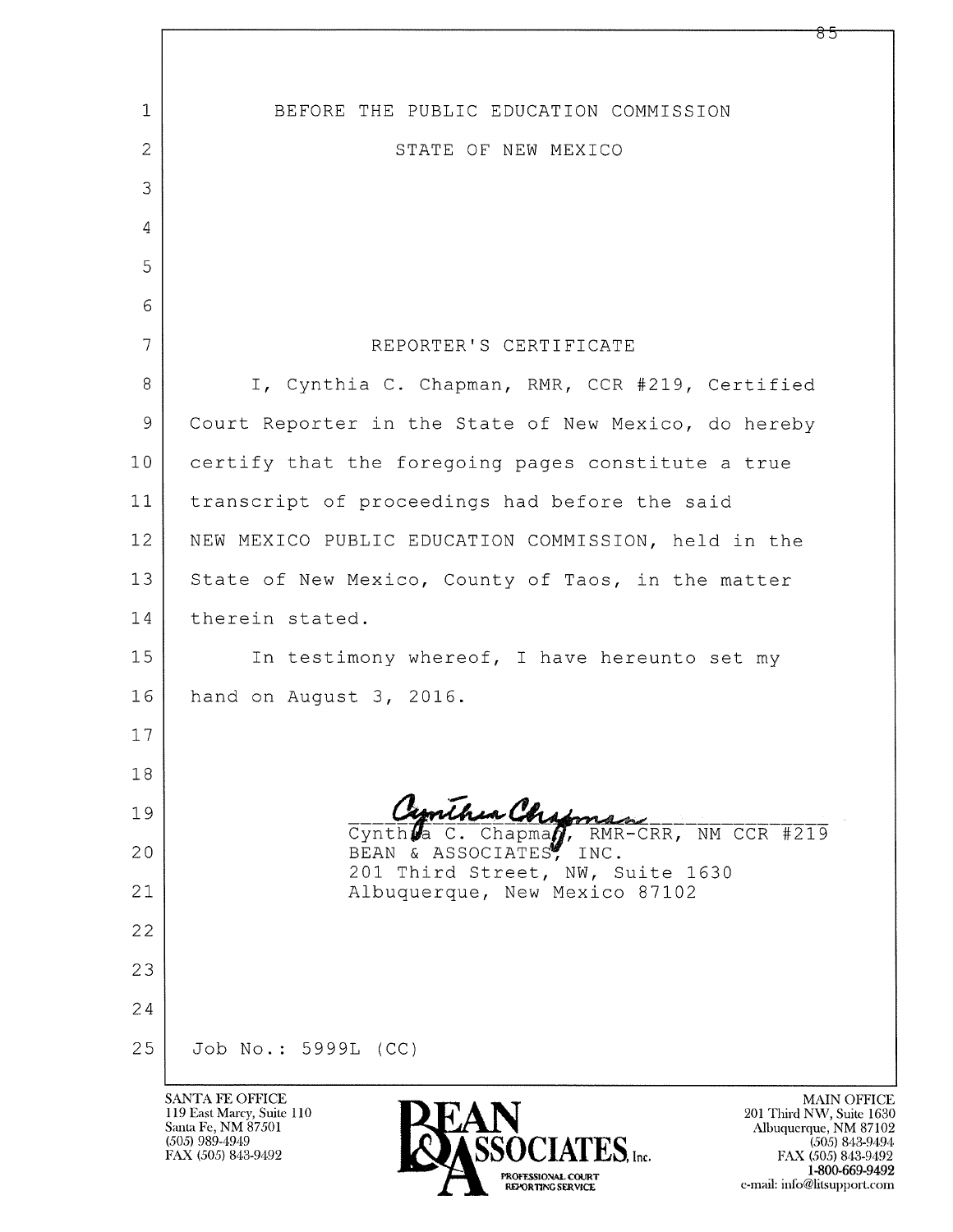BEFORE THE PUBLIC EDUCATION COMMISSION

STATE OF NEW MEXICO

REPORTER'S CERTIFICATE

I, Cynthia C. Chapman, RMR, CCR #219, Certified Court Reporter in the State of New Mexico, do hereby certify that the foregoing pages constitute a true transcript of proceedings had before the said NEW MEXICO PUBLIC EDUCATION COMMISSION, held in the State of New Mexico, County of Taos, in the matter therein stated.

In testimony whereof, I have hereunto set my hand on August 3, 2016.

Cynthia C. Chapman, RMR-CRR, NM CCR #219
BEAN & ASSOCIATES, INC.
201 Third Street, NW, Suite 1630
Albuquerque, New Mexico 87102

Job No.: 5999L (CC)

SANTA FE OFFICE
119 East Marcy, Suite 110
Santa Fe, NM 87501
(505) 989-4949
FAX (505) 843-9492

BEAN & ASSOCIATES, Inc.
PROFESSIONAL COURT REPORTING SERVICE

MAIN OFFICE
201 Third NW, Suite 1630
Albuquerque, NM 87102
(505) 843-9494
FAX (505) 843-9492
1-800-669-9492
e-mail: info@litsupport.com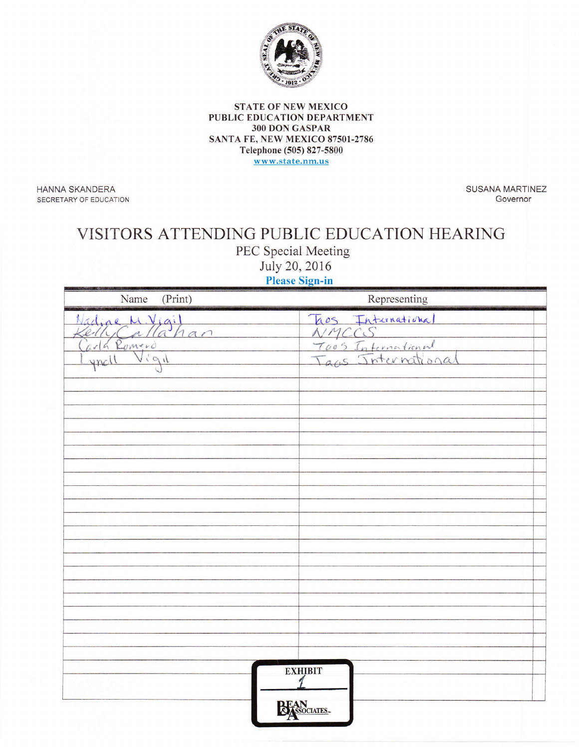STATE OF NEW MEXICO
PUBLIC EDUCATION DEPARTMENT
300 DON GASPAR
SANTA FE, NEW MEXICO 87501-2786
Telephone (505) 827-5800
www.state.nm.us

HANNA SKANDERA
SECRETARY OF EDUCATION

SUSANA MARTINEZ
Governor

# VISITORS ATTENDING PUBLIC EDUCATION HEARING

PEC Special Meeting
July 20, 2016
**Please Sign-in**

| Name (Print) | Representing |
|---|---|
| Nadine M. Vigil | Taos International |
| Kelly Callahan | NMCCS |
| Carla Romero | Taos International |
| Lynell Vigil | Taos International |
| | |
| | |
| | |
| | |
| | |
| | |
| | |
| | |
| | |
| | |
| | |
| | |
| | |
| | |
| | |
| | |
| | |
| | |
| | |
| | |
| | |
| | |
| | |

EXHIBIT
1
BEAN & ASSOCIATES